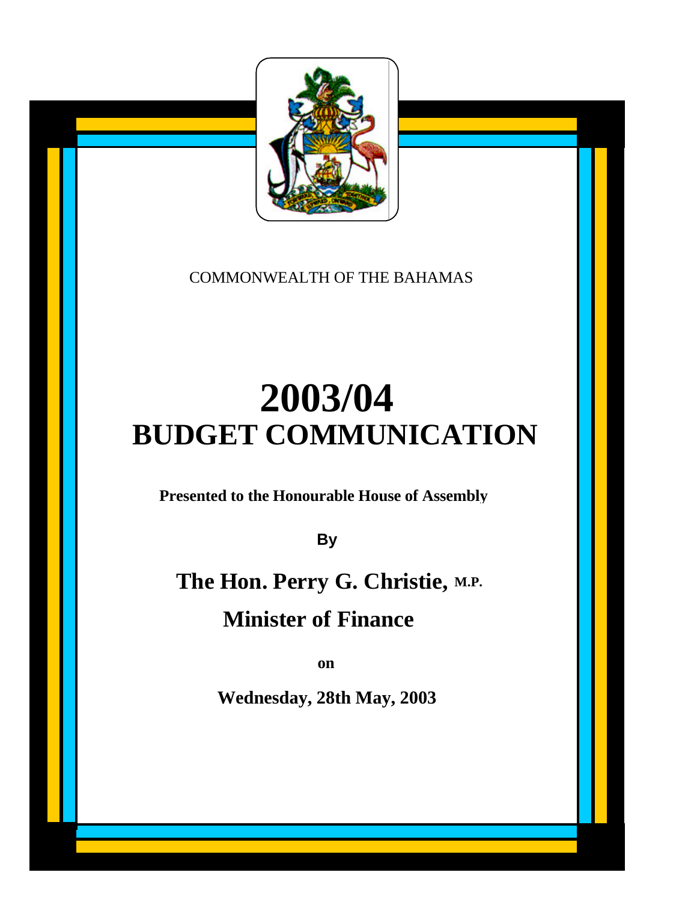COMMONWEALTH OF THE BAHAMAS

# 2003/04
# BUDGET COMMUNICATION

**Presented to the Honourable House of Assembly**

**By**

## The Hon. Perry G. Christie, M.P.

## Minister of Finance

**on**

**Wednesday, 28th May, 2003**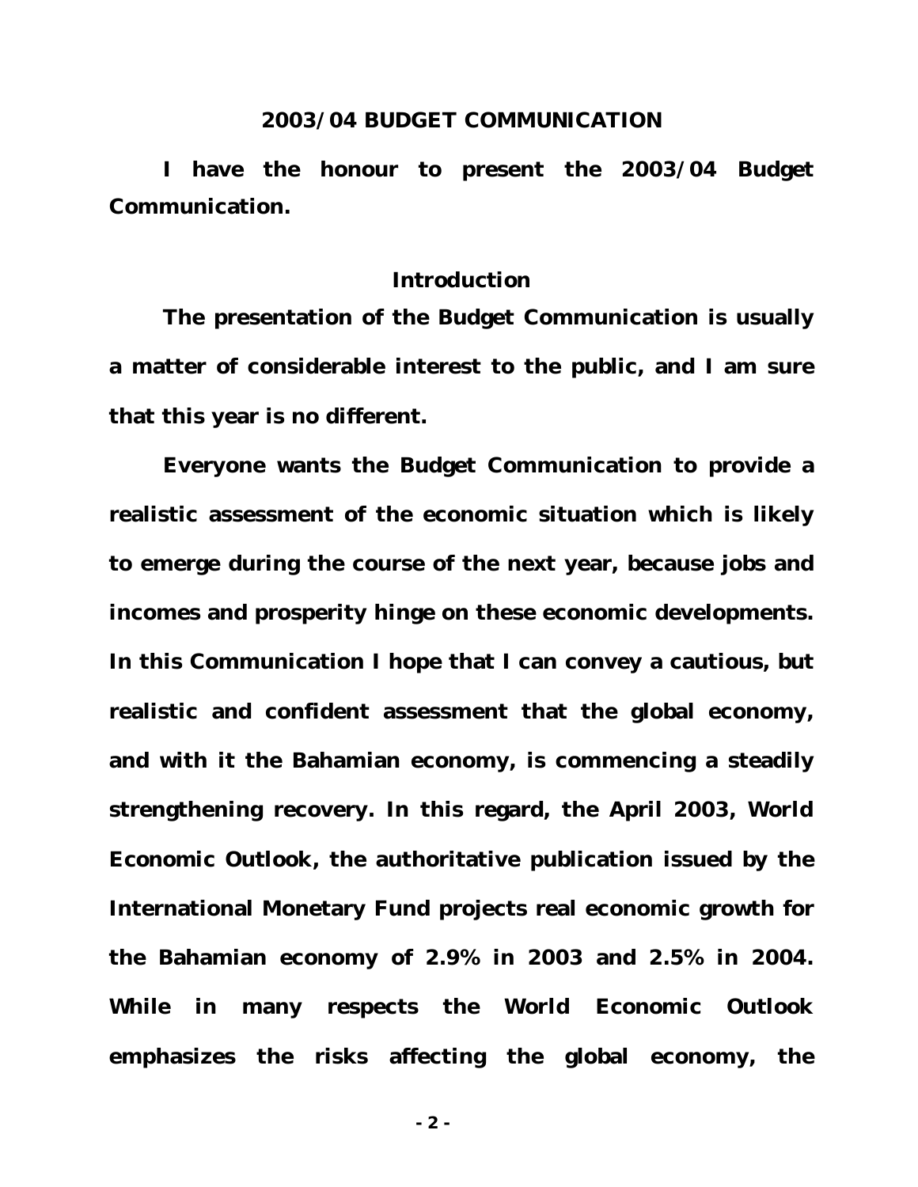# 2003/04 BUDGET COMMUNICATION

**I have the honour to present the 2003/04 Budget Communication.**

## Introduction

**The presentation of the Budget Communication is usually a matter of considerable interest to the public, and I am sure that this year is no different.**

**Everyone wants the Budget Communication to provide a realistic assessment of the economic situation which is likely to emerge during the course of the next year, because jobs and incomes and prosperity hinge on these economic developments. In this Communication I hope that I can convey a cautious, but realistic and confident assessment that the global economy, and with it the Bahamian economy, is commencing a steadily strengthening recovery. In this regard, the April 2003, World Economic Outlook, the authoritative publication issued by the International Monetary Fund projects real economic growth for the Bahamian economy of 2.9% in 2003 and 2.5% in 2004. While in many respects the World Economic Outlook emphasizes the risks affecting the global economy, the**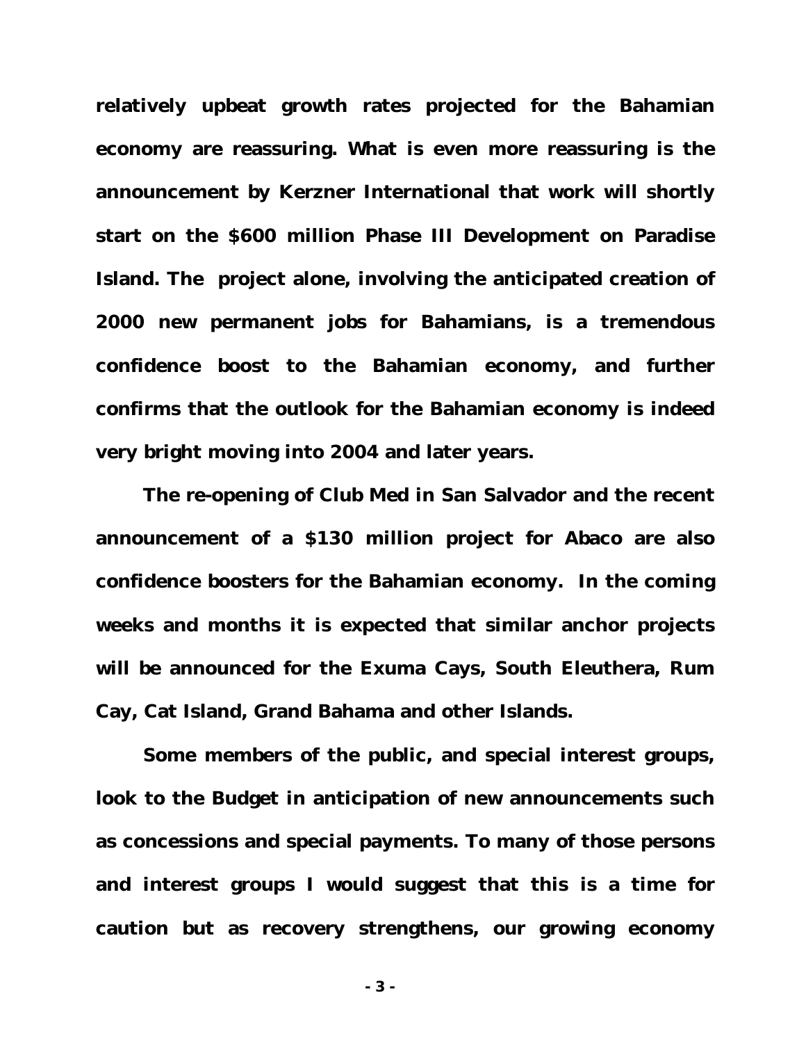**relatively upbeat growth rates projected for the Bahamian economy are reassuring. What is even more reassuring is the announcement by Kerzner International that work will shortly start on the $600 million Phase III Development on Paradise Island. The project alone, involving the anticipated creation of 2000 new permanent jobs for Bahamians, is a tremendous confidence boost to the Bahamian economy, and further confirms that the outlook for the Bahamian economy is indeed very bright moving into 2004 and later years.**

**The re-opening of Club Med in San Salvador and the recent announcement of a $130 million project for Abaco are also confidence boosters for the Bahamian economy. In the coming weeks and months it is expected that similar anchor projects will be announced for the Exuma Cays, South Eleuthera, Rum Cay, Cat Island, Grand Bahama and other Islands.**

**Some members of the public, and special interest groups, look to the Budget in anticipation of new announcements such as concessions and special payments. To many of those persons and interest groups I would suggest that this is a time for caution but as recovery strengthens, our growing economy**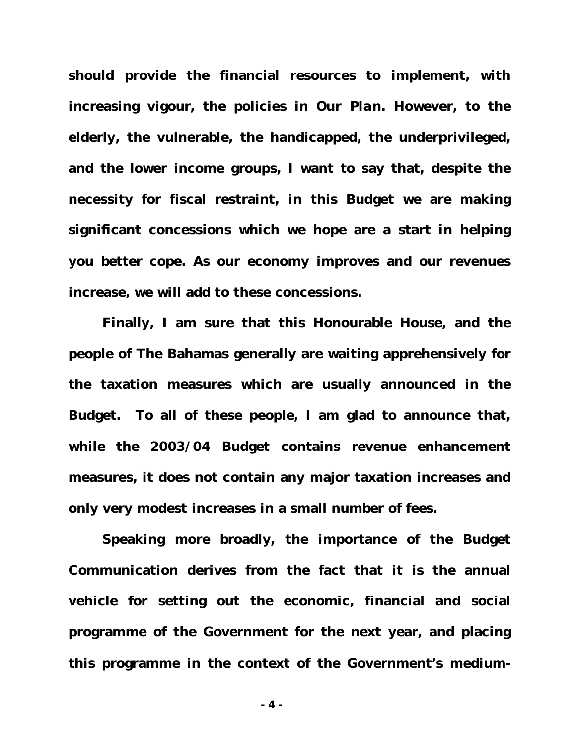**should provide the financial resources to implement, with increasing vigour, the policies in *Our Plan*. However, to the elderly, the vulnerable, the handicapped, the underprivileged, and the lower income groups, I want to say that, despite the necessity for fiscal restraint, in this Budget we are making significant concessions which we hope are a start in helping you better cope. As our economy improves and our revenues increase, we will add to these concessions.**

**Finally, I am sure that this Honourable House, and the people of The Bahamas generally are waiting apprehensively for the taxation measures which are usually announced in the Budget. To all of these people, I am glad to announce that, while the 2003/04 Budget contains revenue enhancement measures, it does not contain any major taxation increases and only very modest increases in a small number of fees.**

**Speaking more broadly, the importance of the Budget Communication derives from the fact that it is the annual vehicle for setting out the economic, financial and social programme of the Government for the next year, and placing this programme in the context of the Government's medium-**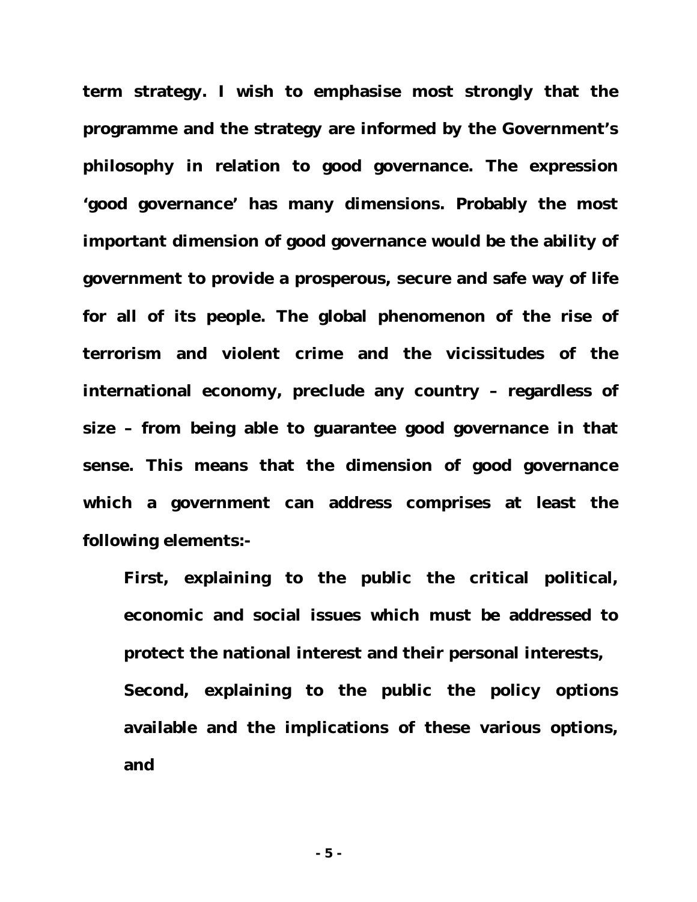**term strategy. I wish to emphasise most strongly that the programme and the strategy are informed by the Government's philosophy in relation to good governance. The expression 'good governance' has many dimensions. Probably the most important dimension of good governance would be the ability of government to provide a prosperous, secure and safe way of life for all of its people. The global phenomenon of the rise of terrorism and violent crime and the vicissitudes of the international economy, preclude any country – regardless of size – from being able to guarantee good governance in that sense. This means that the dimension of good governance which a government can address comprises at least the following elements:-**

> **First, explaining to the public the critical political, economic and social issues which must be addressed to protect the national interest and their personal interests,**
>
> **Second, explaining to the public the policy options available and the implications of these various options, and**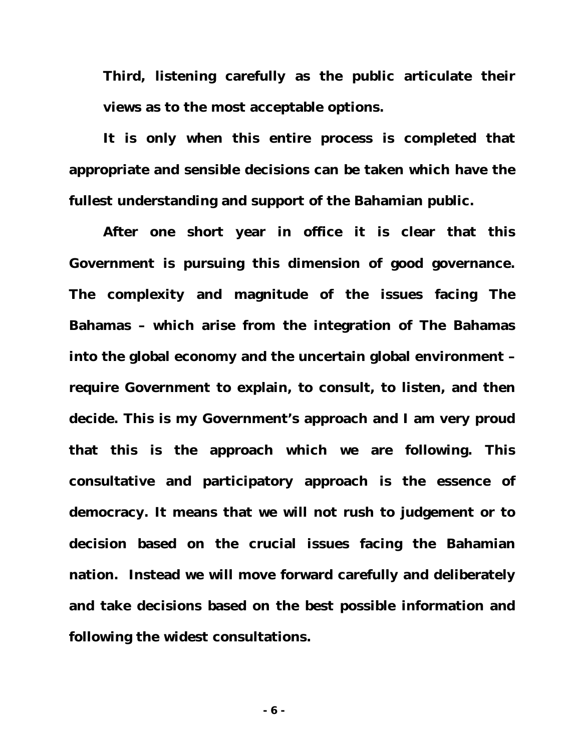**Third, listening carefully as the public articulate their views as to the most acceptable options.**

**It is only when this entire process is completed that appropriate and sensible decisions can be taken which have the fullest understanding and support of the Bahamian public.**

**After one short year in office it is clear that this Government is pursuing this dimension of good governance. The complexity and magnitude of the issues facing The Bahamas – which arise from the integration of The Bahamas into the global economy and the uncertain global environment – require Government to explain, to consult, to listen, and then decide. This is my Government's approach and I am very proud that this is the approach which we are following. This consultative and participatory approach is the essence of democracy. It means that we will not rush to judgement or to decision based on the crucial issues facing the Bahamian nation. Instead we will move forward carefully and deliberately and take decisions based on the best possible information and following the widest consultations.**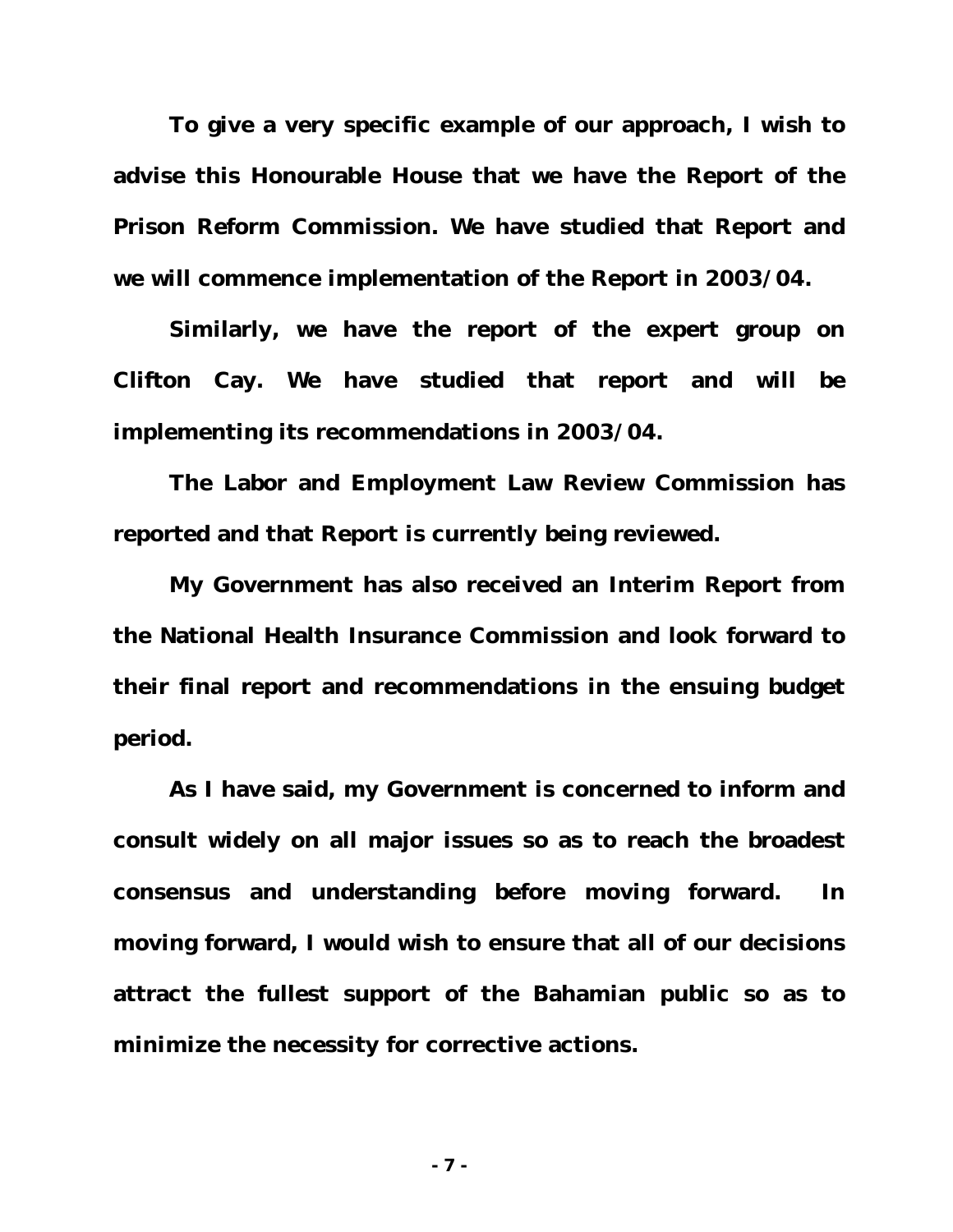**To give a very specific example of our approach, I wish to advise this Honourable House that we have the Report of the Prison Reform Commission. We have studied that Report and we will commence implementation of the Report in 2003/04.**

**Similarly, we have the report of the expert group on Clifton Cay. We have studied that report and will be implementing its recommendations in 2003/04.**

**The Labor and Employment Law Review Commission has reported and that Report is currently being reviewed.**

**My Government has also received an Interim Report from the National Health Insurance Commission and look forward to their final report and recommendations in the ensuing budget period.**

**As I have said, my Government is concerned to inform and consult widely on all major issues so as to reach the broadest consensus and understanding before moving forward. In moving forward, I would wish to ensure that all of our decisions attract the fullest support of the Bahamian public so as to minimize the necessity for corrective actions.**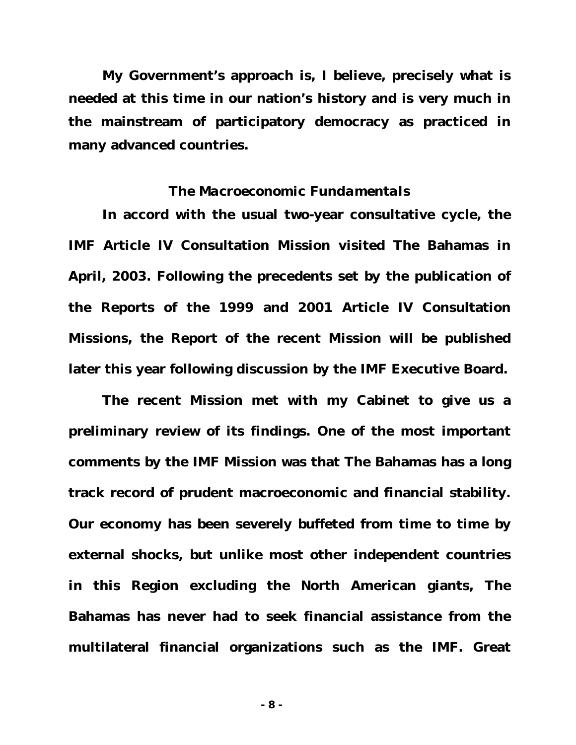**My Government's approach is, I believe, precisely what is needed at this time in our nation's history and is very much in the mainstream of participatory democracy as practiced in many advanced countries.**

## *The Macroeconomic Fundamentals*

**In accord with the usual two-year consultative cycle, the IMF Article IV Consultation Mission visited The Bahamas in April, 2003. Following the precedents set by the publication of the Reports of the 1999 and 2001 Article IV Consultation Missions, the Report of the recent Mission will be published later this year following discussion by the IMF Executive Board.**

**The recent Mission met with my Cabinet to give us a preliminary review of its findings. One of the most important comments by the IMF Mission was that The Bahamas has a long track record of prudent macroeconomic and financial stability. Our economy has been severely buffeted from time to time by external shocks, but unlike most other independent countries in this Region excluding the North American giants, The Bahamas has never had to seek financial assistance from the multilateral financial organizations such as the IMF. Great**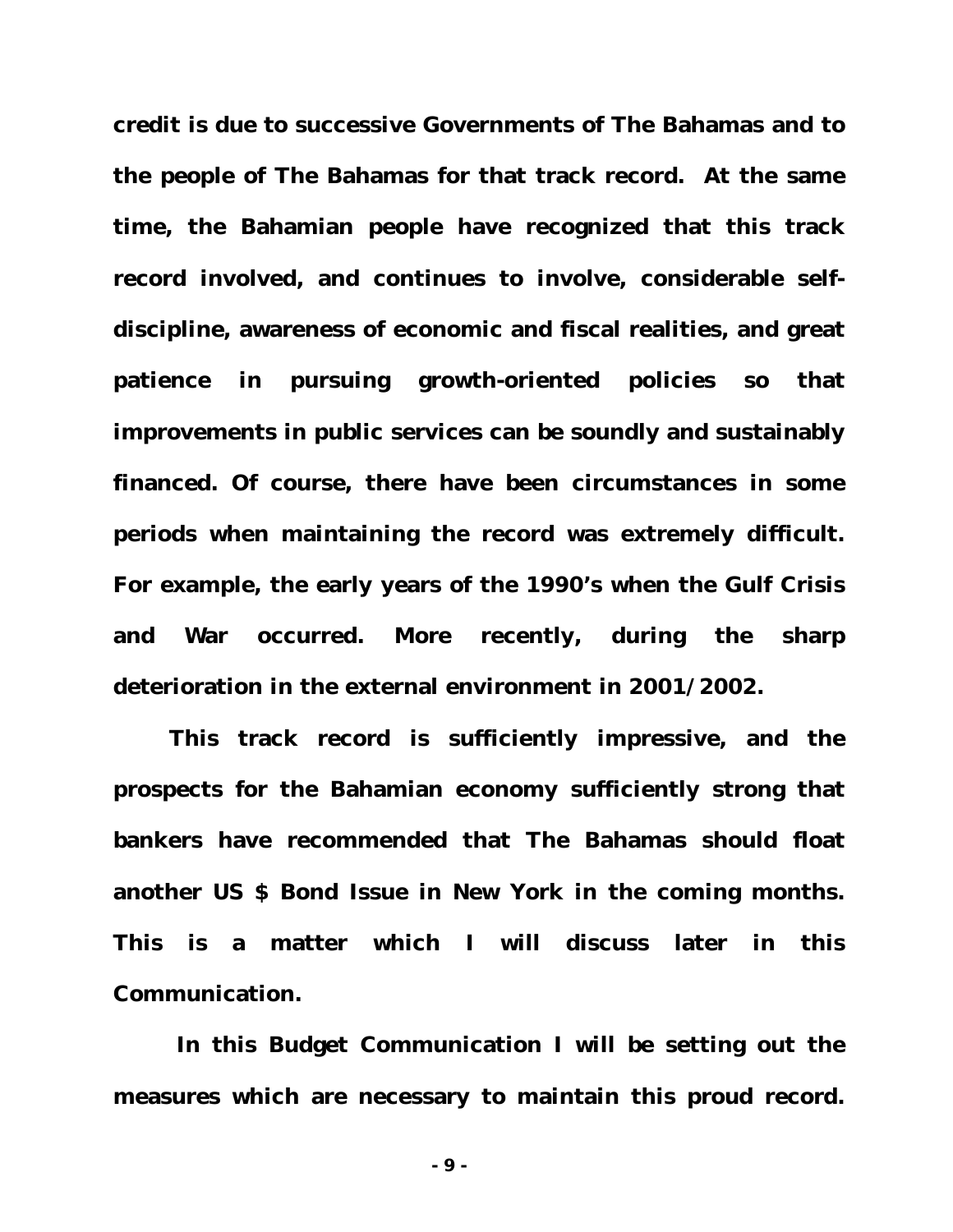**credit is due to successive Governments of The Bahamas and to the people of The Bahamas for that track record. At the same time, the Bahamian people have recognized that this track record involved, and continues to involve, considerable self-discipline, awareness of economic and fiscal realities, and great patience in pursuing growth-oriented policies so that improvements in public services can be soundly and sustainably financed. Of course, there have been circumstances in some periods when maintaining the record was extremely difficult. For example, the early years of the 1990's when the Gulf Crisis and War occurred. More recently, during the sharp deterioration in the external environment in 2001/2002.**

**This track record is sufficiently impressive, and the prospects for the Bahamian economy sufficiently strong that bankers have recommended that The Bahamas should float another US $ Bond Issue in New York in the coming months. This is a matter which I will discuss later in this Communication.**

**In this Budget Communication I will be setting out the measures which are necessary to maintain this proud record.**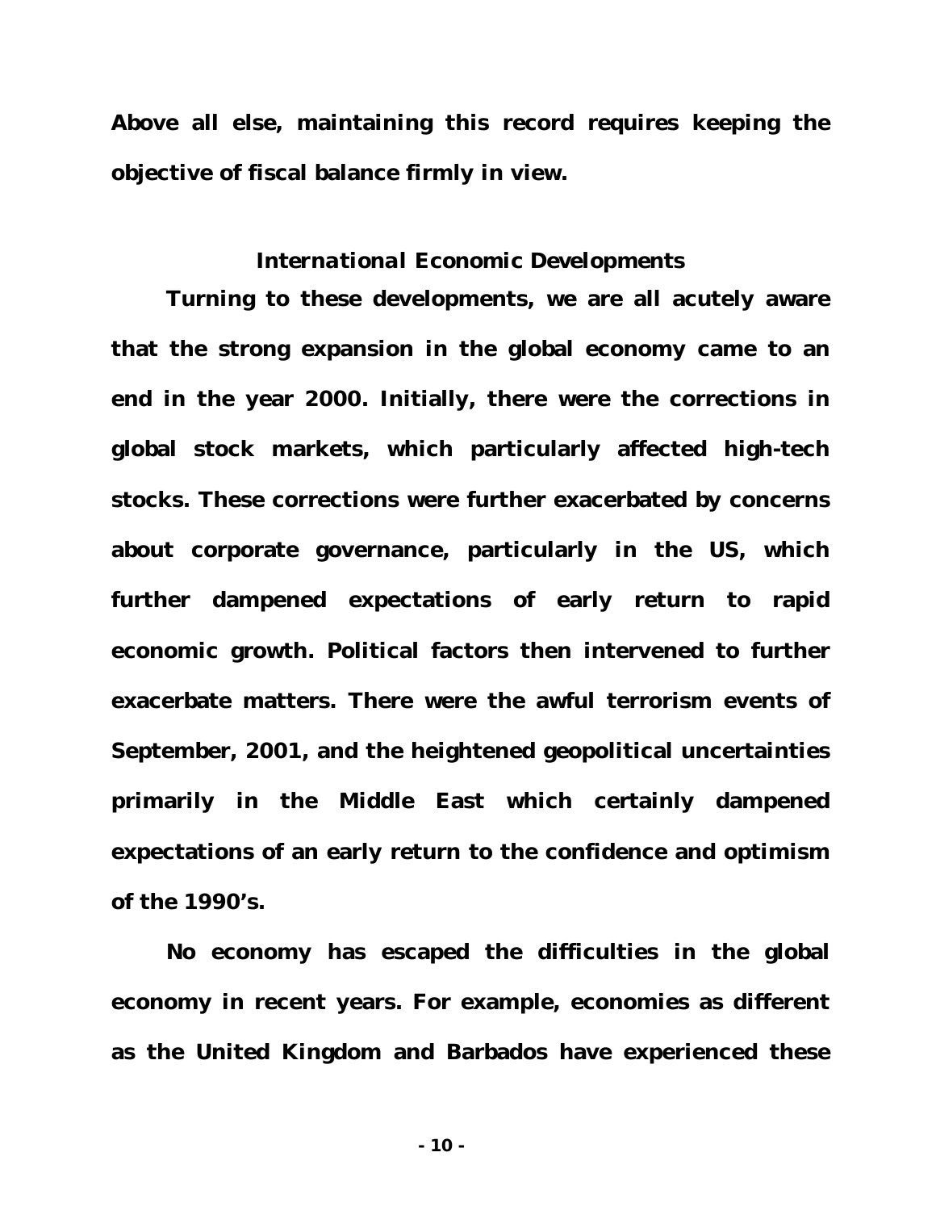**Above all else, maintaining this record requires keeping the objective of fiscal balance firmly in view.**

## ***International Economic Developments***

**Turning to these developments, we are all acutely aware that the strong expansion in the global economy came to an end in the year 2000. Initially, there were the corrections in global stock markets, which particularly affected high-tech stocks. These corrections were further exacerbated by concerns about corporate governance, particularly in the US, which further dampened expectations of early return to rapid economic growth. Political factors then intervened to further exacerbate matters. There were the awful terrorism events of September, 2001, and the heightened geopolitical uncertainties primarily in the Middle East which certainly dampened expectations of an early return to the confidence and optimism of the 1990's.**

**No economy has escaped the difficulties in the global economy in recent years. For example, economies as different as the United Kingdom and Barbados have experienced these**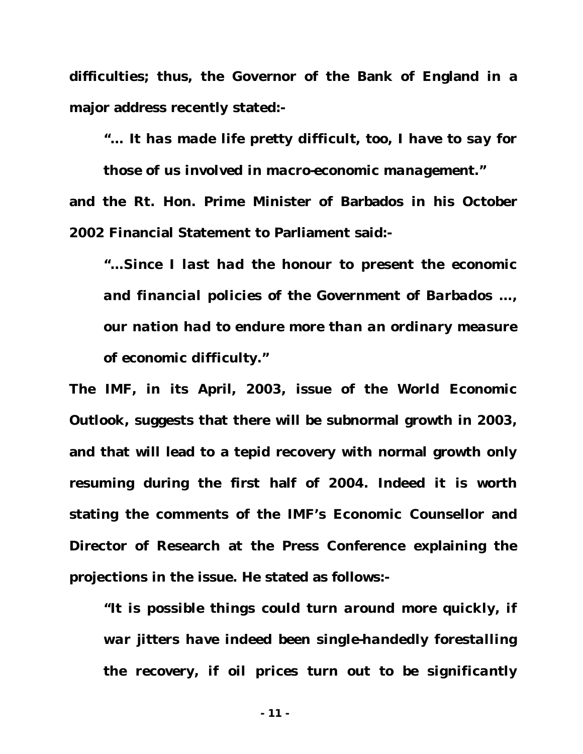**difficulties; thus, the Governor of the Bank of England in a major address recently stated:-**

> ***"… It has made life pretty difficult, too, I have to say for those of us involved in macro-economic management."***

**and the Rt. Hon. Prime Minister of Barbados in his October 2002 Financial Statement to Parliament said:-**

> ***"…Since I last had the honour to present the economic and financial policies of the Government of Barbados …, our nation had to endure more than an ordinary measure of economic difficulty."***

**The IMF, in its April, 2003, issue of the World Economic Outlook, suggests that there will be subnormal growth in 2003, and that will lead to a tepid recovery with normal growth only resuming during the first half of 2004. Indeed it is worth stating the comments of the IMF's Economic Counsellor and Director of Research at the Press Conference explaining the projections in the issue. He stated as follows:-**

> ***"It is possible things could turn around more quickly, if war jitters have indeed been single-handedly forestalling the recovery, if oil prices turn out to be significantly***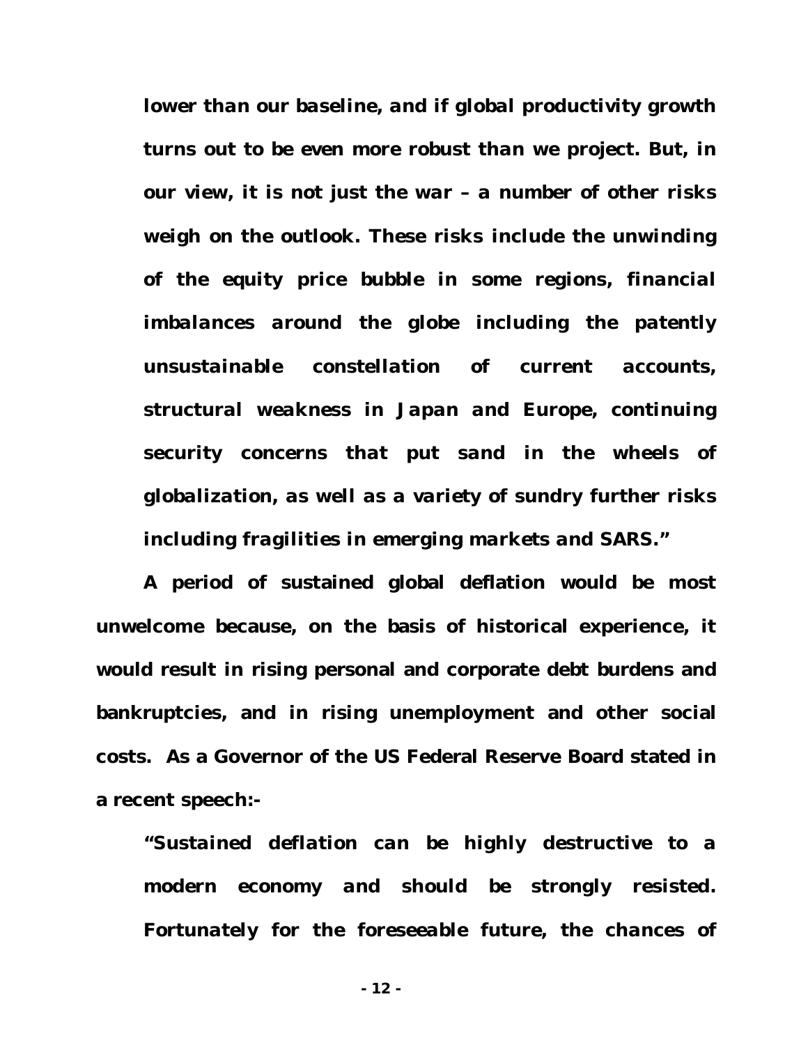**lower than our baseline, and if global productivity growth turns out to be even more robust than we project. But, in our view, it is not just the war – a number of other risks weigh on the outlook. These risks include the unwinding of the equity price bubble in some regions, financial imbalances around the globe including the patently unsustainable constellation of current accounts, structural weakness in Japan and Europe, continuing security concerns that put sand in the wheels of globalization, as well as a variety of sundry further risks including fragilities in emerging markets and SARS."**

**A period of sustained global deflation would be most unwelcome because, on the basis of historical experience, it would result in rising personal and corporate debt burdens and bankruptcies, and in rising unemployment and other social costs. As a Governor of the US Federal Reserve Board stated in a recent speech:-**

**"Sustained deflation can be highly destructive to a modern economy and should be strongly resisted. Fortunately for the foreseeable future, the chances of**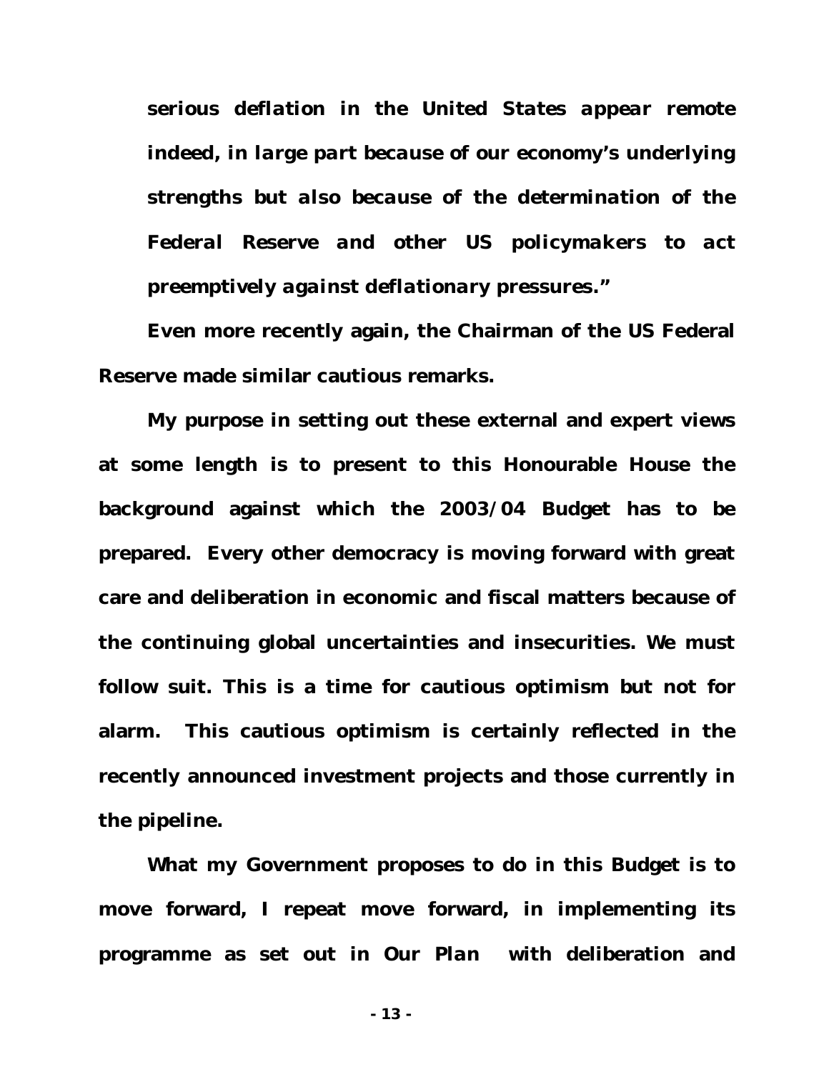***serious deflation in the United States appear remote indeed, in large part because of our economy's underlying strengths but also because of the determination of the Federal Reserve and other US policymakers to act preemptively against deflationary pressures."***

**Even more recently again, the Chairman of the US Federal Reserve made similar cautious remarks.**

**My purpose in setting out these external and expert views at some length is to present to this Honourable House the background against which the 2003/04 Budget has to be prepared. Every other democracy is moving forward with great care and deliberation in economic and fiscal matters because of the continuing global uncertainties and insecurities. We must follow suit. This is a time for cautious optimism but not for alarm. This cautious optimism is certainly reflected in the recently announced investment projects and those currently in the pipeline.**

**What my Government proposes to do in this Budget is to move forward, I repeat move forward, in implementing its programme as set out in *Our Plan* with deliberation and**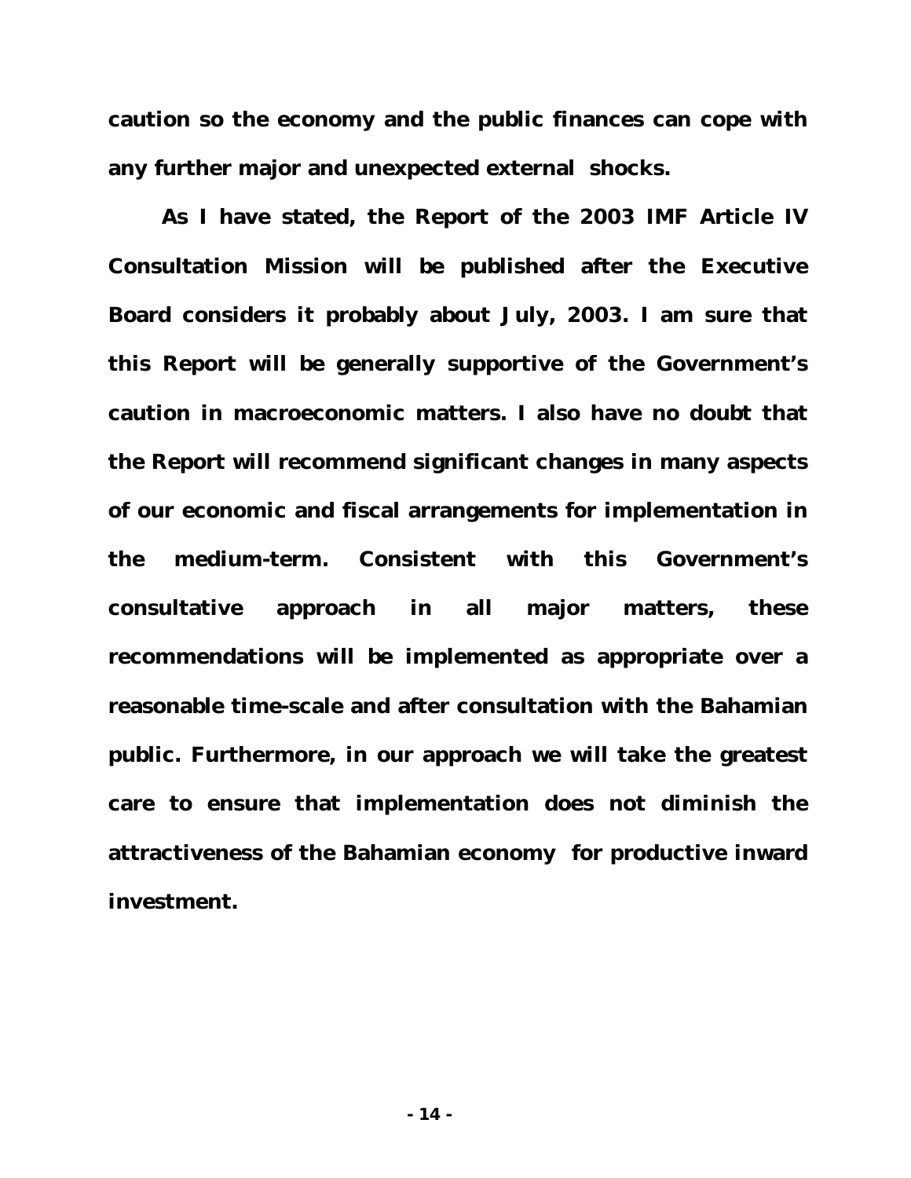**caution so the economy and the public finances can cope with any further major and unexpected external shocks.**

**As I have stated, the Report of the 2003 IMF Article IV Consultation Mission will be published after the Executive Board considers it probably about July, 2003. I am sure that this Report will be generally supportive of the Government's caution in macroeconomic matters. I also have no doubt that the Report will recommend significant changes in many aspects of our economic and fiscal arrangements for implementation in the medium-term. Consistent with this Government's consultative approach in all major matters, these recommendations will be implemented as appropriate over a reasonable time-scale and after consultation with the Bahamian public. Furthermore, in our approach we will take the greatest care to ensure that implementation does not diminish the attractiveness of the Bahamian economy for productive inward investment.**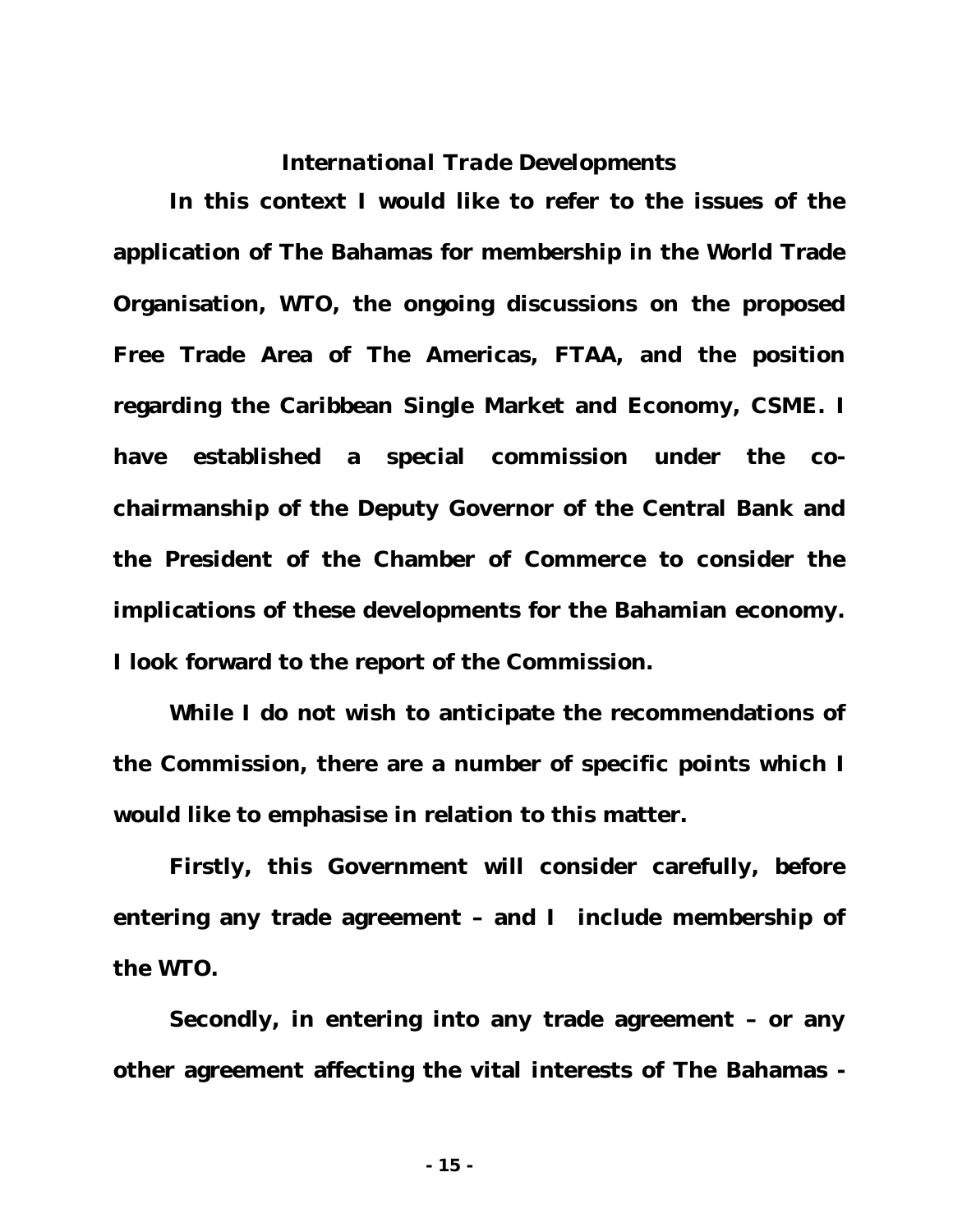### *International Trade Developments*

**In this context I would like to refer to the issues of the application of The Bahamas for membership in the World Trade Organisation, WTO, the ongoing discussions on the proposed Free Trade Area of The Americas, FTAA, and the position regarding the Caribbean Single Market and Economy, CSME. I have established a special commission under the co-chairmanship of the Deputy Governor of the Central Bank and the President of the Chamber of Commerce to consider the implications of these developments for the Bahamian economy. I look forward to the report of the Commission.**

**While I do not wish to anticipate the recommendations of the Commission, there are a number of specific points which I would like to emphasise in relation to this matter.**

**Firstly, this Government will consider carefully, before entering any trade agreement – and I include membership of the WTO.**

**Secondly, in entering into any trade agreement – or any other agreement affecting the vital interests of The Bahamas -**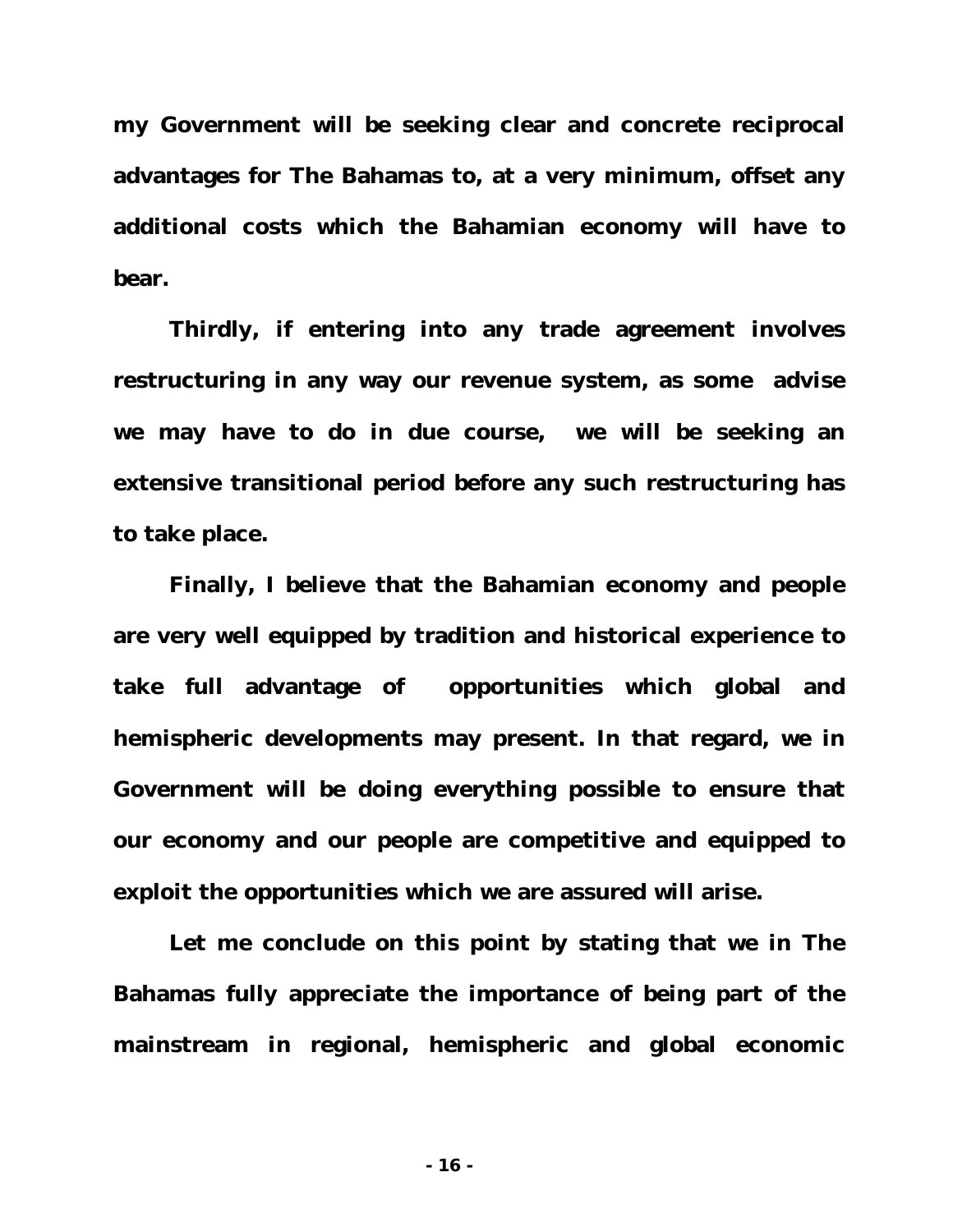**my Government will be seeking clear and concrete reciprocal advantages for The Bahamas to, at a very minimum, offset any additional costs which the Bahamian economy will have to bear.**

**Thirdly, if entering into any trade agreement involves restructuring in any way our revenue system, as some advise we may have to do in due course, we will be seeking an extensive transitional period before any such restructuring has to take place.**

**Finally, I believe that the Bahamian economy and people are very well equipped by tradition and historical experience to take full advantage of opportunities which global and hemispheric developments may present. In that regard, we in Government will be doing everything possible to ensure that our economy and our people are competitive and equipped to exploit the opportunities which we are assured will arise.**

**Let me conclude on this point by stating that we in The Bahamas fully appreciate the importance of being part of the mainstream in regional, hemispheric and global economic**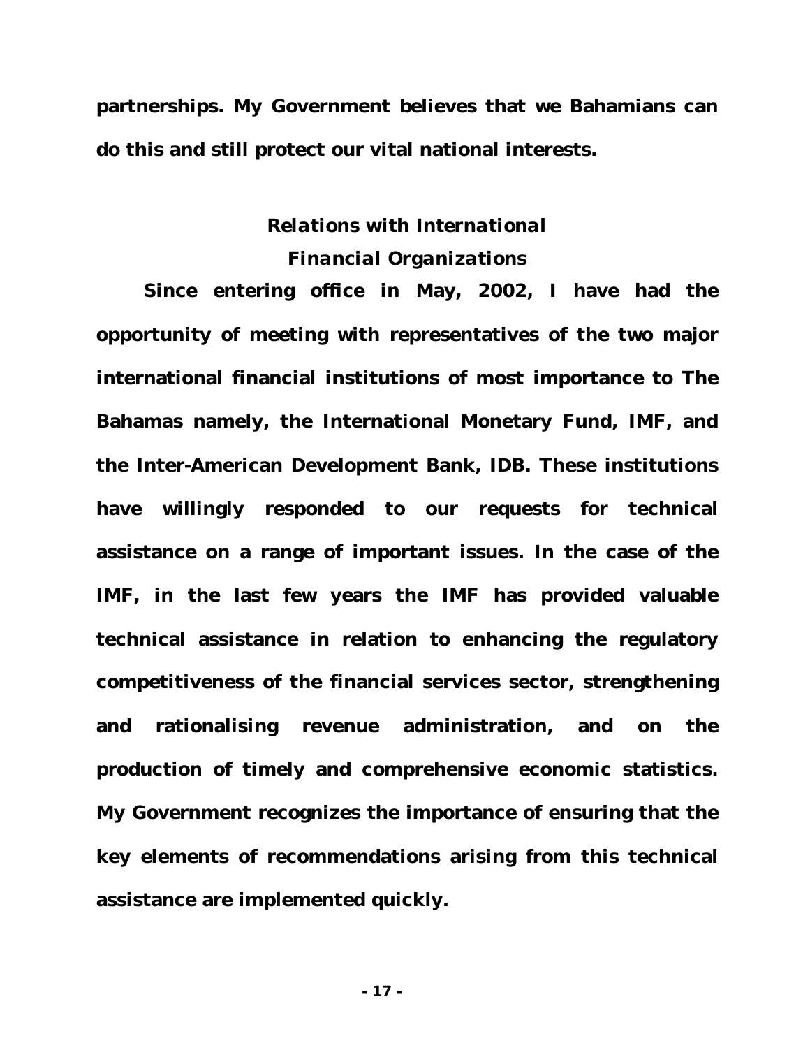**partnerships. My Government believes that we Bahamians can do this and still protect our vital national interests.**

## *Relations with International Financial Organizations*

**Since entering office in May, 2002, I have had the opportunity of meeting with representatives of the two major international financial institutions of most importance to The Bahamas namely, the International Monetary Fund, IMF, and the Inter-American Development Bank, IDB. These institutions have willingly responded to our requests for technical assistance on a range of important issues. In the case of the IMF, in the last few years the IMF has provided valuable technical assistance in relation to enhancing the regulatory competitiveness of the financial services sector, strengthening and rationalising revenue administration, and on the production of timely and comprehensive economic statistics. My Government recognizes the importance of ensuring that the key elements of recommendations arising from this technical assistance are implemented quickly.**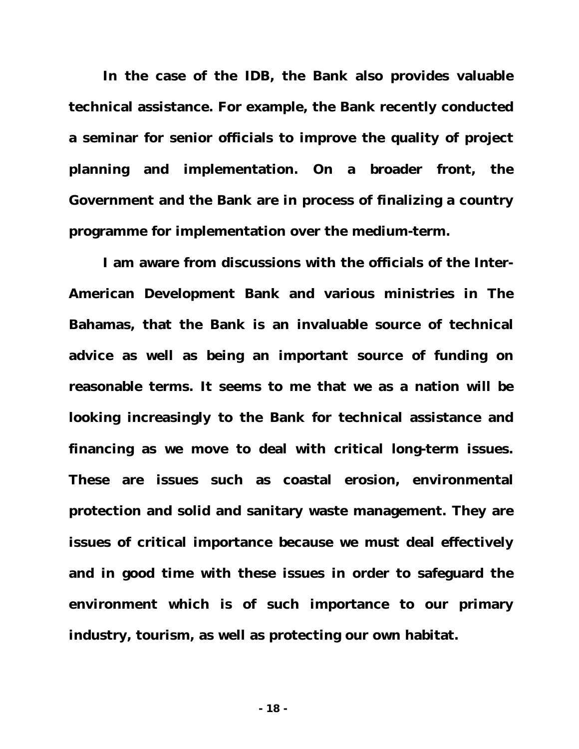**In the case of the IDB, the Bank also provides valuable technical assistance. For example, the Bank recently conducted a seminar for senior officials to improve the quality of project planning and implementation. On a broader front, the Government and the Bank are in process of finalizing a country programme for implementation over the medium-term.**

**I am aware from discussions with the officials of the Inter-American Development Bank and various ministries in The Bahamas, that the Bank is an invaluable source of technical advice as well as being an important source of funding on reasonable terms. It seems to me that we as a nation will be looking increasingly to the Bank for technical assistance and financing as we move to deal with critical long-term issues. These are issues such as coastal erosion, environmental protection and solid and sanitary waste management. They are issues of critical importance because we must deal effectively and in good time with these issues in order to safeguard the environment which is of such importance to our primary industry, tourism, as well as protecting our own habitat.**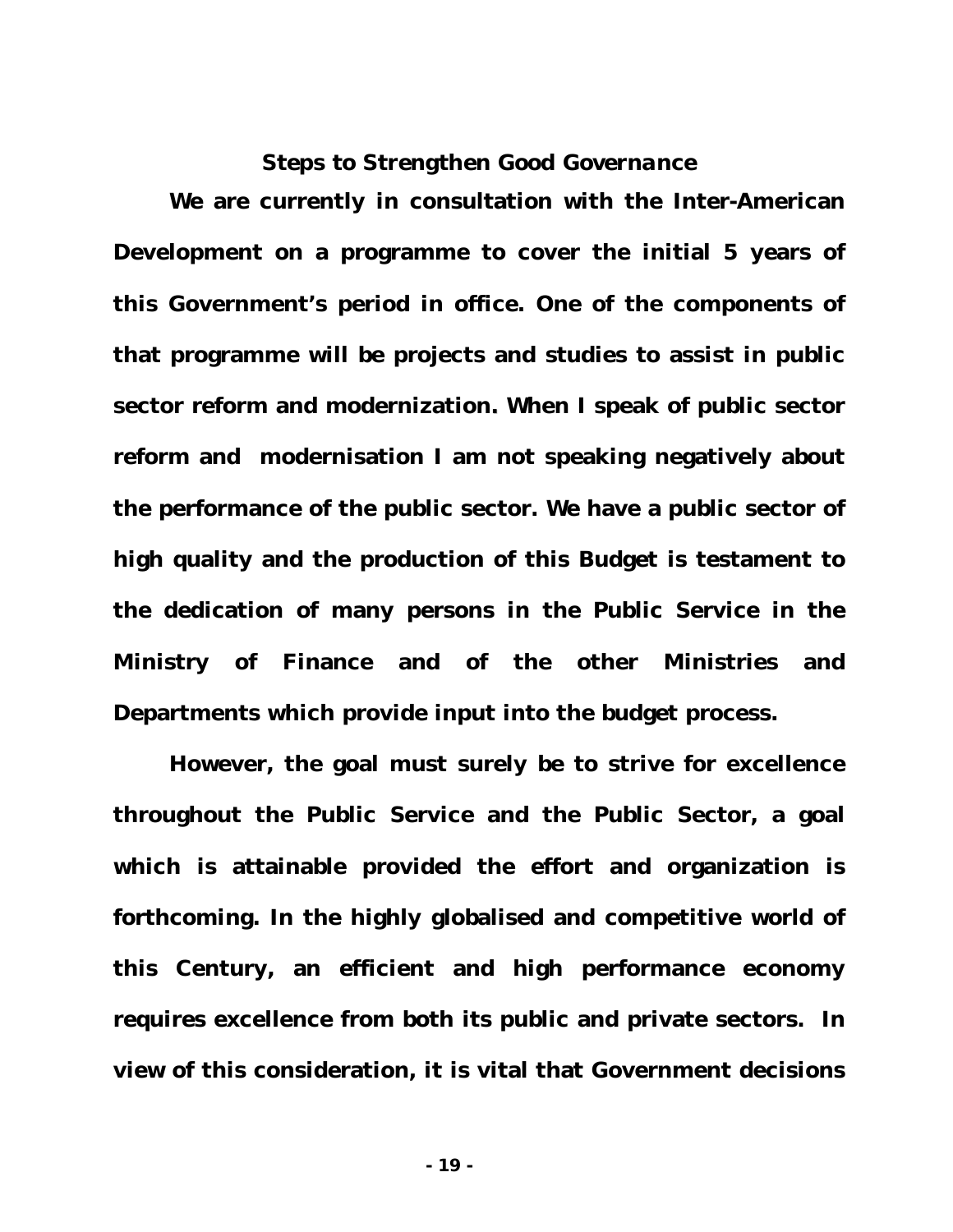## Steps to Strengthen Good Governance

**We are currently in consultation with the Inter-American Development on a programme to cover the initial 5 years of this Government's period in office. One of the components of that programme will be projects and studies to assist in public sector reform and modernization. When I speak of public sector reform and modernisation I am not speaking negatively about the performance of the public sector. We have a public sector of high quality and the production of this Budget is testament to the dedication of many persons in the Public Service in the Ministry of Finance and of the other Ministries and Departments which provide input into the budget process.**

**However, the goal must surely be to strive for excellence throughout the Public Service and the Public Sector, a goal which is attainable provided the effort and organization is forthcoming. In the highly globalised and competitive world of this Century, an efficient and high performance economy requires excellence from both its public and private sectors. In view of this consideration, it is vital that Government decisions**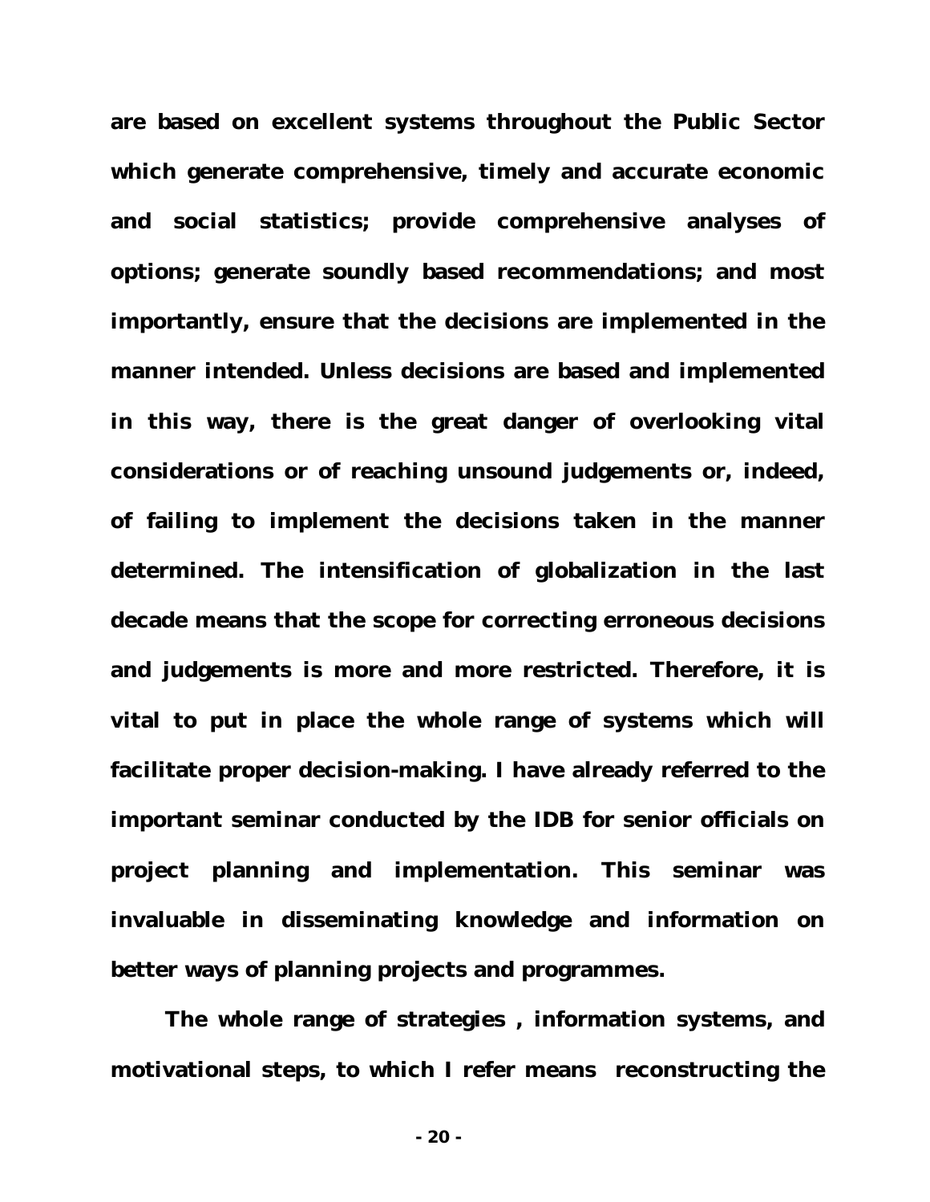**are based on excellent systems throughout the Public Sector which generate comprehensive, timely and accurate economic and social statistics; provide comprehensive analyses of options; generate soundly based recommendations; and most importantly, ensure that the decisions are implemented in the manner intended. Unless decisions are based and implemented in this way, there is the great danger of overlooking vital considerations or of reaching unsound judgements or, indeed, of failing to implement the decisions taken in the manner determined. The intensification of globalization in the last decade means that the scope for correcting erroneous decisions and judgements is more and more restricted. Therefore, it is vital to put in place the whole range of systems which will facilitate proper decision-making. I have already referred to the important seminar conducted by the IDB for senior officials on project planning and implementation. This seminar was invaluable in disseminating knowledge and information on better ways of planning projects and programmes.**

**The whole range of strategies , information systems, and motivational steps, to which I refer means reconstructing the**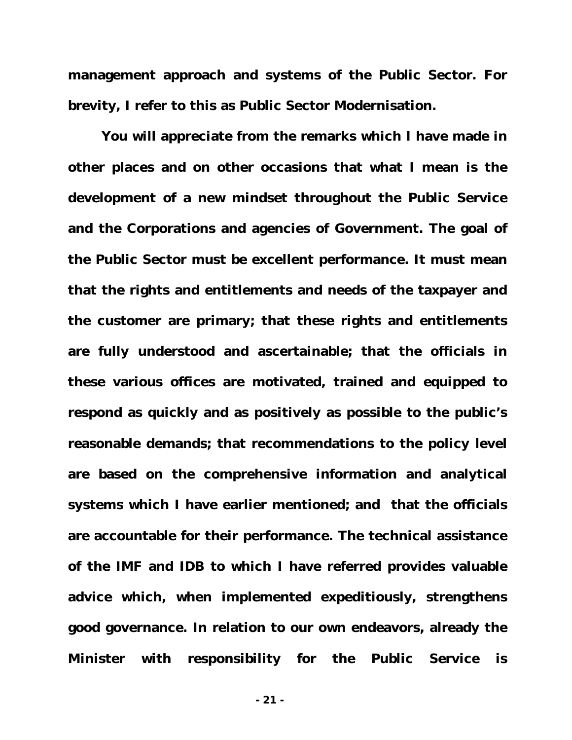**management approach and systems of the Public Sector. For brevity, I refer to this as Public Sector Modernisation.**

**You will appreciate from the remarks which I have made in other places and on other occasions that what I mean is the development of a new mindset throughout the Public Service and the Corporations and agencies of Government. The goal of the Public Sector must be excellent performance. It must mean that the rights and entitlements and needs of the taxpayer and the customer are primary; that these rights and entitlements are fully understood and ascertainable; that the officials in these various offices are motivated, trained and equipped to respond as quickly and as positively as possible to the public's reasonable demands; that recommendations to the policy level are based on the comprehensive information and analytical systems which I have earlier mentioned; and that the officials are accountable for their performance. The technical assistance of the IMF and IDB to which I have referred provides valuable advice which, when implemented expeditiously, strengthens good governance. In relation to our own endeavors, already the Minister with responsibility for the Public Service is**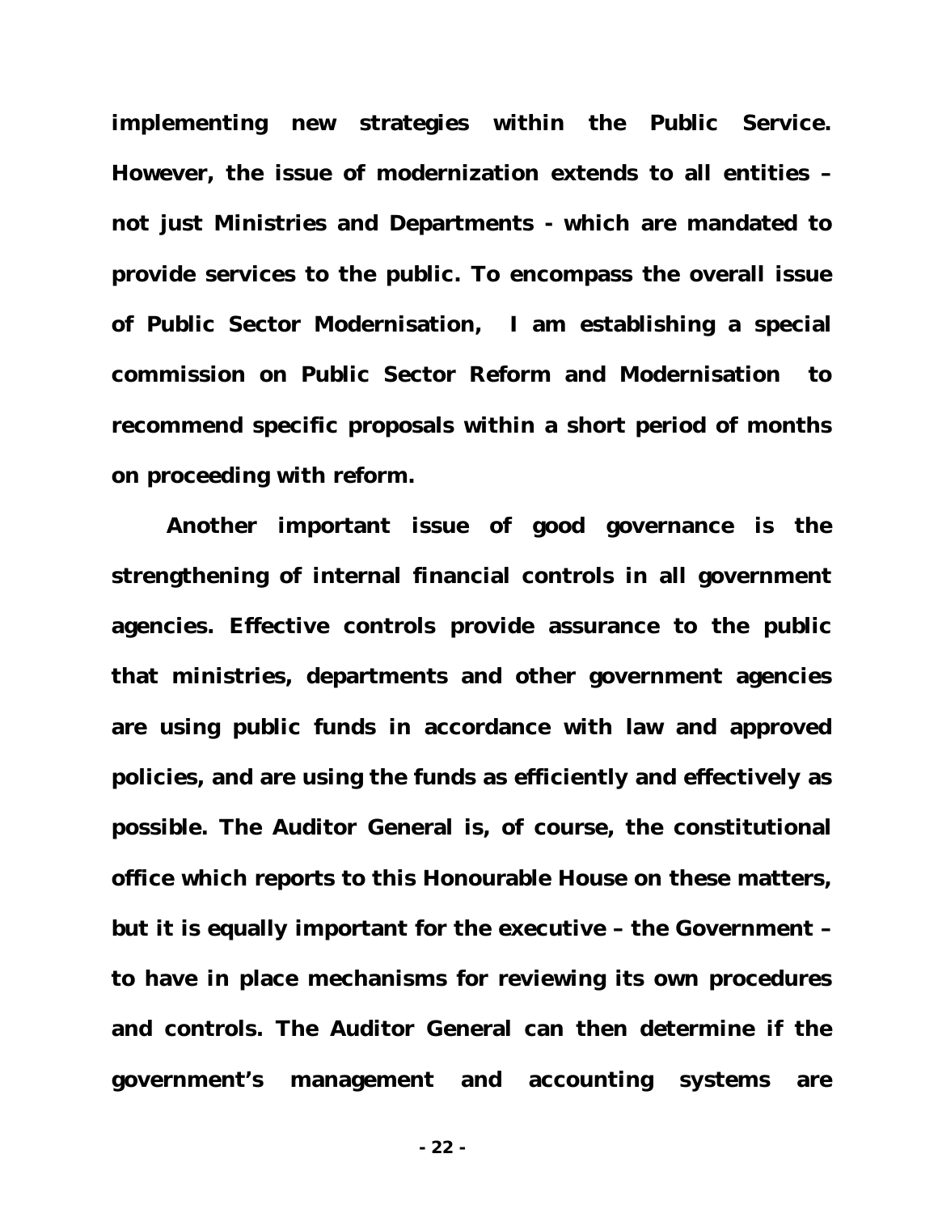**implementing new strategies within the Public Service. However, the issue of modernization extends to all entities – not just Ministries and Departments - which are mandated to provide services to the public. To encompass the overall issue of Public Sector Modernisation, I am establishing a special commission on Public Sector Reform and Modernisation to recommend specific proposals within a short period of months on proceeding with reform.**

**Another important issue of good governance is the strengthening of internal financial controls in all government agencies. Effective controls provide assurance to the public that ministries, departments and other government agencies are using public funds in accordance with law and approved policies, and are using the funds as efficiently and effectively as possible. The Auditor General is, of course, the constitutional office which reports to this Honourable House on these matters, but it is equally important for the executive – the Government – to have in place mechanisms for reviewing its own procedures and controls. The Auditor General can then determine if the government's management and accounting systems are**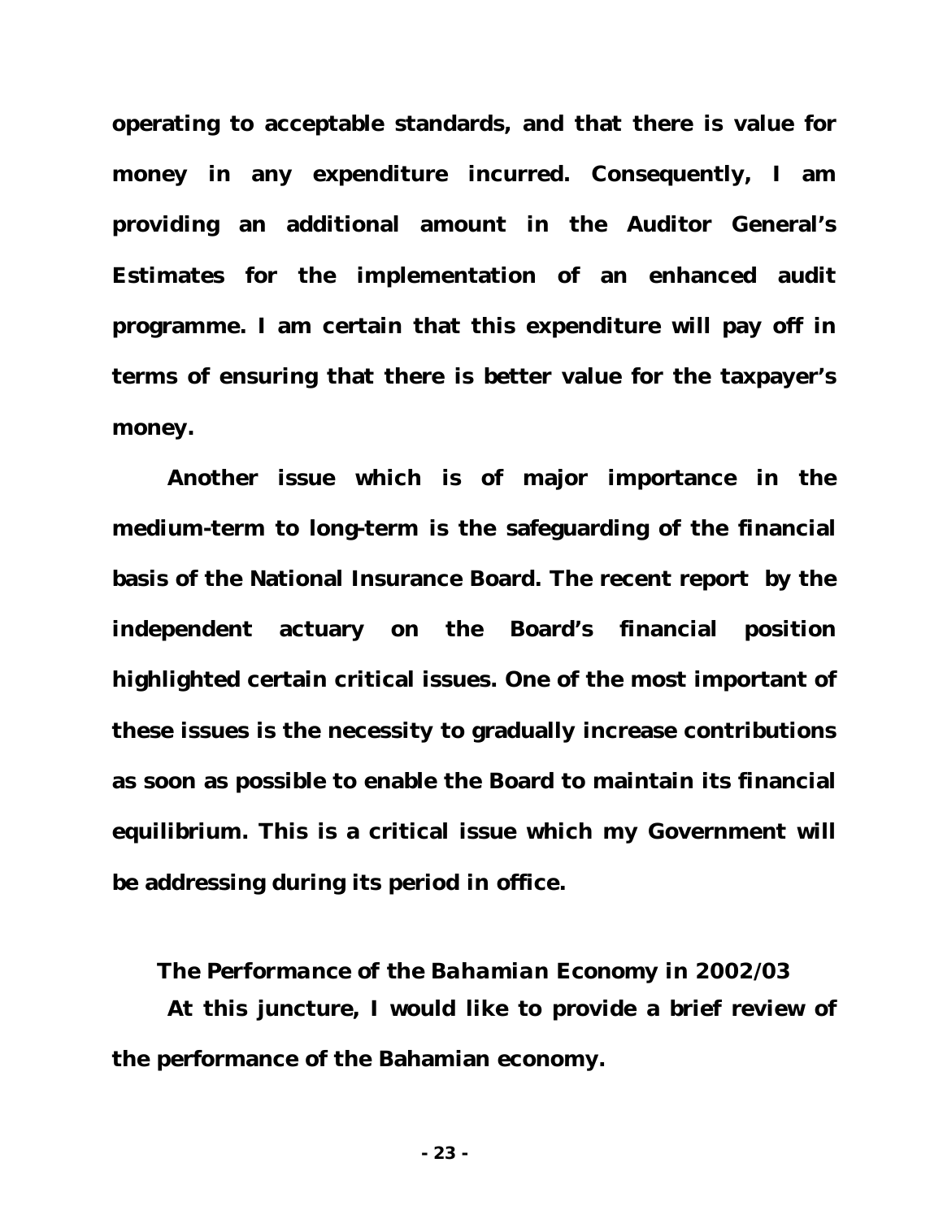**operating to acceptable standards, and that there is value for money in any expenditure incurred. Consequently, I am providing an additional amount in the Auditor General's Estimates for the implementation of an enhanced audit programme. I am certain that this expenditure will pay off in terms of ensuring that there is better value for the taxpayer's money.**

**Another issue which is of major importance in the medium-term to long-term is the safeguarding of the financial basis of the National Insurance Board. The recent report by the independent actuary on the Board's financial position highlighted certain critical issues. One of the most important of these issues is the necessity to gradually increase contributions as soon as possible to enable the Board to maintain its financial equilibrium. This is a critical issue which my Government will be addressing during its period in office.**

### ***The Performance of the Bahamian Economy in 2002/03***

**At this juncture, I would like to provide a brief review of the performance of the Bahamian economy.**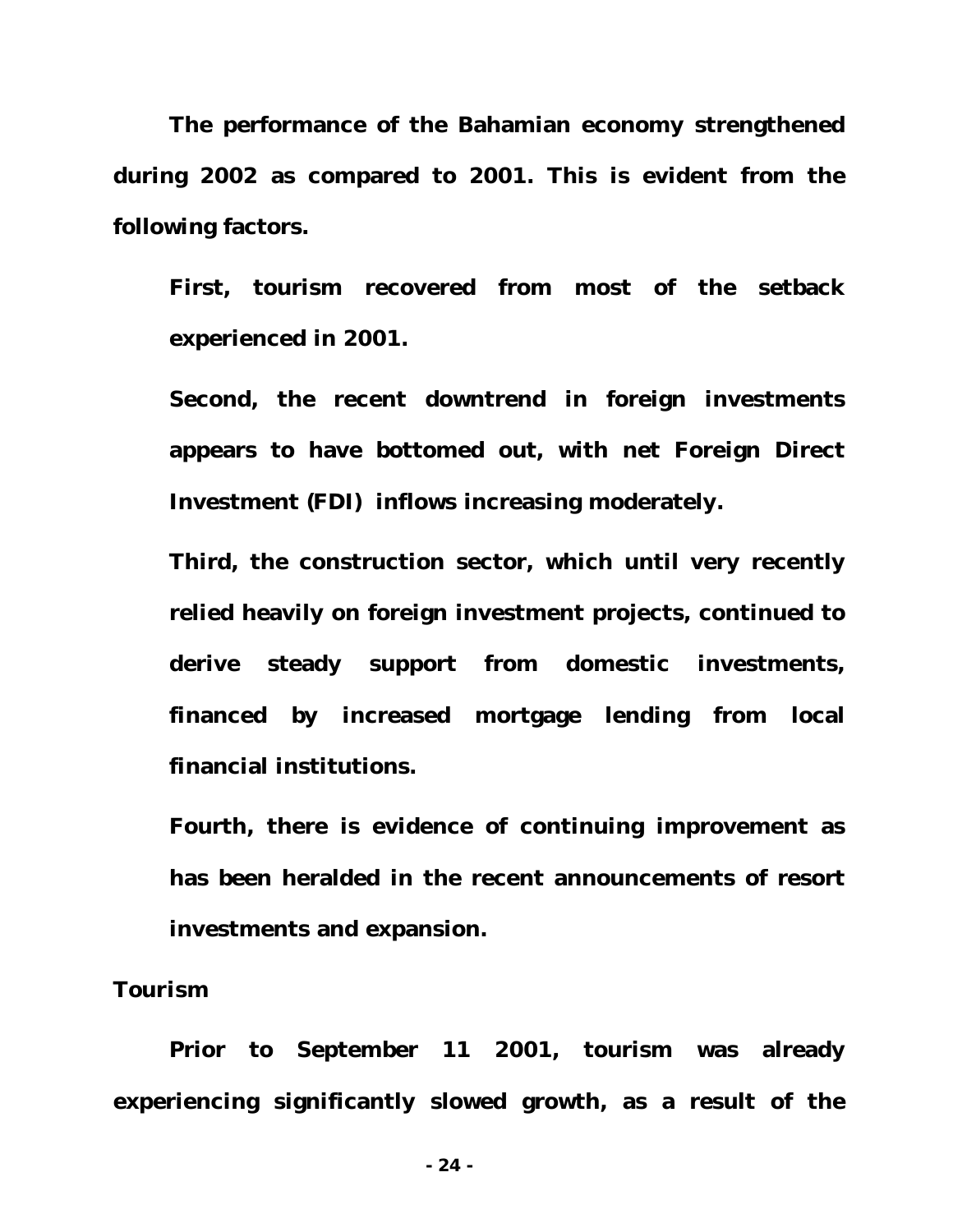**The performance of the Bahamian economy strengthened during 2002 as compared to 2001. This is evident from the following factors.**

**First, tourism recovered from most of the setback experienced in 2001.**

**Second, the recent downtrend in foreign investments appears to have bottomed out, with net Foreign Direct Investment (FDI) inflows increasing moderately.**

**Third, the construction sector, which until very recently relied heavily on foreign investment projects, continued to derive steady support from domestic investments, financed by increased mortgage lending from local financial institutions.**

**Fourth, there is evidence of continuing improvement as has been heralded in the recent announcements of resort investments and expansion.**

## Tourism

**Prior to September 11 2001, tourism was already experiencing significantly slowed growth, as a result of the**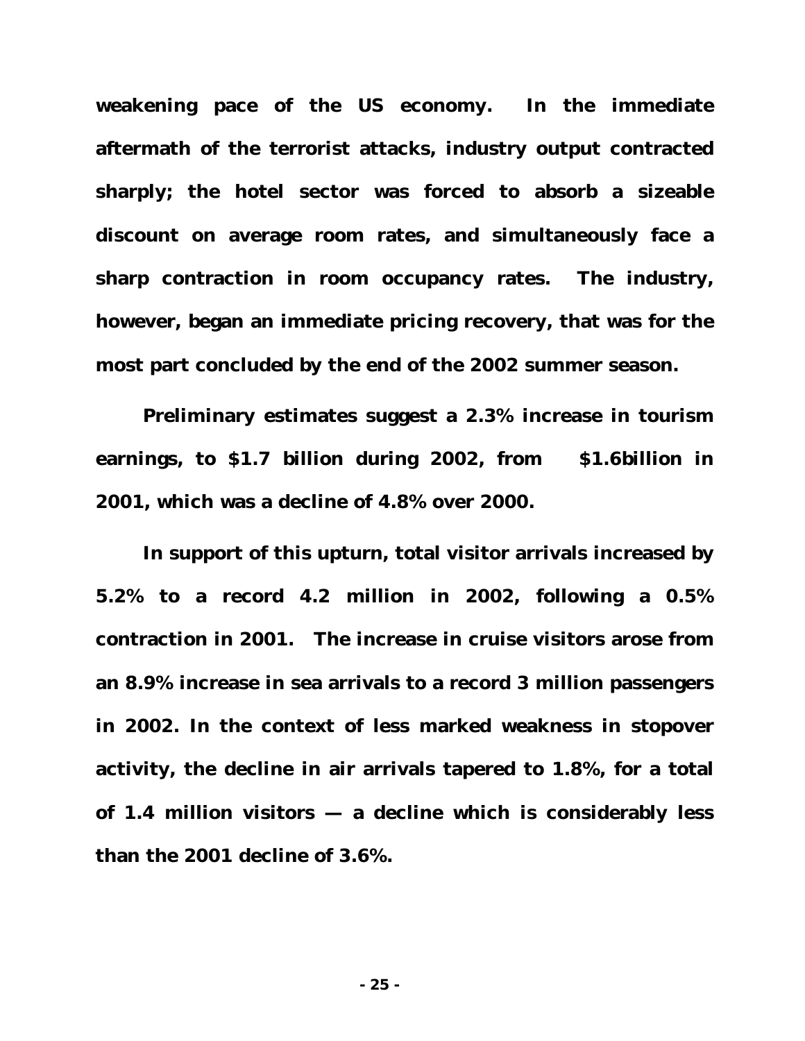**weakening pace of the US economy. In the immediate aftermath of the terrorist attacks, industry output contracted sharply; the hotel sector was forced to absorb a sizeable discount on average room rates, and simultaneously face a sharp contraction in room occupancy rates. The industry, however, began an immediate pricing recovery, that was for the most part concluded by the end of the 2002 summer season.**

**Preliminary estimates suggest a 2.3% increase in tourism earnings, to $1.7 billion during 2002, from $1.6billion in 2001, which was a decline of 4.8% over 2000.**

**In support of this upturn, total visitor arrivals increased by 5.2% to a record 4.2 million in 2002, following a 0.5% contraction in 2001. The increase in cruise visitors arose from an 8.9% increase in sea arrivals to a record 3 million passengers in 2002. In the context of less marked weakness in stopover activity, the decline in air arrivals tapered to 1.8%, for a total of 1.4 million visitors — a decline which is considerably less than the 2001 decline of 3.6%.**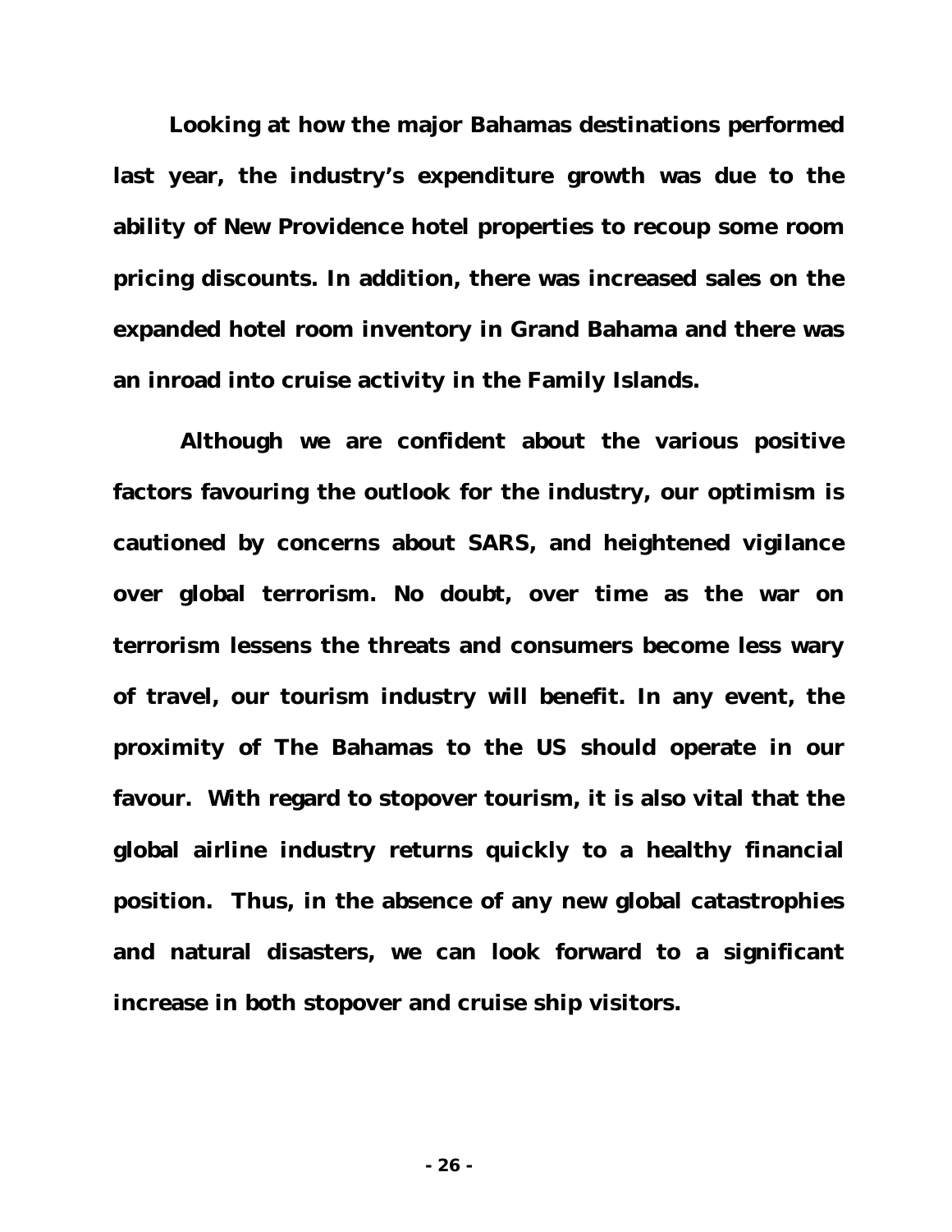Looking at how the major Bahamas destinations performed last year, the industry's expenditure growth was due to the ability of New Providence hotel properties to recoup some room pricing discounts. In addition, there was increased sales on the expanded hotel room inventory in Grand Bahama and there was an inroad into cruise activity in the Family Islands.

Although we are confident about the various positive factors favouring the outlook for the industry, our optimism is cautioned by concerns about SARS, and heightened vigilance over global terrorism. No doubt, over time as the war on terrorism lessens the threats and consumers become less wary of travel, our tourism industry will benefit. In any event, the proximity of The Bahamas to the US should operate in our favour. With regard to stopover tourism, it is also vital that the global airline industry returns quickly to a healthy financial position. Thus, in the absence of any new global catastrophies and natural disasters, we can look forward to a significant increase in both stopover and cruise ship visitors.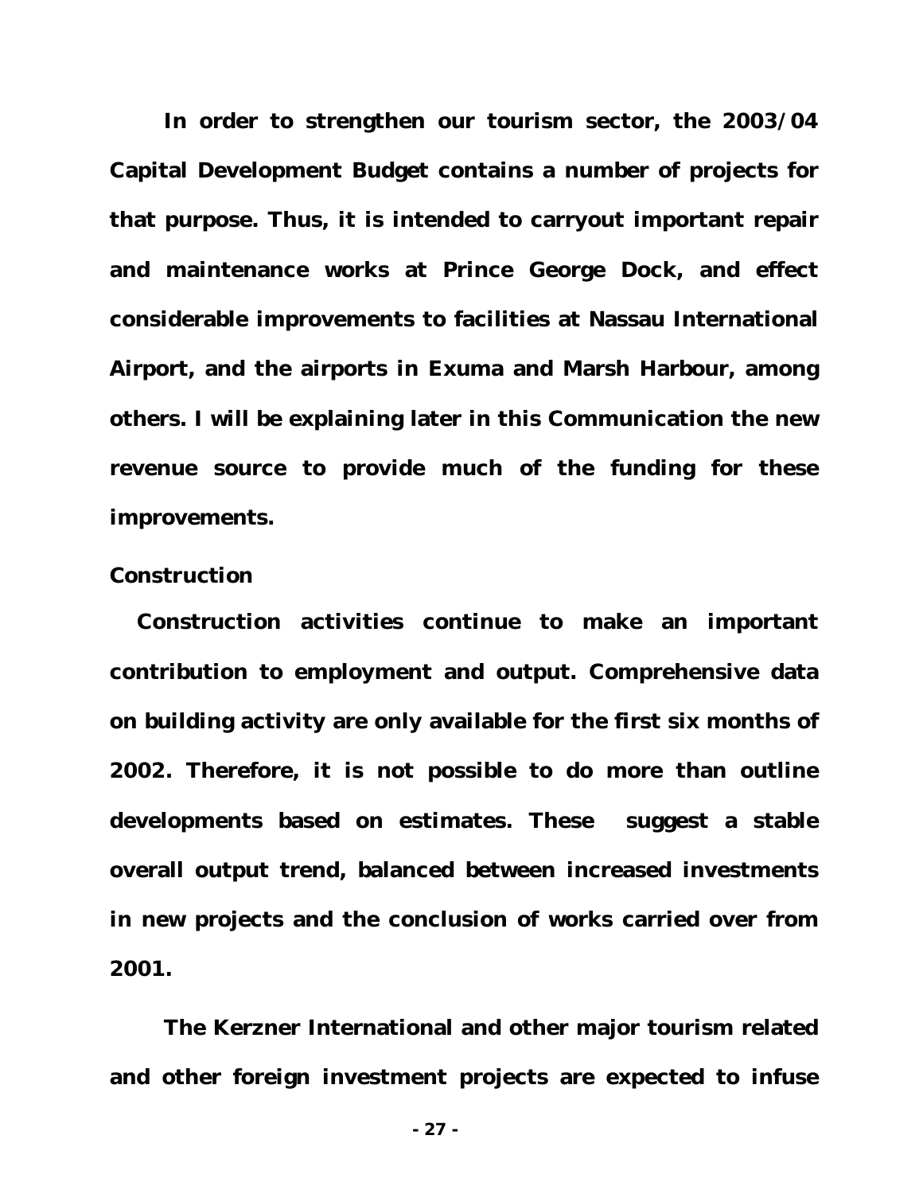**In order to strengthen our tourism sector, the 2003/04 Capital Development Budget contains a number of projects for that purpose. Thus, it is intended to carryout important repair and maintenance works at Prince George Dock, and effect considerable improvements to facilities at Nassau International Airport, and the airports in Exuma and Marsh Harbour, among others. I will be explaining later in this Communication the new revenue source to provide much of the funding for these improvements.**

**Construction**

**Construction activities continue to make an important contribution to employment and output. Comprehensive data on building activity are only available for the first six months of 2002. Therefore, it is not possible to do more than outline developments based on estimates. These suggest a stable overall output trend, balanced between increased investments in new projects and the conclusion of works carried over from 2001.**

**The Kerzner International and other major tourism related and other foreign investment projects are expected to infuse**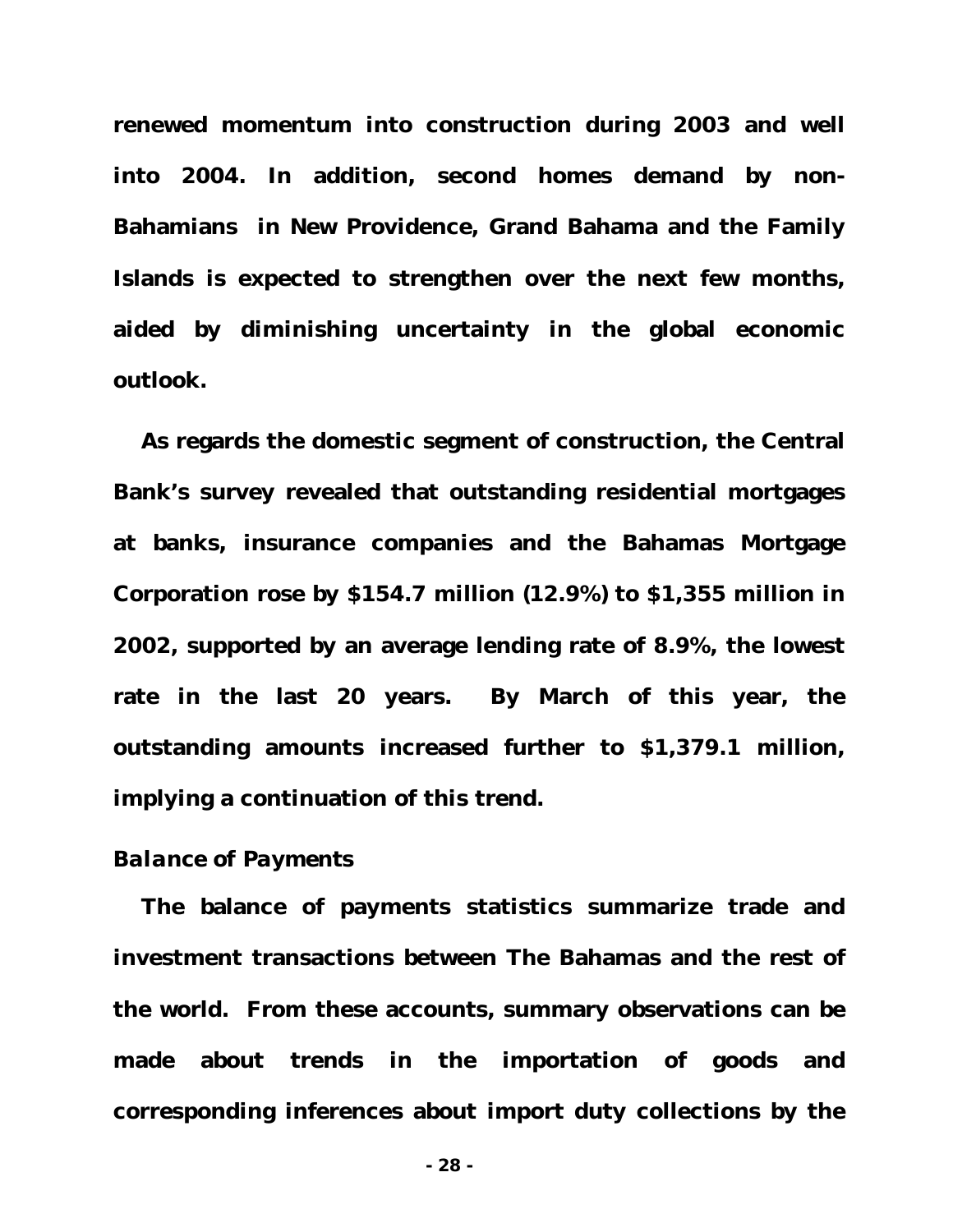**renewed momentum into construction during 2003 and well into 2004. In addition, second homes demand by non-Bahamians in New Providence, Grand Bahama and the Family Islands is expected to strengthen over the next few months, aided by diminishing uncertainty in the global economic outlook.**

**As regards the domestic segment of construction, the Central Bank's survey revealed that outstanding residential mortgages at banks, insurance companies and the Bahamas Mortgage Corporation rose by $154.7 million (12.9%) to $1,355 million in 2002, supported by an average lending rate of 8.9%, the lowest rate in the last 20 years. By March of this year, the outstanding amounts increased further to $1,379.1 million, implying a continuation of this trend.**

***Balance of Payments***

**The balance of payments statistics summarize trade and investment transactions between The Bahamas and the rest of the world. From these accounts, summary observations can be made about trends in the importation of goods and corresponding inferences about import duty collections by the**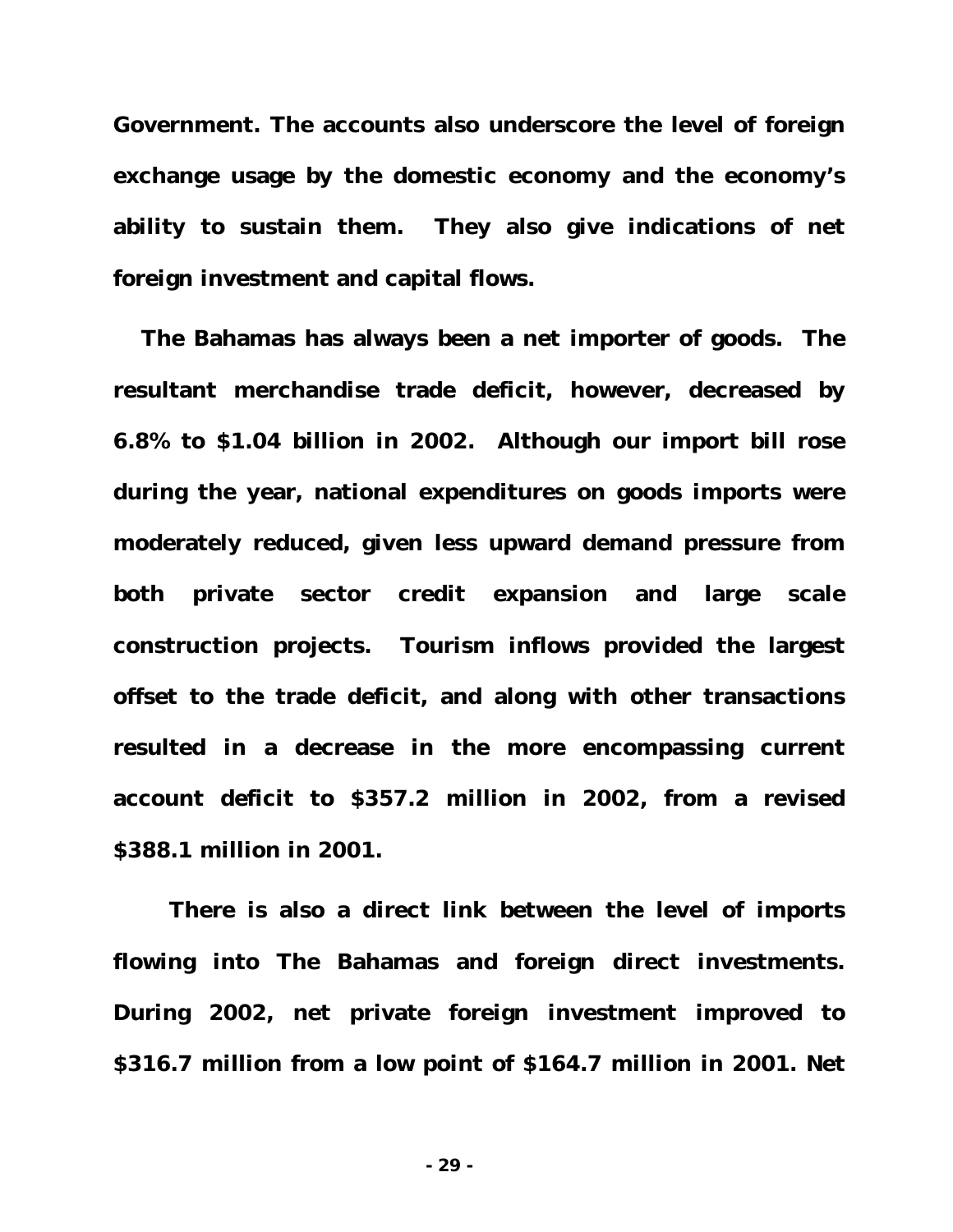**Government. The accounts also underscore the level of foreign exchange usage by the domestic economy and the economy's ability to sustain them. They also give indications of net foreign investment and capital flows.**

**The Bahamas has always been a net importer of goods. The resultant merchandise trade deficit, however, decreased by 6.8% to $1.04 billion in 2002. Although our import bill rose during the year, national expenditures on goods imports were moderately reduced, given less upward demand pressure from both private sector credit expansion and large scale construction projects. Tourism inflows provided the largest offset to the trade deficit, and along with other transactions resulted in a decrease in the more encompassing current account deficit to $357.2 million in 2002, from a revised $388.1 million in 2001.**

**There is also a direct link between the level of imports flowing into The Bahamas and foreign direct investments. During 2002, net private foreign investment improved to $316.7 million from a low point of $164.7 million in 2001. Net**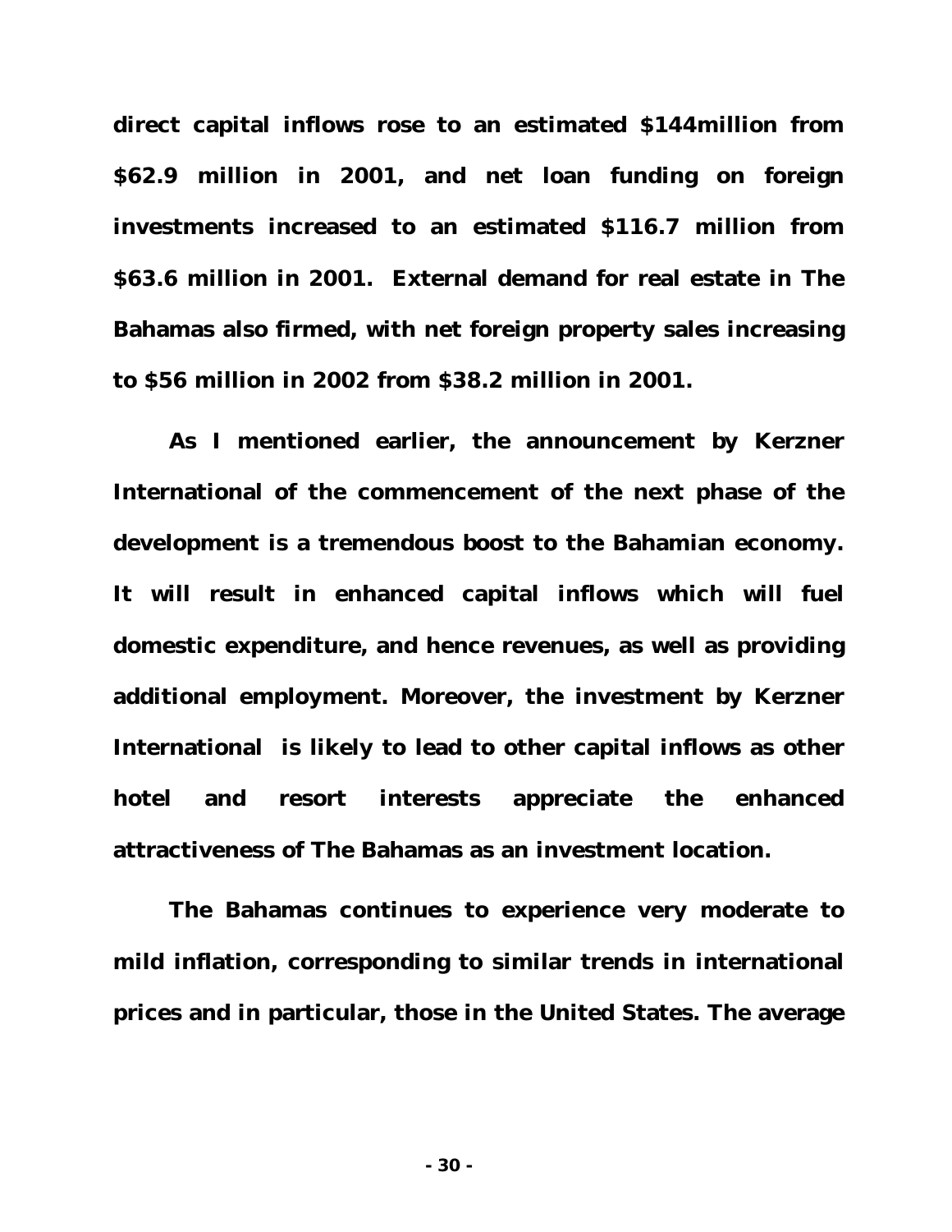**direct capital inflows rose to an estimated $144million from $62.9 million in 2001, and net loan funding on foreign investments increased to an estimated $116.7 million from $63.6 million in 2001. External demand for real estate in The Bahamas also firmed, with net foreign property sales increasing to $56 million in 2002 from $38.2 million in 2001.**

**As I mentioned earlier, the announcement by Kerzner International of the commencement of the next phase of the development is a tremendous boost to the Bahamian economy. It will result in enhanced capital inflows which will fuel domestic expenditure, and hence revenues, as well as providing additional employment. Moreover, the investment by Kerzner International is likely to lead to other capital inflows as other hotel and resort interests appreciate the enhanced attractiveness of The Bahamas as an investment location.**

**The Bahamas continues to experience very moderate to mild inflation, corresponding to similar trends in international prices and in particular, those in the United States. The average**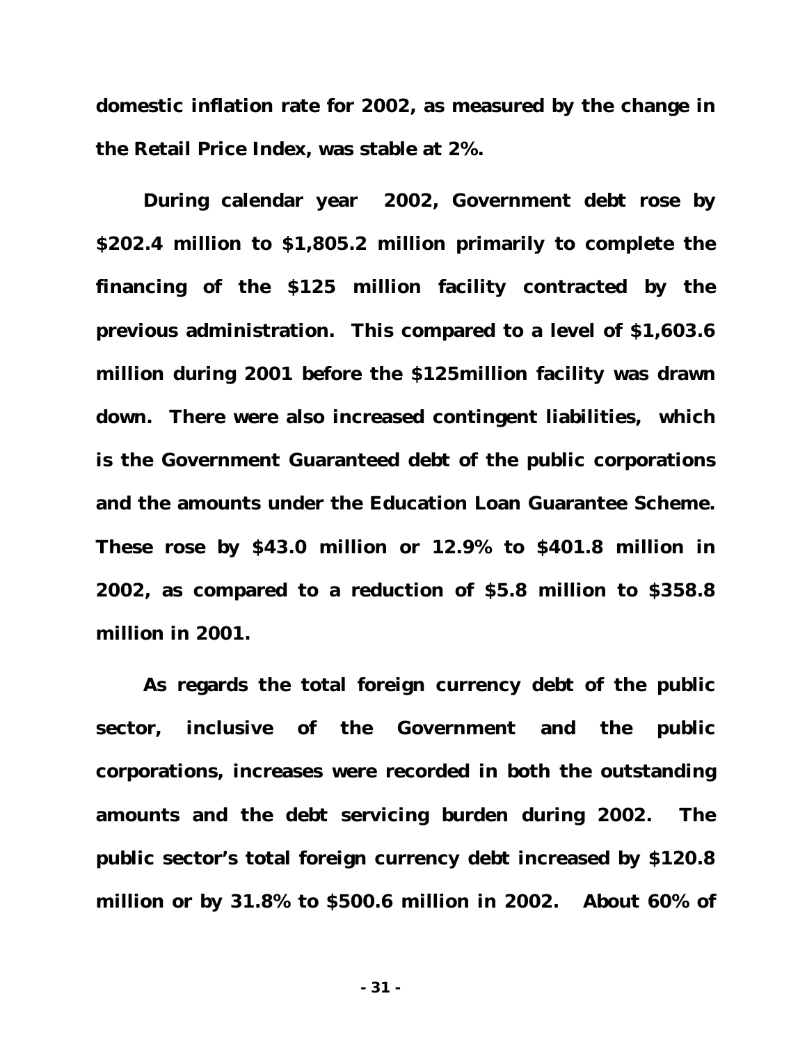**domestic inflation rate for 2002, as measured by the change in the Retail Price Index, was stable at 2%.**

**During calendar year 2002, Government debt rose by $202.4 million to $1,805.2 million primarily to complete the financing of the $125 million facility contracted by the previous administration. This compared to a level of $1,603.6 million during 2001 before the $125million facility was drawn down. There were also increased contingent liabilities, which is the Government Guaranteed debt of the public corporations and the amounts under the Education Loan Guarantee Scheme. These rose by $43.0 million or 12.9% to $401.8 million in 2002, as compared to a reduction of $5.8 million to $358.8 million in 2001.**

**As regards the total foreign currency debt of the public sector, inclusive of the Government and the public corporations, increases were recorded in both the outstanding amounts and the debt servicing burden during 2002. The public sector's total foreign currency debt increased by $120.8 million or by 31.8% to $500.6 million in 2002. About 60% of**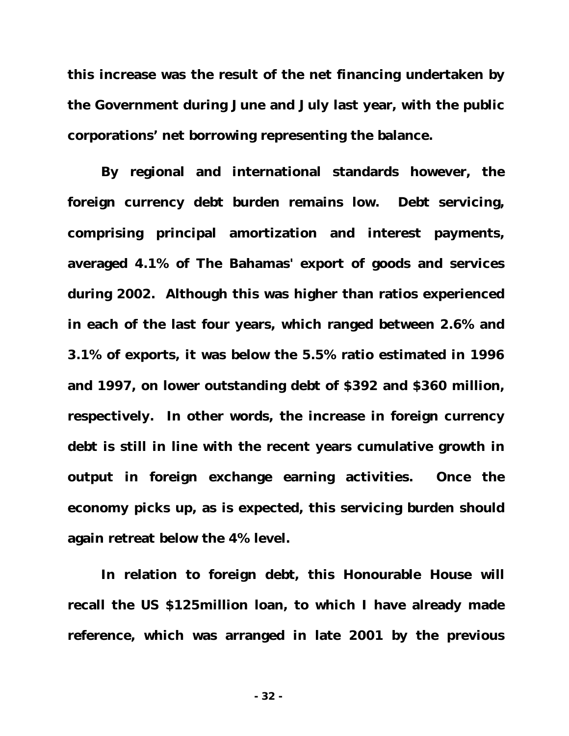**this increase was the result of the net financing undertaken by the Government during June and July last year, with the public corporations' net borrowing representing the balance.**

**By regional and international standards however, the foreign currency debt burden remains low. Debt servicing, comprising principal amortization and interest payments, averaged 4.1% of The Bahamas' export of goods and services during 2002. Although this was higher than ratios experienced in each of the last four years, which ranged between 2.6% and 3.1% of exports, it was below the 5.5% ratio estimated in 1996 and 1997, on lower outstanding debt of $392 and $360 million, respectively. In other words, the increase in foreign currency debt is still in line with the recent years cumulative growth in output in foreign exchange earning activities. Once the economy picks up, as is expected, this servicing burden should again retreat below the 4% level.**

**In relation to foreign debt, this Honourable House will recall the US $125million loan, to which I have already made reference, which was arranged in late 2001 by the previous**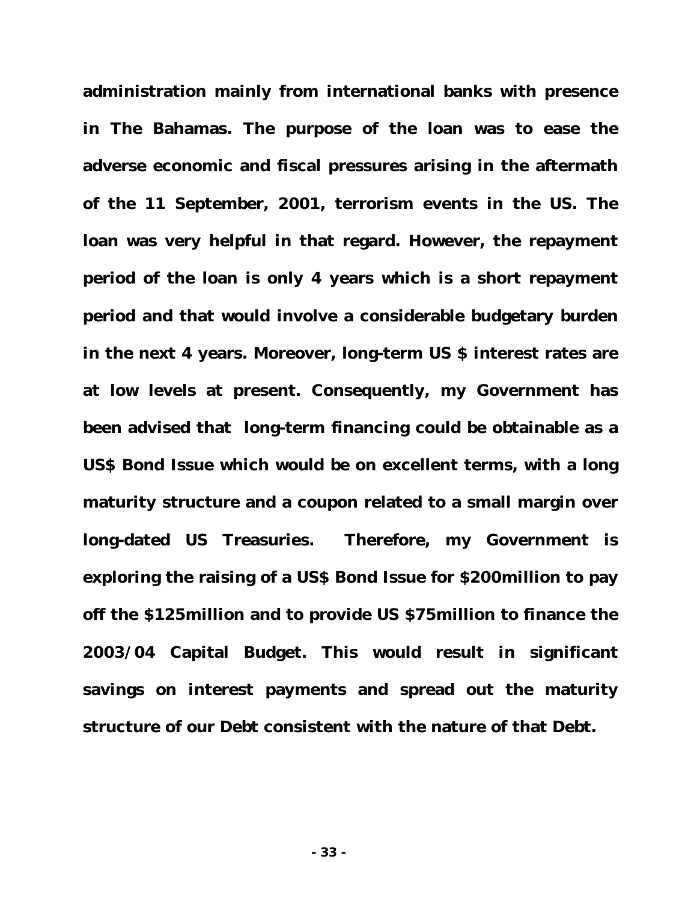**administration mainly from international banks with presence in The Bahamas. The purpose of the loan was to ease the adverse economic and fiscal pressures arising in the aftermath of the 11 September, 2001, terrorism events in the US. The loan was very helpful in that regard. However, the repayment period of the loan is only 4 years which is a short repayment period and that would involve a considerable budgetary burden in the next 4 years. Moreover, long-term US $ interest rates are at low levels at present. Consequently, my Government has been advised that long-term financing could be obtainable as a US$ Bond Issue which would be on excellent terms, with a long maturity structure and a coupon related to a small margin over long-dated US Treasuries. Therefore, my Government is exploring the raising of a US$ Bond Issue for $200million to pay off the $125million and to provide US $75million to finance the 2003/04 Capital Budget. This would result in significant savings on interest payments and spread out the maturity structure of our Debt consistent with the nature of that Debt.**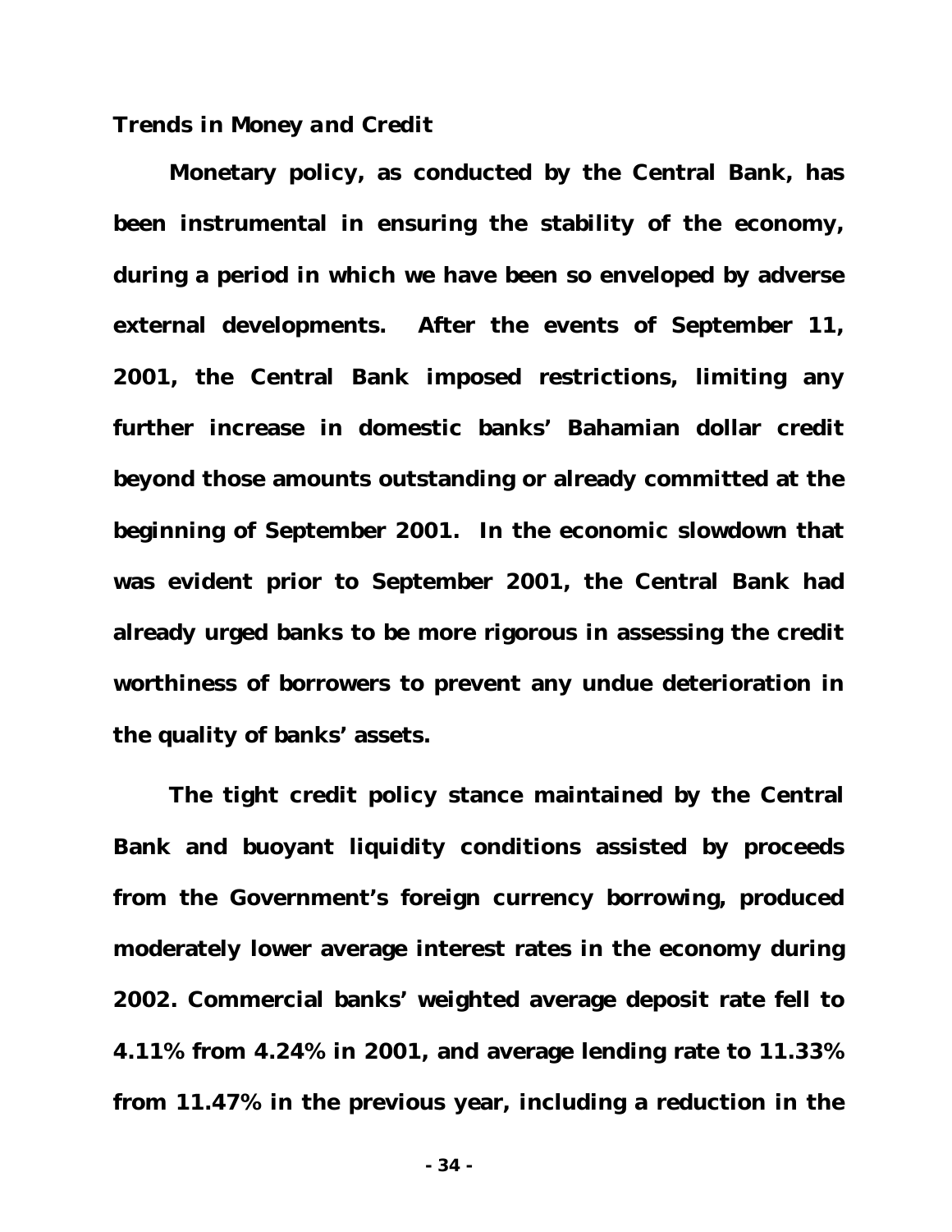*Trends in Money and Credit*

**Monetary policy, as conducted by the Central Bank, has been instrumental in ensuring the stability of the economy, during a period in which we have been so enveloped by adverse external developments. After the events of September 11, 2001, the Central Bank imposed restrictions, limiting any further increase in domestic banks' Bahamian dollar credit beyond those amounts outstanding or already committed at the beginning of September 2001. In the economic slowdown that was evident prior to September 2001, the Central Bank had already urged banks to be more rigorous in assessing the credit worthiness of borrowers to prevent any undue deterioration in the quality of banks' assets.**

**The tight credit policy stance maintained by the Central Bank and buoyant liquidity conditions assisted by proceeds from the Government's foreign currency borrowing, produced moderately lower average interest rates in the economy during 2002. Commercial banks' weighted average deposit rate fell to 4.11% from 4.24% in 2001, and average lending rate to 11.33% from 11.47% in the previous year, including a reduction in the**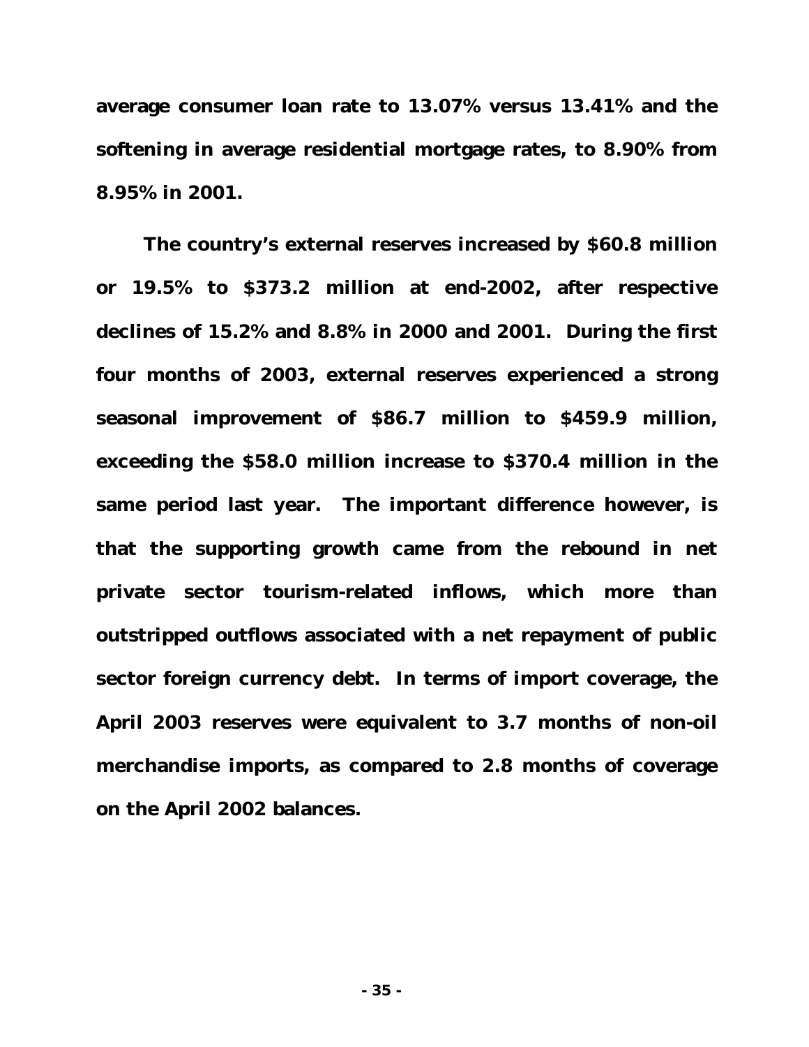**average consumer loan rate to 13.07% versus 13.41% and the softening in average residential mortgage rates, to 8.90% from 8.95% in 2001.**

**The country's external reserves increased by $60.8 million or 19.5% to $373.2 million at end-2002, after respective declines of 15.2% and 8.8% in 2000 and 2001. During the first four months of 2003, external reserves experienced a strong seasonal improvement of $86.7 million to $459.9 million, exceeding the $58.0 million increase to $370.4 million in the same period last year. The important difference however, is that the supporting growth came from the rebound in net private sector tourism-related inflows, which more than outstripped outflows associated with a net repayment of public sector foreign currency debt. In terms of import coverage, the April 2003 reserves were equivalent to 3.7 months of non-oil merchandise imports, as compared to 2.8 months of coverage on the April 2002 balances.**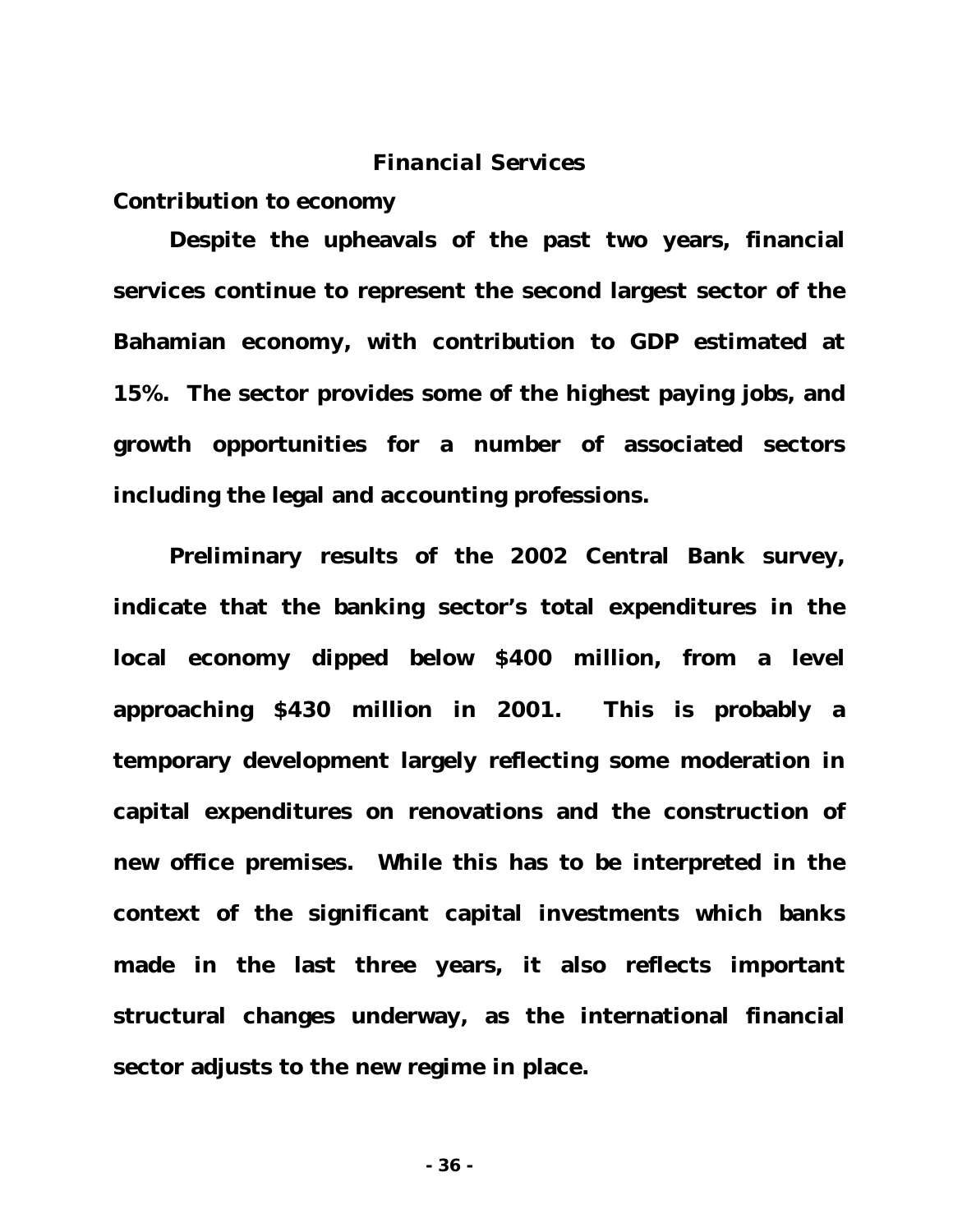## *Financial Services*

### Contribution to economy

Despite the upheavals of the past two years, financial services continue to represent the second largest sector of the Bahamian economy, with contribution to GDP estimated at 15%. The sector provides some of the highest paying jobs, and growth opportunities for a number of associated sectors including the legal and accounting professions.

Preliminary results of the 2002 Central Bank survey, indicate that the banking sector's total expenditures in the local economy dipped below $400 million, from a level approaching $430 million in 2001. This is probably a temporary development largely reflecting some moderation in capital expenditures on renovations and the construction of new office premises. While this has to be interpreted in the context of the significant capital investments which banks made in the last three years, it also reflects important structural changes underway, as the international financial sector adjusts to the new regime in place.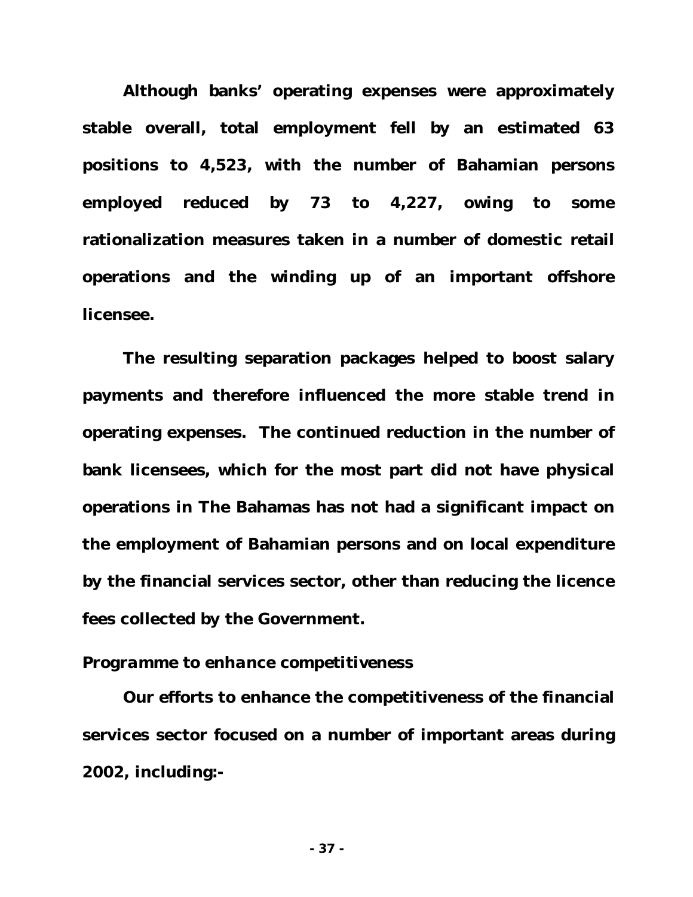**Although banks' operating expenses were approximately stable overall, total employment fell by an estimated 63 positions to 4,523, with the number of Bahamian persons employed reduced by 73 to 4,227, owing to some rationalization measures taken in a number of domestic retail operations and the winding up of an important offshore licensee.**

**The resulting separation packages helped to boost salary payments and therefore influenced the more stable trend in operating expenses. The continued reduction in the number of bank licensees, which for the most part did not have physical operations in The Bahamas has not had a significant impact on the employment of Bahamian persons and on local expenditure by the financial services sector, other than reducing the licence fees collected by the Government.**

***Programme to enhance competitiveness***

**Our efforts to enhance the competitiveness of the financial services sector focused on a number of important areas during 2002, including:-**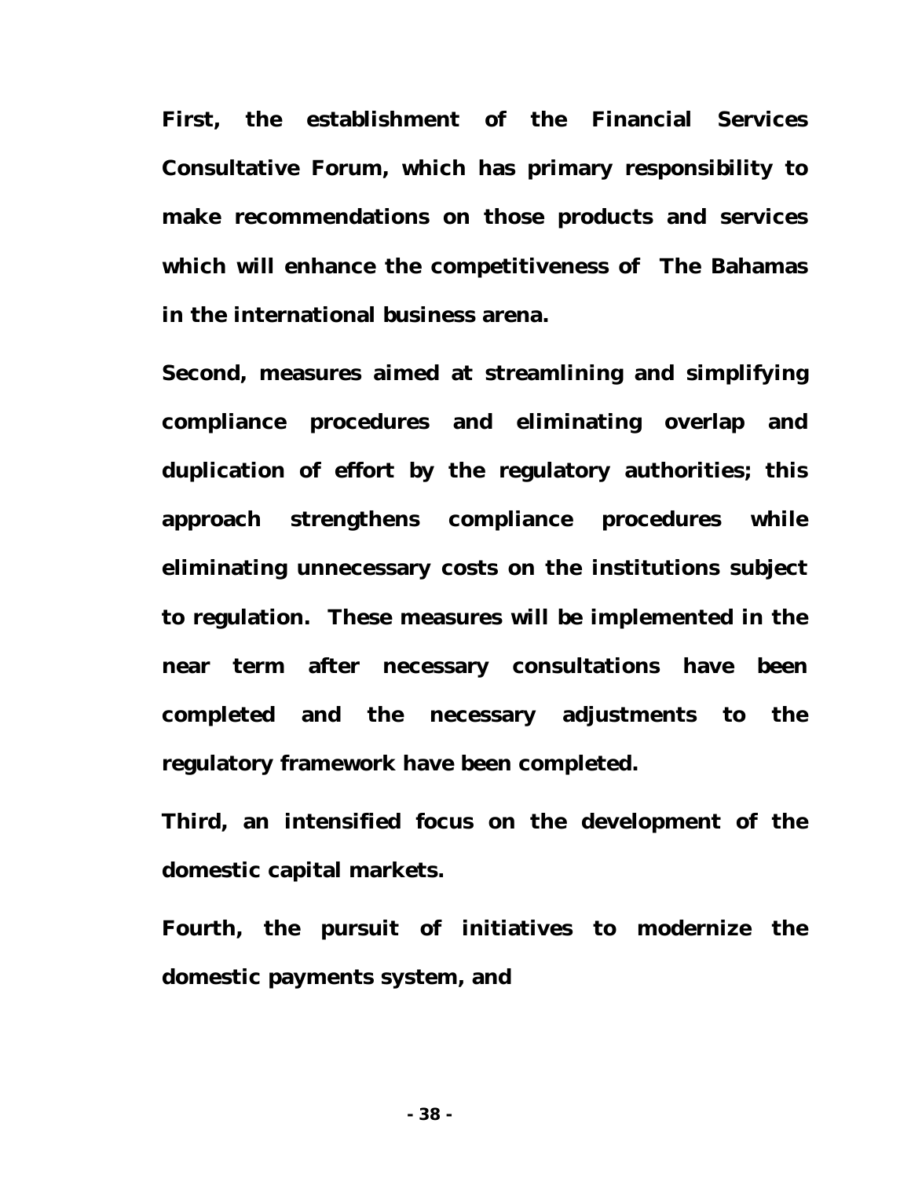**First, the establishment of the Financial Services Consultative Forum, which has primary responsibility to make recommendations on those products and services which will enhance the competitiveness of The Bahamas in the international business arena.**

**Second, measures aimed at streamlining and simplifying compliance procedures and eliminating overlap and duplication of effort by the regulatory authorities; this approach strengthens compliance procedures while eliminating unnecessary costs on the institutions subject to regulation. These measures will be implemented in the near term after necessary consultations have been completed and the necessary adjustments to the regulatory framework have been completed.**

**Third, an intensified focus on the development of the domestic capital markets.**

**Fourth, the pursuit of initiatives to modernize the domestic payments system, and**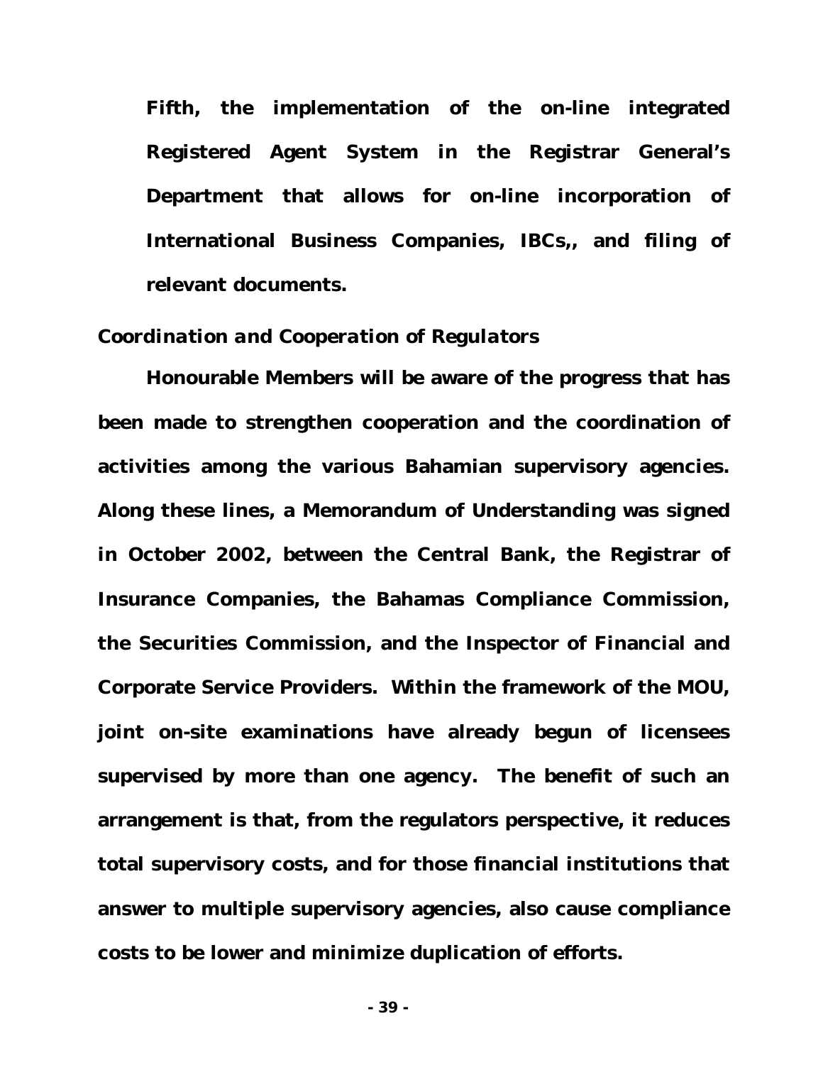**Fifth, the implementation of the on-line integrated Registered Agent System in the Registrar General's Department that allows for on-line incorporation of International Business Companies, IBCs,, and filing of relevant documents.**

***Coordination and Cooperation of Regulators***

**Honourable Members will be aware of the progress that has been made to strengthen cooperation and the coordination of activities among the various Bahamian supervisory agencies. Along these lines, a Memorandum of Understanding was signed in October 2002, between the Central Bank, the Registrar of Insurance Companies, the Bahamas Compliance Commission, the Securities Commission, and the Inspector of Financial and Corporate Service Providers. Within the framework of the MOU, joint on-site examinations have already begun of licensees supervised by more than one agency. The benefit of such an arrangement is that, from the regulators perspective, it reduces total supervisory costs, and for those financial institutions that answer to multiple supervisory agencies, also cause compliance costs to be lower and minimize duplication of efforts.**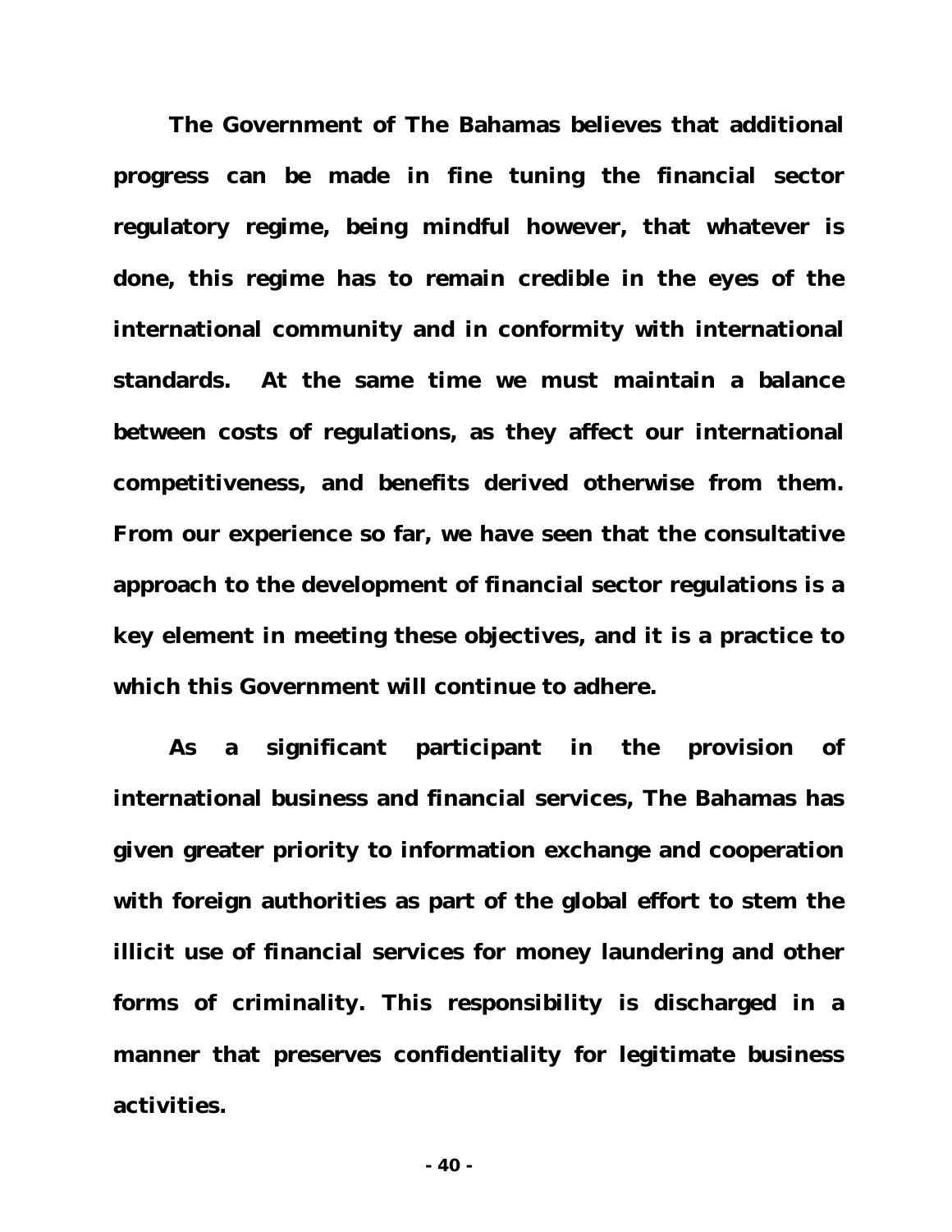**The Government of The Bahamas believes that additional progress can be made in fine tuning the financial sector regulatory regime, being mindful however, that whatever is done, this regime has to remain credible in the eyes of the international community and in conformity with international standards. At the same time we must maintain a balance between costs of regulations, as they affect our international competitiveness, and benefits derived otherwise from them. From our experience so far, we have seen that the consultative approach to the development of financial sector regulations is a key element in meeting these objectives, and it is a practice to which this Government will continue to adhere.**

**As a significant participant in the provision of international business and financial services, The Bahamas has given greater priority to information exchange and cooperation with foreign authorities as part of the global effort to stem the illicit use of financial services for money laundering and other forms of criminality. This responsibility is discharged in a manner that preserves confidentiality for legitimate business activities.**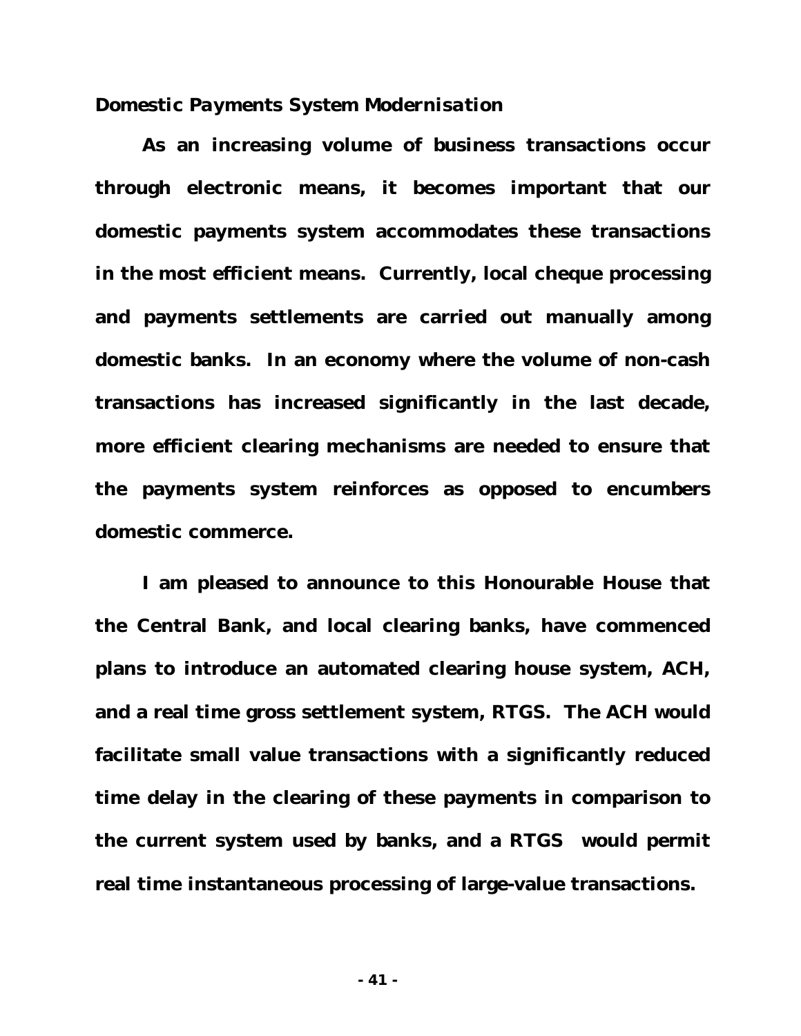***Domestic Payments System Modernisation***

**As an increasing volume of business transactions occur through electronic means, it becomes important that our domestic payments system accommodates these transactions in the most efficient means. Currently, local cheque processing and payments settlements are carried out manually among domestic banks. In an economy where the volume of non-cash transactions has increased significantly in the last decade, more efficient clearing mechanisms are needed to ensure that the payments system reinforces as opposed to encumbers domestic commerce.**

**I am pleased to announce to this Honourable House that the Central Bank, and local clearing banks, have commenced plans to introduce an automated clearing house system, ACH, and a real time gross settlement system, RTGS. The ACH would facilitate small value transactions with a significantly reduced time delay in the clearing of these payments in comparison to the current system used by banks, and a RTGS would permit real time instantaneous processing of large-value transactions.**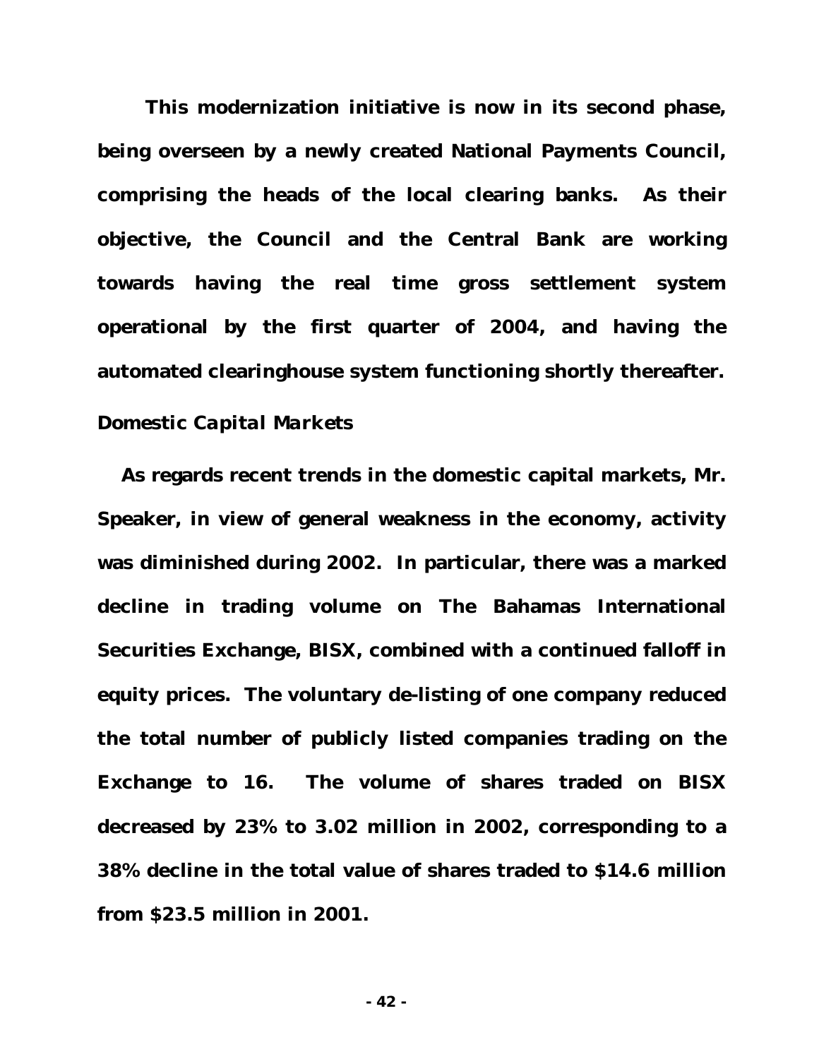**This modernization initiative is now in its second phase, being overseen by a newly created National Payments Council, comprising the heads of the local clearing banks. As their objective, the Council and the Central Bank are working towards having the real time gross settlement system operational by the first quarter of 2004, and having the automated clearinghouse system functioning shortly thereafter.**

***Domestic Capital Markets***

**As regards recent trends in the domestic capital markets, Mr. Speaker, in view of general weakness in the economy, activity was diminished during 2002. In particular, there was a marked decline in trading volume on The Bahamas International Securities Exchange, BISX, combined with a continued falloff in equity prices. The voluntary de-listing of one company reduced the total number of publicly listed companies trading on the Exchange to 16. The volume of shares traded on BISX decreased by 23% to 3.02 million in 2002, corresponding to a 38% decline in the total value of shares traded to $14.6 million from $23.5 million in 2001.**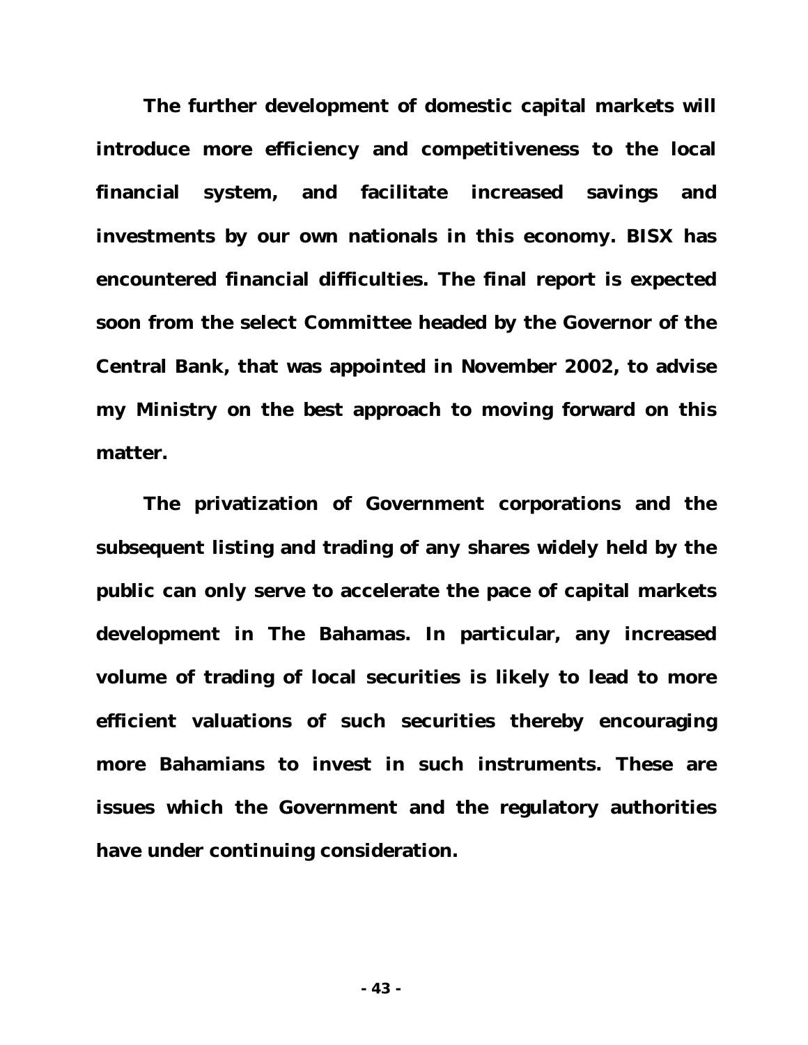**The further development of domestic capital markets will introduce more efficiency and competitiveness to the local financial system, and facilitate increased savings and investments by our own nationals in this economy. BISX has encountered financial difficulties. The final report is expected soon from the select Committee headed by the Governor of the Central Bank, that was appointed in November 2002, to advise my Ministry on the best approach to moving forward on this matter.**

**The privatization of Government corporations and the subsequent listing and trading of any shares widely held by the public can only serve to accelerate the pace of capital markets development in The Bahamas. In particular, any increased volume of trading of local securities is likely to lead to more efficient valuations of such securities thereby encouraging more Bahamians to invest in such instruments. These are issues which the Government and the regulatory authorities have under continuing consideration.**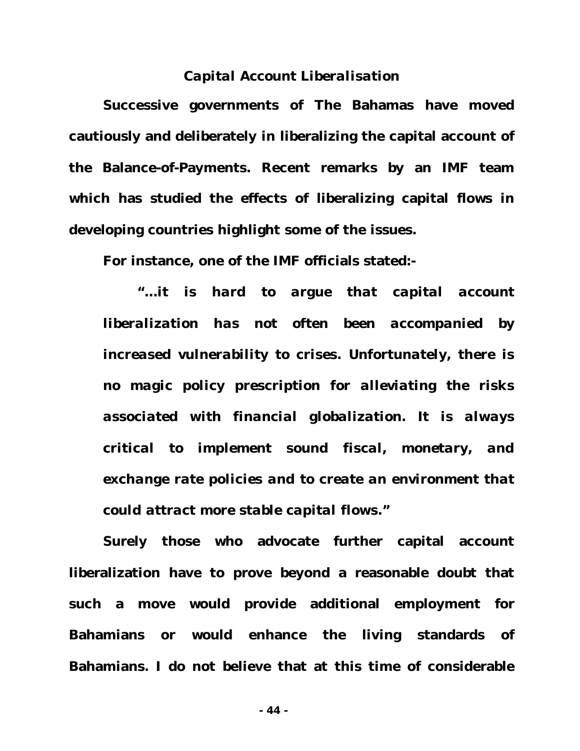## Capital Account Liberalisation

**Successive governments of The Bahamas have moved cautiously and deliberately in liberalizing the capital account of the Balance-of-Payments. Recent remarks by an IMF team which has studied the effects of liberalizing capital flows in developing countries highlight some of the issues.**

**For instance, one of the IMF officials stated:-**

> ***"…it is hard to argue that capital account liberalization has not often been accompanied by increased vulnerability to crises. Unfortunately, there is no magic policy prescription for alleviating the risks associated with financial globalization. It is always critical to implement sound fiscal, monetary, and exchange rate policies and to create an environment that could attract more stable capital flows."***

**Surely those who advocate further capital account liberalization have to prove beyond a reasonable doubt that such a move would provide additional employment for Bahamians or would enhance the living standards of Bahamians. I do not believe that at this time of considerable**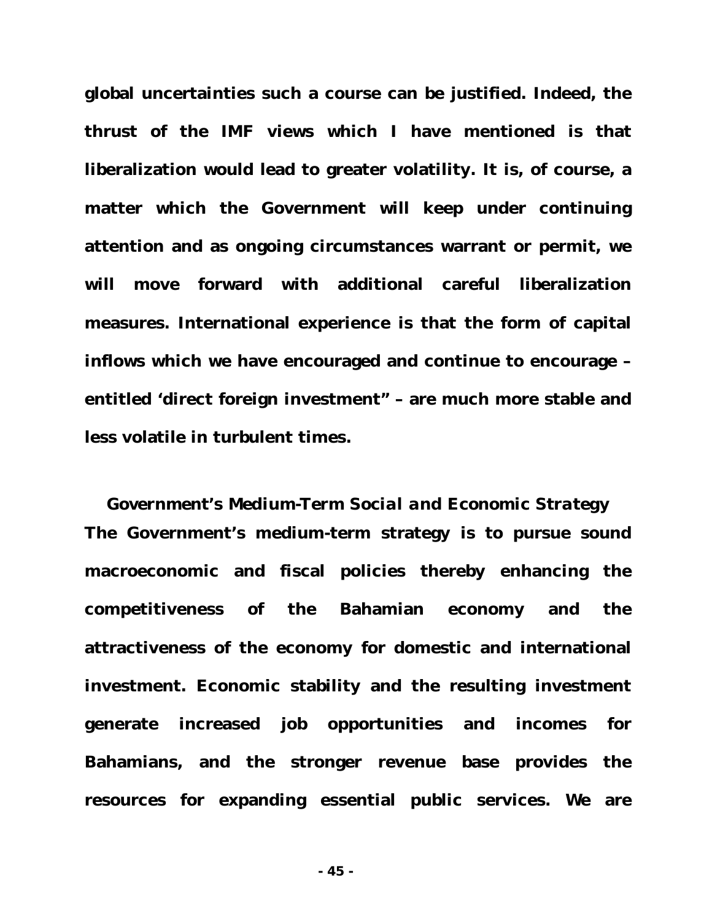**global uncertainties such a course can be justified. Indeed, the thrust of the IMF views which I have mentioned is that liberalization would lead to greater volatility. It is, of course, a matter which the Government will keep under continuing attention and as ongoing circumstances warrant or permit, we will move forward with additional careful liberalization measures. International experience is that the form of capital inflows which we have encouraged and continue to encourage – entitled 'direct foreign investment" – are much more stable and less volatile in turbulent times.**

### *Government's Medium-Term Social and Economic Strategy*

**The Government's medium-term strategy is to pursue sound macroeconomic and fiscal policies thereby enhancing the competitiveness of the Bahamian economy and the attractiveness of the economy for domestic and international investment. Economic stability and the resulting investment generate increased job opportunities and incomes for Bahamians, and the stronger revenue base provides the resources for expanding essential public services. We are**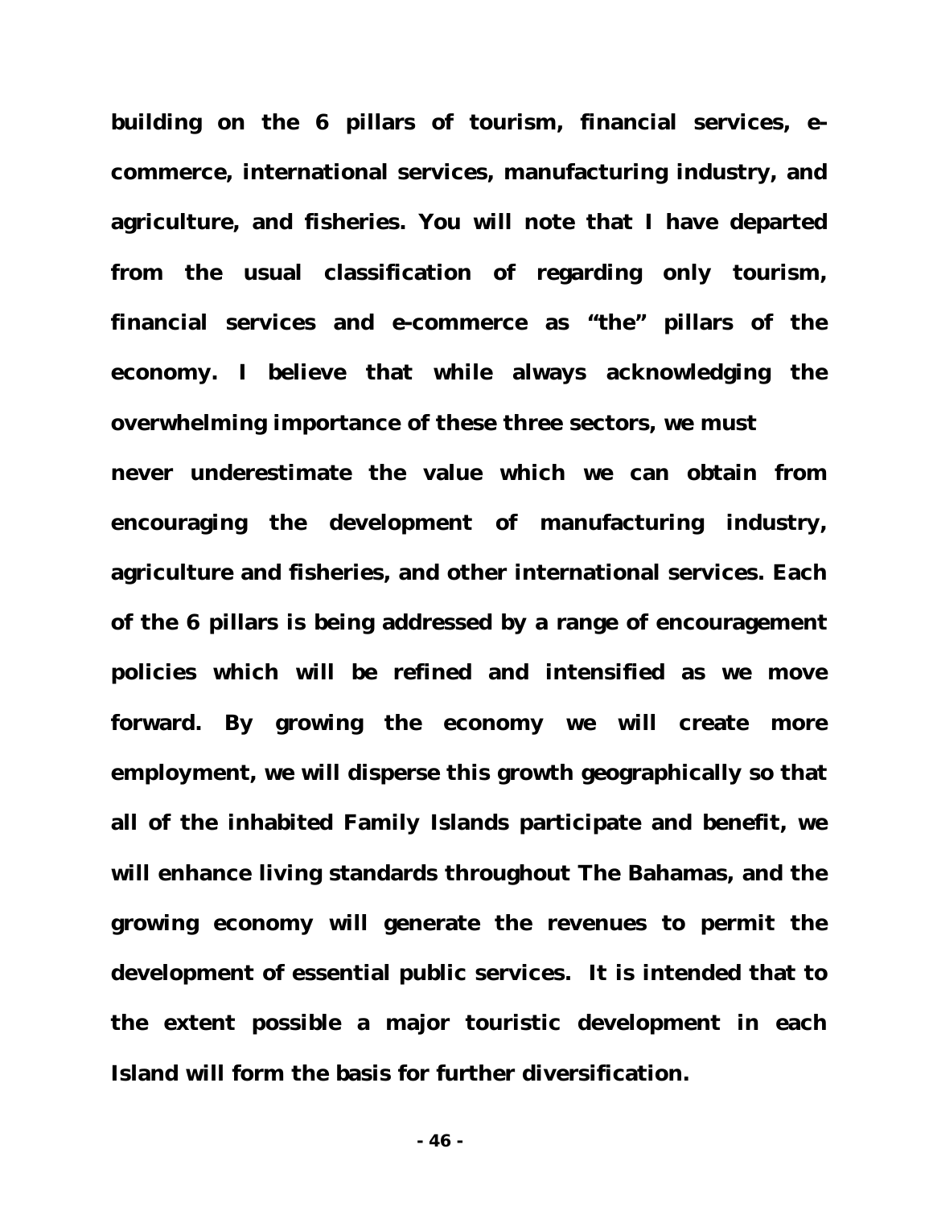**building on the 6 pillars of tourism, financial services, e-commerce, international services, manufacturing industry, and agriculture, and fisheries. You will note that I have departed from the usual classification of regarding only tourism, financial services and e-commerce as "the" pillars of the economy. I believe that while always acknowledging the overwhelming importance of these three sectors, we must never underestimate the value which we can obtain from encouraging the development of manufacturing industry, agriculture and fisheries, and other international services. Each of the 6 pillars is being addressed by a range of encouragement policies which will be refined and intensified as we move forward. By growing the economy we will create more employment, we will disperse this growth geographically so that all of the inhabited Family Islands participate and benefit, we will enhance living standards throughout The Bahamas, and the growing economy will generate the revenues to permit the development of essential public services. It is intended that to the extent possible a major touristic development in each Island will form the basis for further diversification.**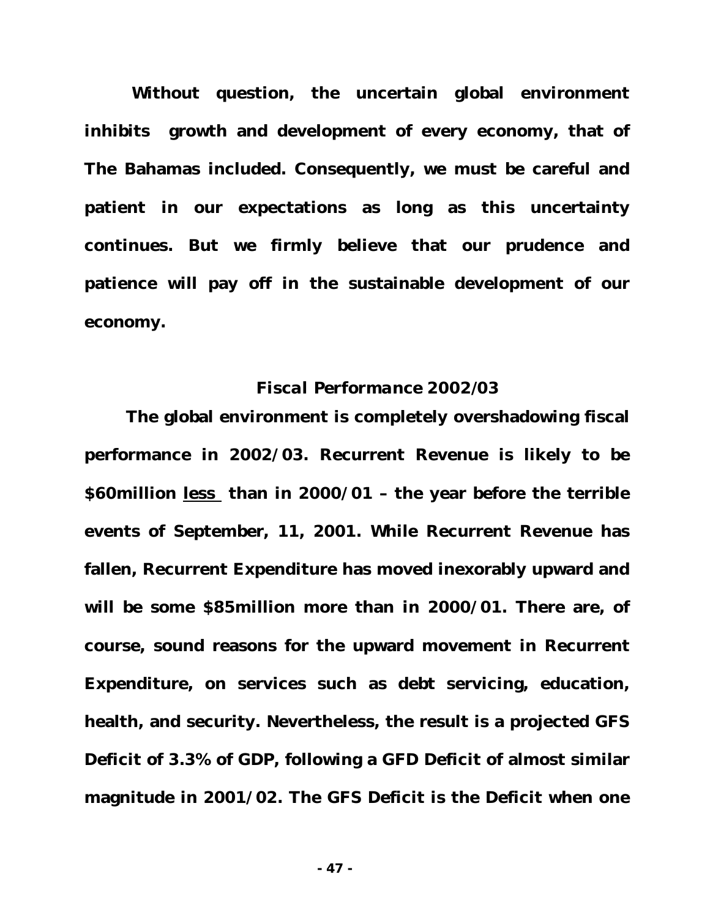**Without question, the uncertain global environment inhibits growth and development of every economy, that of The Bahamas included. Consequently, we must be careful and patient in our expectations as long as this uncertainty continues. But we firmly believe that our prudence and patience will pay off in the sustainable development of our economy.**

### *Fiscal Performance 2002/03*

**The global environment is completely overshadowing fiscal performance in 2002/03. Recurrent Revenue is likely to be \$60million <u>less</u> than in 2000/01 – the year before the terrible events of September, 11, 2001. While Recurrent Revenue has fallen, Recurrent Expenditure has moved inexorably upward and will be some \$85million more than in 2000/01. There are, of course, sound reasons for the upward movement in Recurrent Expenditure, on services such as debt servicing, education, health, and security. Nevertheless, the result is a projected GFS Deficit of 3.3% of GDP, following a GFD Deficit of almost similar magnitude in 2001/02. The GFS Deficit is the Deficit when one**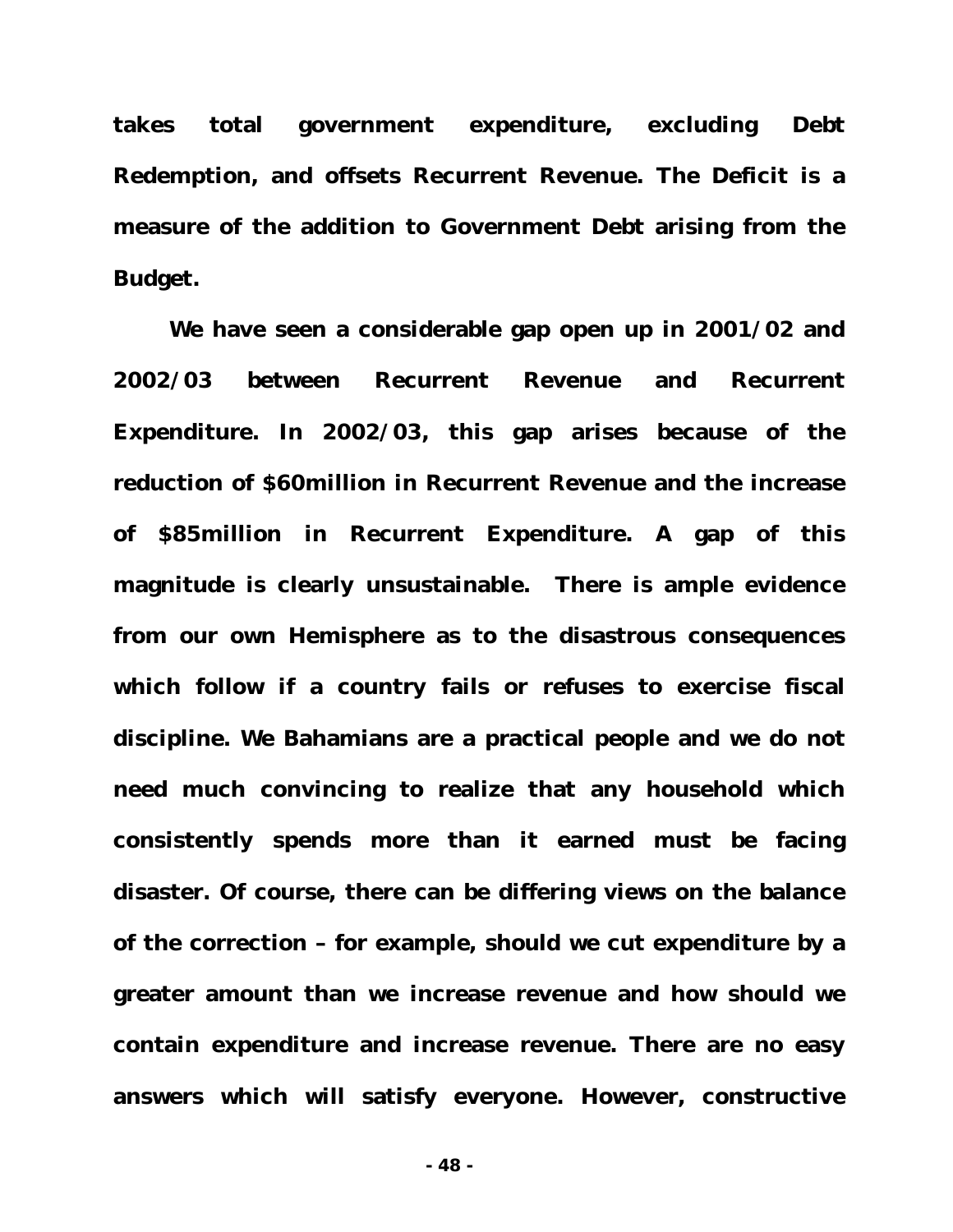**takes total government expenditure, excluding Debt Redemption, and offsets Recurrent Revenue. The Deficit is a measure of the addition to Government Debt arising from the Budget.**

**We have seen a considerable gap open up in 2001/02 and 2002/03 between Recurrent Revenue and Recurrent Expenditure. In 2002/03, this gap arises because of the reduction of $60million in Recurrent Revenue and the increase of $85million in Recurrent Expenditure. A gap of this magnitude is clearly unsustainable. There is ample evidence from our own Hemisphere as to the disastrous consequences which follow if a country fails or refuses to exercise fiscal discipline. We Bahamians are a practical people and we do not need much convincing to realize that any household which consistently spends more than it earned must be facing disaster. Of course, there can be differing views on the balance of the correction – for example, should we cut expenditure by a greater amount than we increase revenue and how should we contain expenditure and increase revenue. There are no easy answers which will satisfy everyone. However, constructive**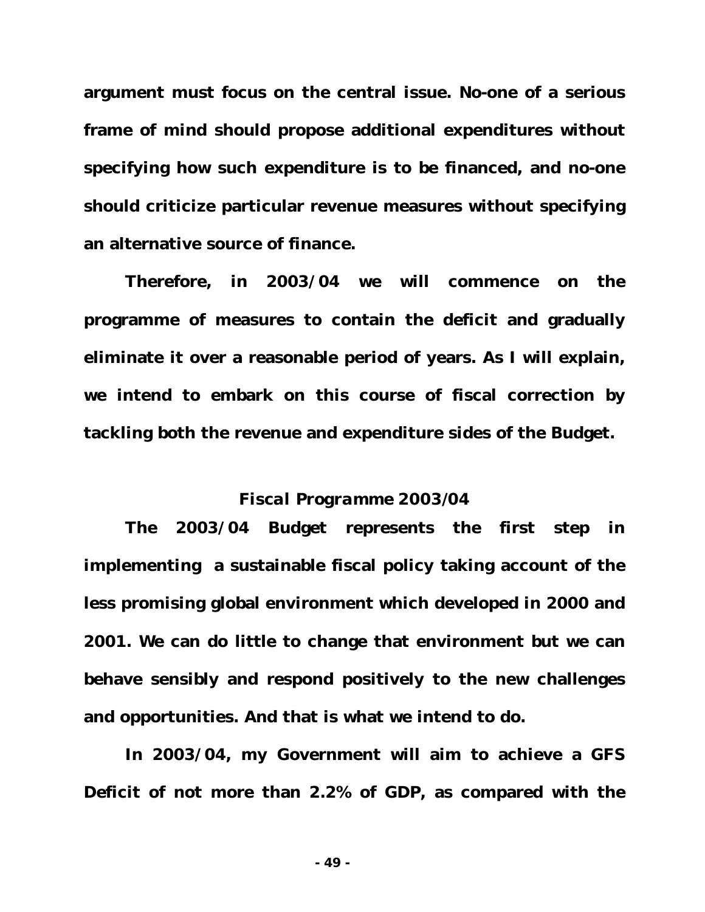**argument must focus on the central issue. No-one of a serious frame of mind should propose additional expenditures without specifying how such expenditure is to be financed, and no-one should criticize particular revenue measures without specifying an alternative source of finance.**

**Therefore, in 2003/04 we will commence on the programme of measures to contain the deficit and gradually eliminate it over a reasonable period of years. As I will explain, we intend to embark on this course of fiscal correction by tackling both the revenue and expenditure sides of the Budget.**

### ***Fiscal Programme 2003/04***

**The 2003/04 Budget represents the first step in implementing a sustainable fiscal policy taking account of the less promising global environment which developed in 2000 and 2001. We can do little to change that environment but we can behave sensibly and respond positively to the new challenges and opportunities. And that is what we intend to do.**

**In 2003/04, my Government will aim to achieve a GFS Deficit of not more than 2.2% of GDP, as compared with the**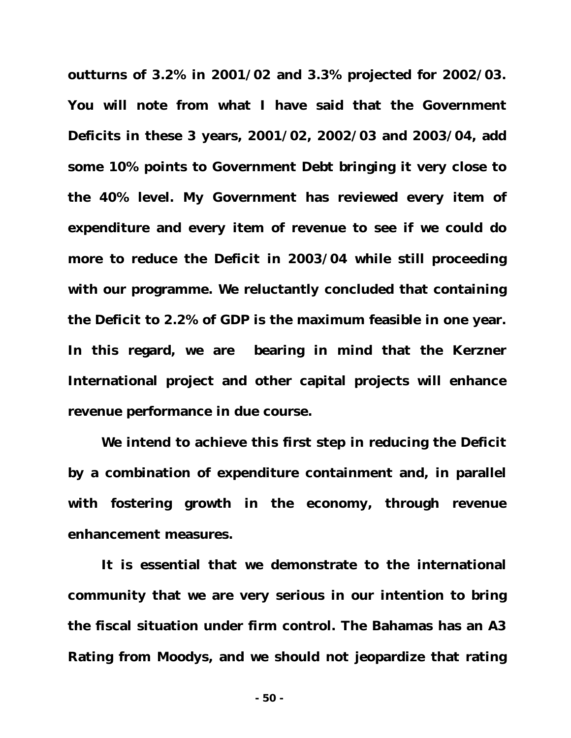**outturns of 3.2% in 2001/02 and 3.3% projected for 2002/03. You will note from what I have said that the Government Deficits in these 3 years, 2001/02, 2002/03 and 2003/04, add some 10% points to Government Debt bringing it very close to the 40% level. My Government has reviewed every item of expenditure and every item of revenue to see if we could do more to reduce the Deficit in 2003/04 while still proceeding with our programme. We reluctantly concluded that containing the Deficit to 2.2% of GDP is the maximum feasible in one year. In this regard, we are bearing in mind that the Kerzner International project and other capital projects will enhance revenue performance in due course.**

**We intend to achieve this first step in reducing the Deficit by a combination of expenditure containment and, in parallel with fostering growth in the economy, through revenue enhancement measures.**

**It is essential that we demonstrate to the international community that we are very serious in our intention to bring the fiscal situation under firm control. The Bahamas has an A3 Rating from Moodys, and we should not jeopardize that rating**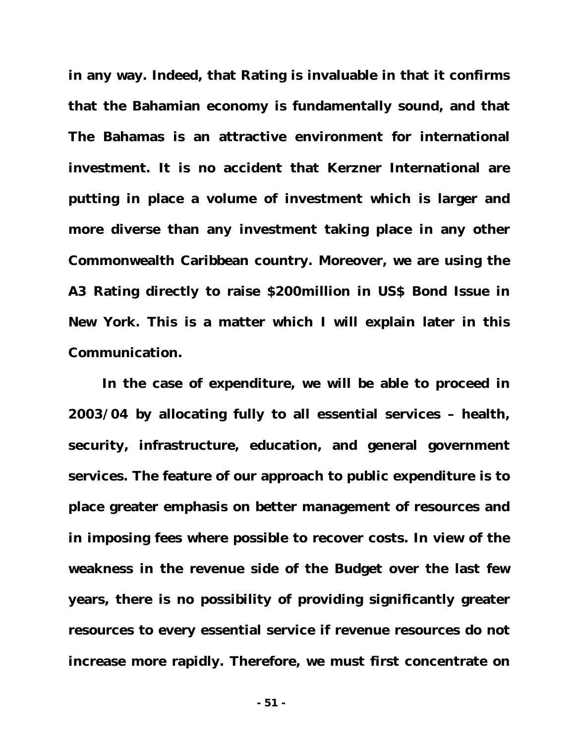**in any way. Indeed, that Rating is invaluable in that it confirms that the Bahamian economy is fundamentally sound, and that The Bahamas is an attractive environment for international investment. It is no accident that Kerzner International are putting in place a volume of investment which is larger and more diverse than any investment taking place in any other Commonwealth Caribbean country. Moreover, we are using the A3 Rating directly to raise $200million in US$ Bond Issue in New York. This is a matter which I will explain later in this Communication.**

**In the case of expenditure, we will be able to proceed in 2003/04 by allocating fully to all essential services – health, security, infrastructure, education, and general government services. The feature of our approach to public expenditure is to place greater emphasis on better management of resources and in imposing fees where possible to recover costs. In view of the weakness in the revenue side of the Budget over the last few years, there is no possibility of providing significantly greater resources to every essential service if revenue resources do not increase more rapidly. Therefore, we must first concentrate on**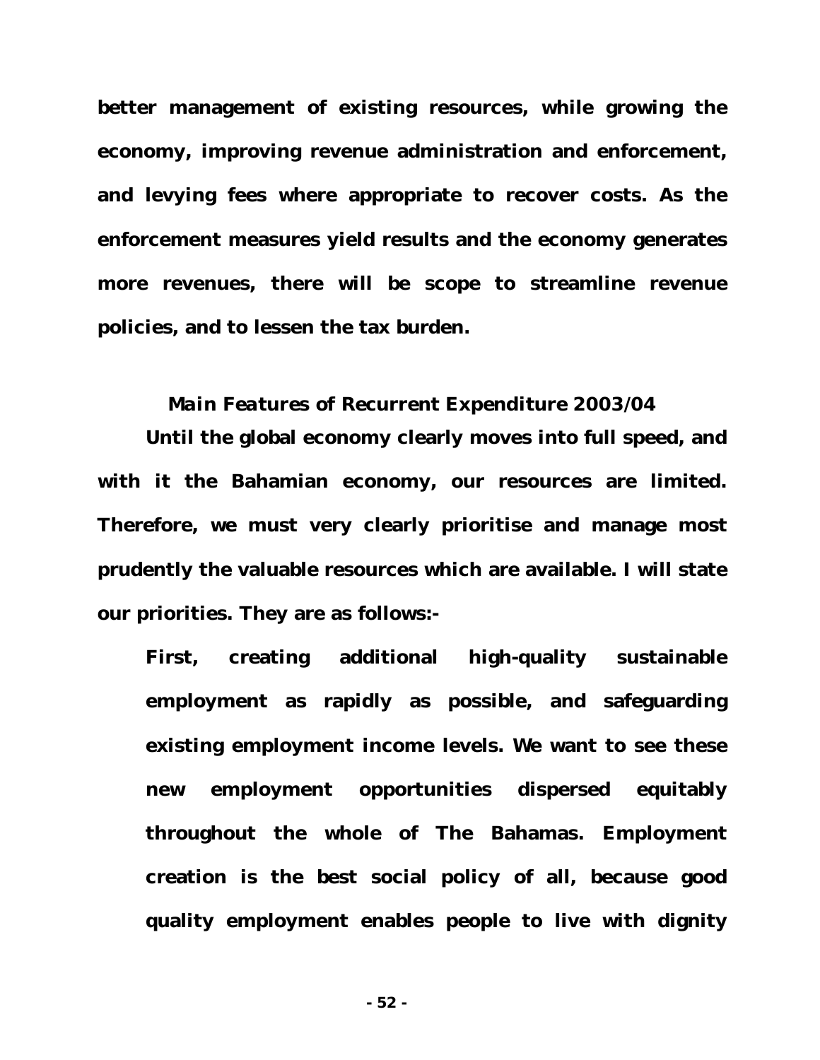**better management of existing resources, while growing the economy, improving revenue administration and enforcement, and levying fees where appropriate to recover costs. As the enforcement measures yield results and the economy generates more revenues, there will be scope to streamline revenue policies, and to lessen the tax burden.**

### *Main Features of Recurrent Expenditure 2003/04*

**Until the global economy clearly moves into full speed, and with it the Bahamian economy, our resources are limited. Therefore, we must very clearly prioritise and manage most prudently the valuable resources which are available. I will state our priorities. They are as follows:-**

> **First, creating additional high-quality sustainable employment as rapidly as possible, and safeguarding existing employment income levels. We want to see these new employment opportunities dispersed equitably throughout the whole of The Bahamas. Employment creation is the best social policy of all, because good quality employment enables people to live with dignity**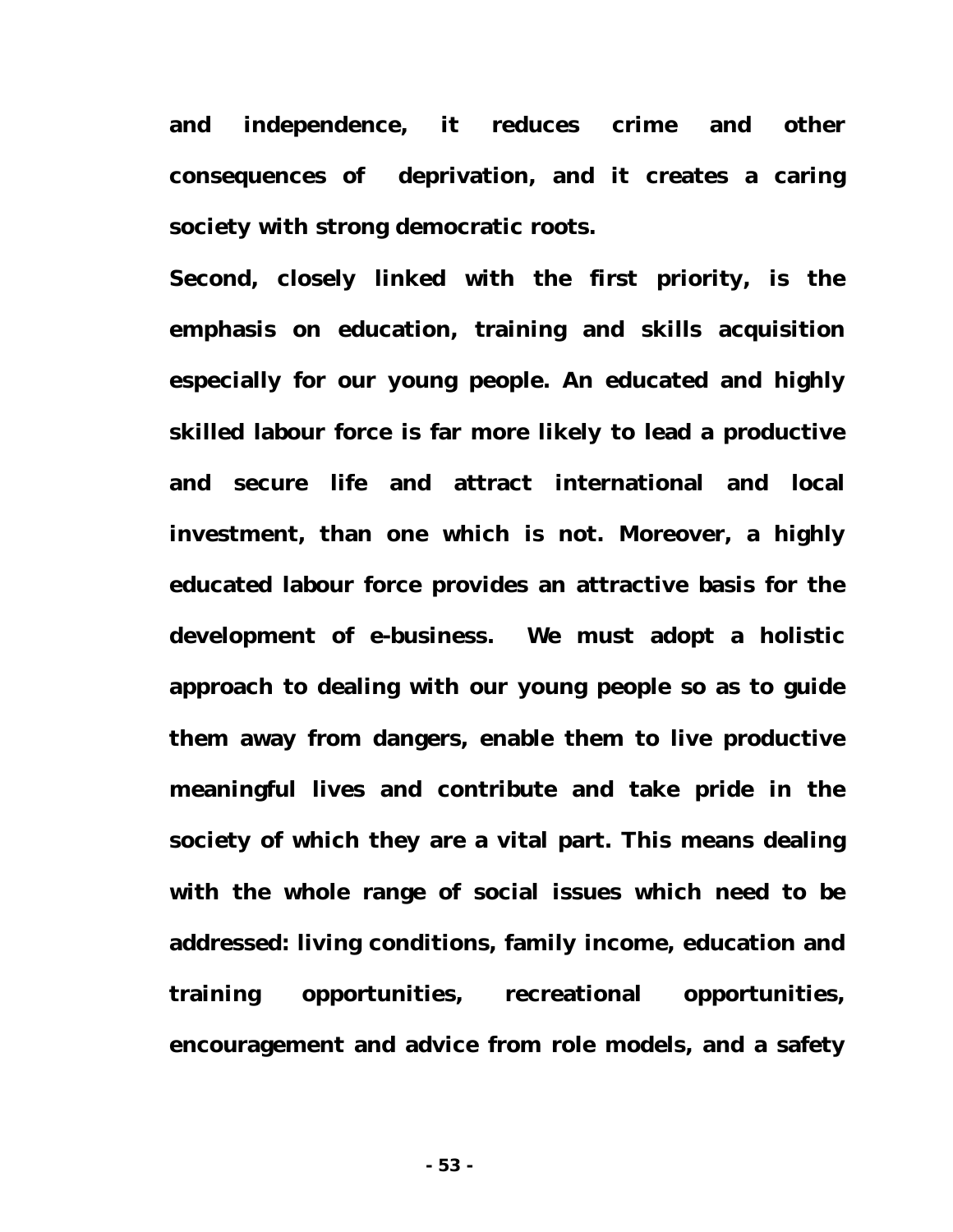**and independence, it reduces crime and other consequences of deprivation, and it creates a caring society with strong democratic roots.**

**Second, closely linked with the first priority, is the emphasis on education, training and skills acquisition especially for our young people. An educated and highly skilled labour force is far more likely to lead a productive and secure life and attract international and local investment, than one which is not. Moreover, a highly educated labour force provides an attractive basis for the development of e-business. We must adopt a holistic approach to dealing with our young people so as to guide them away from dangers, enable them to live productive meaningful lives and contribute and take pride in the society of which they are a vital part. This means dealing with the whole range of social issues which need to be addressed: living conditions, family income, education and training opportunities, recreational opportunities, encouragement and advice from role models, and a safety**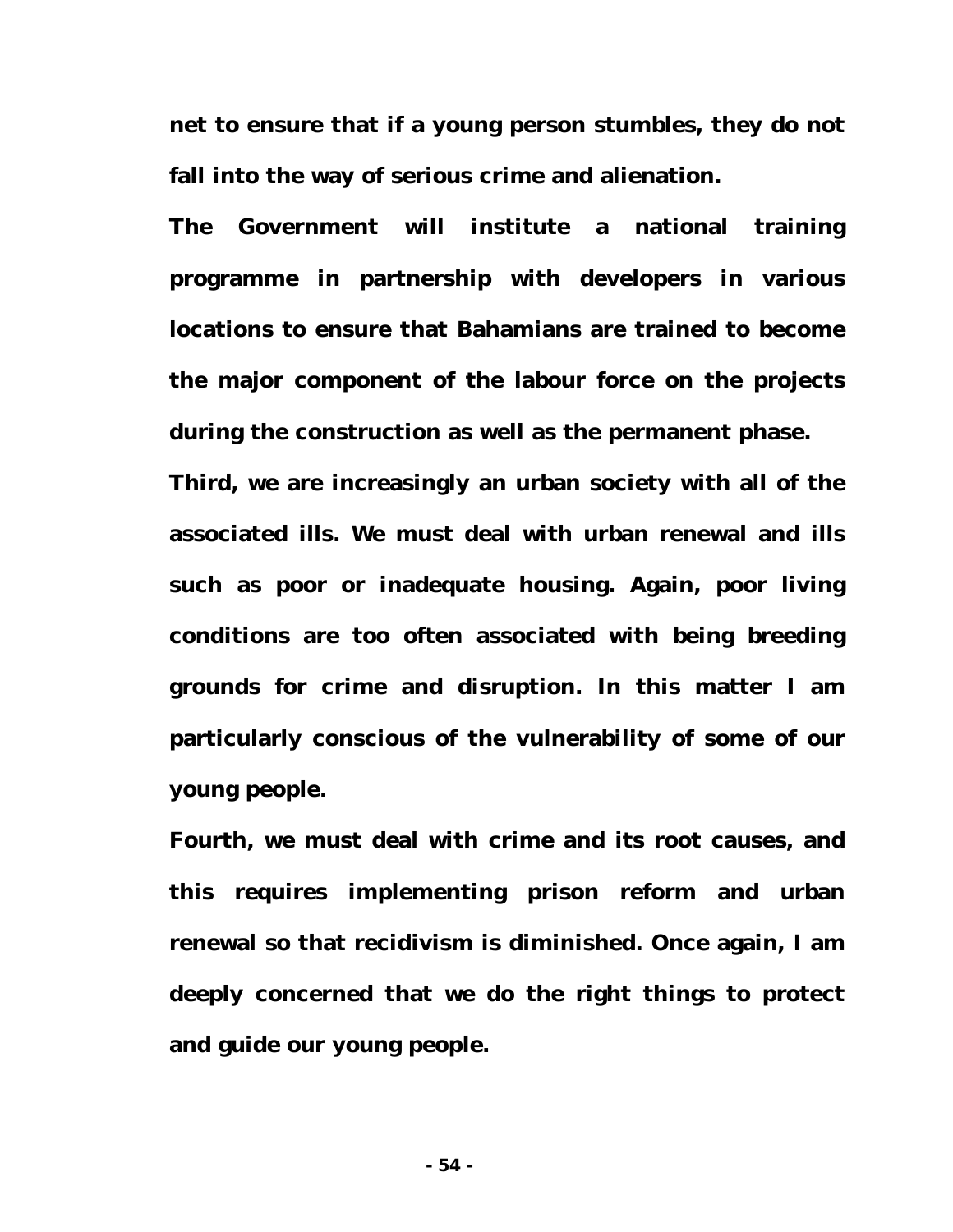**net to ensure that if a young person stumbles, they do not fall into the way of serious crime and alienation.**

**The Government will institute a national training programme in partnership with developers in various locations to ensure that Bahamians are trained to become the major component of the labour force on the projects during the construction as well as the permanent phase.**

**Third, we are increasingly an urban society with all of the associated ills. We must deal with urban renewal and ills such as poor or inadequate housing. Again, poor living conditions are too often associated with being breeding grounds for crime and disruption. In this matter I am particularly conscious of the vulnerability of some of our young people.**

**Fourth, we must deal with crime and its root causes, and this requires implementing prison reform and urban renewal so that recidivism is diminished. Once again, I am deeply concerned that we do the right things to protect and guide our young people.**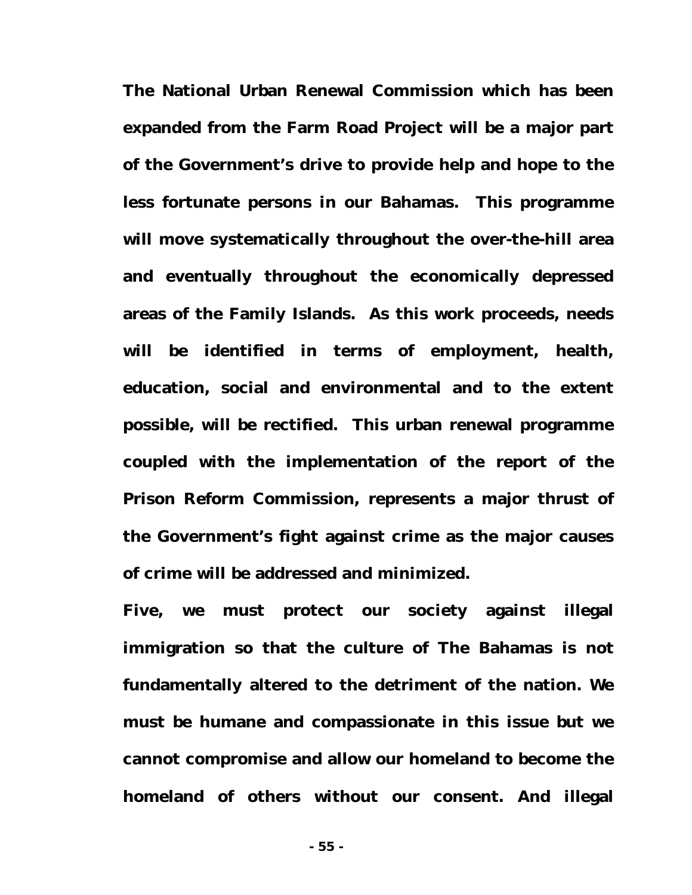**The National Urban Renewal Commission which has been expanded from the Farm Road Project will be a major part of the Government's drive to provide help and hope to the less fortunate persons in our Bahamas. This programme will move systematically throughout the over-the-hill area and eventually throughout the economically depressed areas of the Family Islands. As this work proceeds, needs will be identified in terms of employment, health, education, social and environmental and to the extent possible, will be rectified. This urban renewal programme coupled with the implementation of the report of the Prison Reform Commission, represents a major thrust of the Government's fight against crime as the major causes of crime will be addressed and minimized.**

**Five, we must protect our society against illegal immigration so that the culture of The Bahamas is not fundamentally altered to the detriment of the nation. We must be humane and compassionate in this issue but we cannot compromise and allow our homeland to become the homeland of others without our consent. And illegal**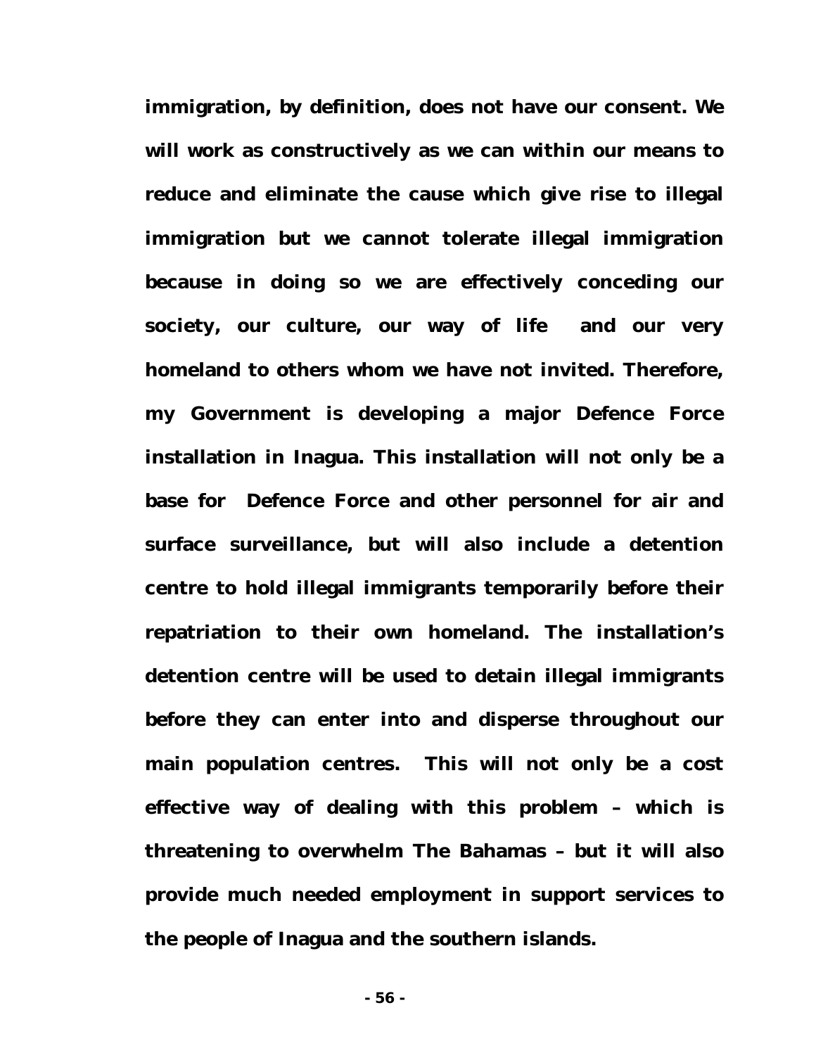**immigration, by definition, does not have our consent. We will work as constructively as we can within our means to reduce and eliminate the cause which give rise to illegal immigration but we cannot tolerate illegal immigration because in doing so we are effectively conceding our society, our culture, our way of life and our very homeland to others whom we have not invited. Therefore, my Government is developing a major Defence Force installation in Inagua. This installation will not only be a base for Defence Force and other personnel for air and surface surveillance, but will also include a detention centre to hold illegal immigrants temporarily before their repatriation to their own homeland. The installation's detention centre will be used to detain illegal immigrants before they can enter into and disperse throughout our main population centres. This will not only be a cost effective way of dealing with this problem – which is threatening to overwhelm The Bahamas – but it will also provide much needed employment in support services to the people of Inagua and the southern islands.**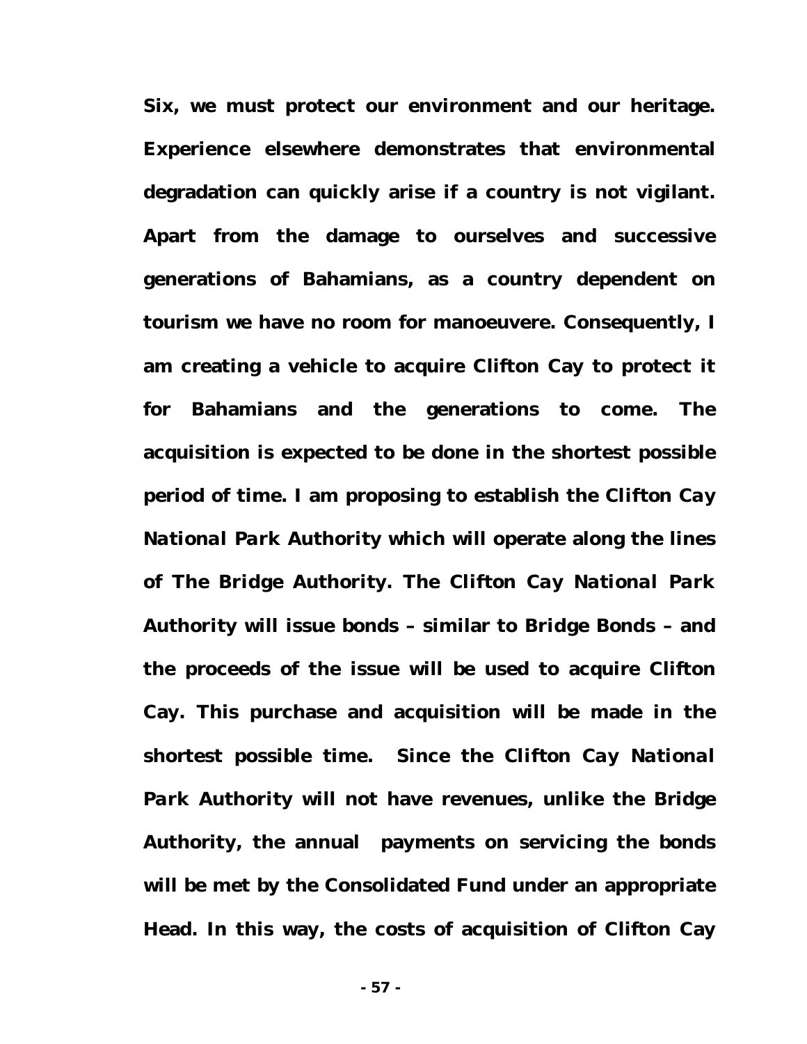**Six, we must protect our environment and our heritage. Experience elsewhere demonstrates that environmental degradation can quickly arise if a country is not vigilant. Apart from the damage to ourselves and successive generations of Bahamians, as a country dependent on tourism we have no room for manoeuvere. Consequently, I am creating a vehicle to acquire Clifton Cay to protect it for Bahamians and the generations to come. The acquisition is expected to be done in the shortest possible period of time. I am proposing to establish the *Clifton Cay National Park Authority* which will operate along the lines of The Bridge Authority. The *Clifton Cay National Park* Authority will issue bonds – similar to Bridge Bonds – and the proceeds of the issue will be used to acquire Clifton Cay. This purchase and acquisition will be made in the shortest possible time. Since the *Clifton Cay National Park* Authority will not have revenues, unlike the Bridge Authority, the annual payments on servicing the bonds will be met by the Consolidated Fund under an appropriate Head. In this way, the costs of acquisition of Clifton Cay**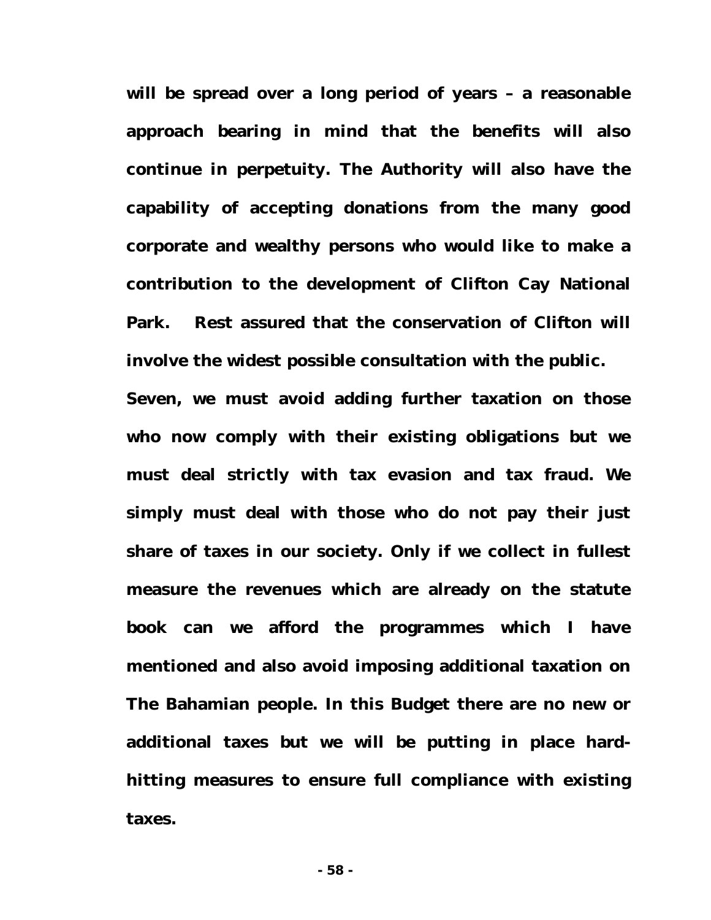**will be spread over a long period of years – a reasonable approach bearing in mind that the benefits will also continue in perpetuity. The Authority will also have the capability of accepting donations from the many good corporate and wealthy persons who would like to make a contribution to the development of Clifton Cay National Park. Rest assured that the conservation of Clifton will involve the widest possible consultation with the public.**

**Seven, we must avoid adding further taxation on those who now comply with their existing obligations but we must deal strictly with tax evasion and tax fraud. We simply must deal with those who do not pay their just share of taxes in our society. Only if we collect in fullest measure the revenues which are already on the statute book can we afford the programmes which I have mentioned and also avoid imposing additional taxation on The Bahamian people. In this Budget there are no new or additional taxes but we will be putting in place hard-hitting measures to ensure full compliance with existing taxes.**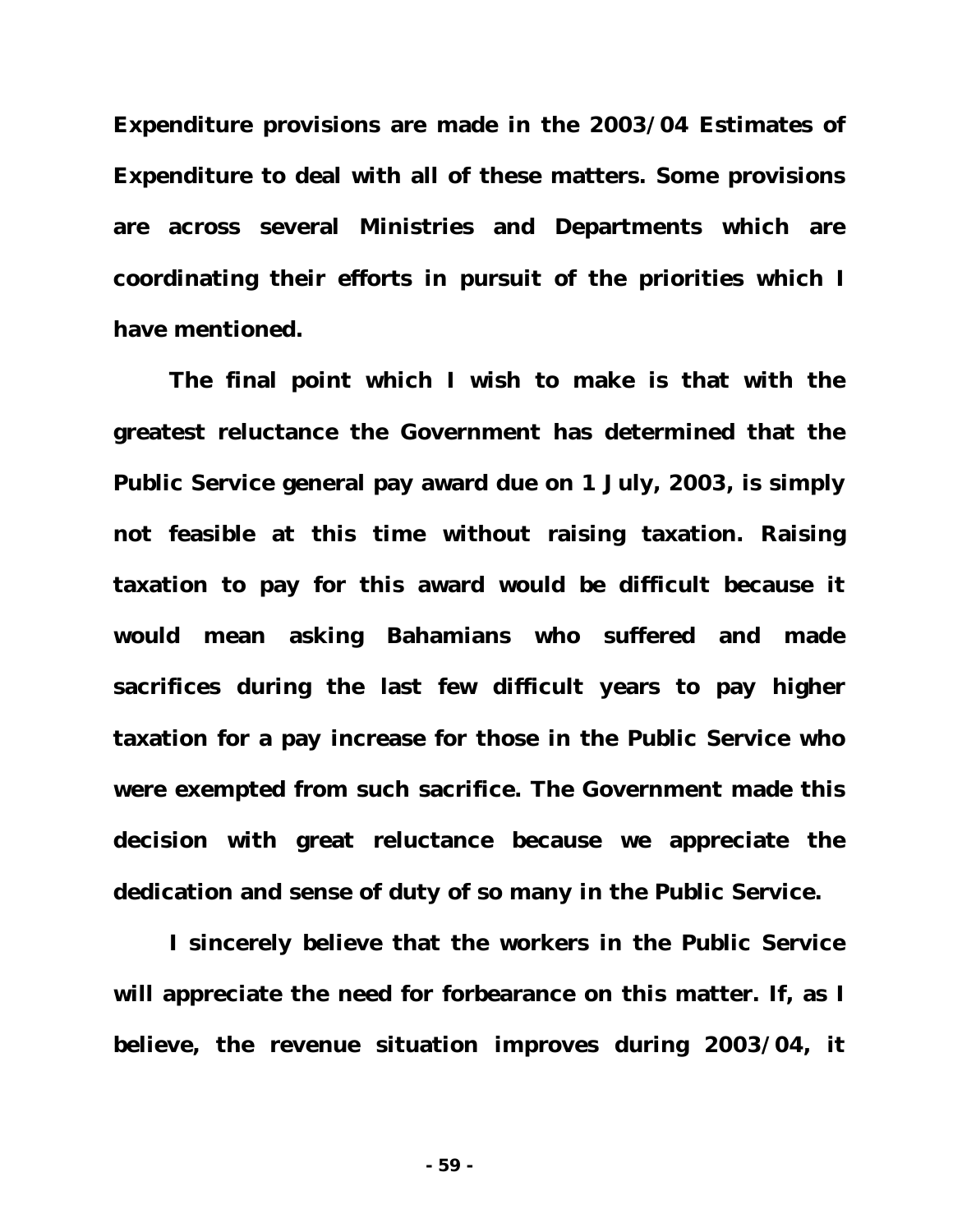**Expenditure provisions are made in the 2003/04 Estimates of Expenditure to deal with all of these matters. Some provisions are across several Ministries and Departments which are coordinating their efforts in pursuit of the priorities which I have mentioned.**

**The final point which I wish to make is that with the greatest reluctance the Government has determined that the Public Service general pay award due on 1 July, 2003, is simply not feasible at this time without raising taxation. Raising taxation to pay for this award would be difficult because it would mean asking Bahamians who suffered and made sacrifices during the last few difficult years to pay higher taxation for a pay increase for those in the Public Service who were exempted from such sacrifice. The Government made this decision with great reluctance because we appreciate the dedication and sense of duty of so many in the Public Service.**

**I sincerely believe that the workers in the Public Service will appreciate the need for forbearance on this matter. If, as I believe, the revenue situation improves during 2003/04, it**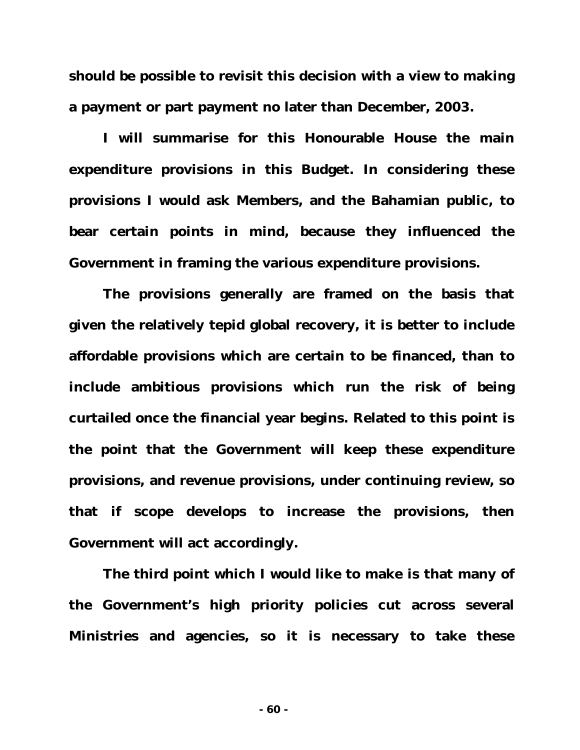**should be possible to revisit this decision with a view to making a payment or part payment no later than December, 2003.**

**I will summarise for this Honourable House the main expenditure provisions in this Budget. In considering these provisions I would ask Members, and the Bahamian public, to bear certain points in mind, because they influenced the Government in framing the various expenditure provisions.**

**The provisions generally are framed on the basis that given the relatively tepid global recovery, it is better to include affordable provisions which are certain to be financed, than to include ambitious provisions which run the risk of being curtailed once the financial year begins. Related to this point is the point that the Government will keep these expenditure provisions, and revenue provisions, under continuing review, so that if scope develops to increase the provisions, then Government will act accordingly.**

**The third point which I would like to make is that many of the Government's high priority policies cut across several Ministries and agencies, so it is necessary to take these**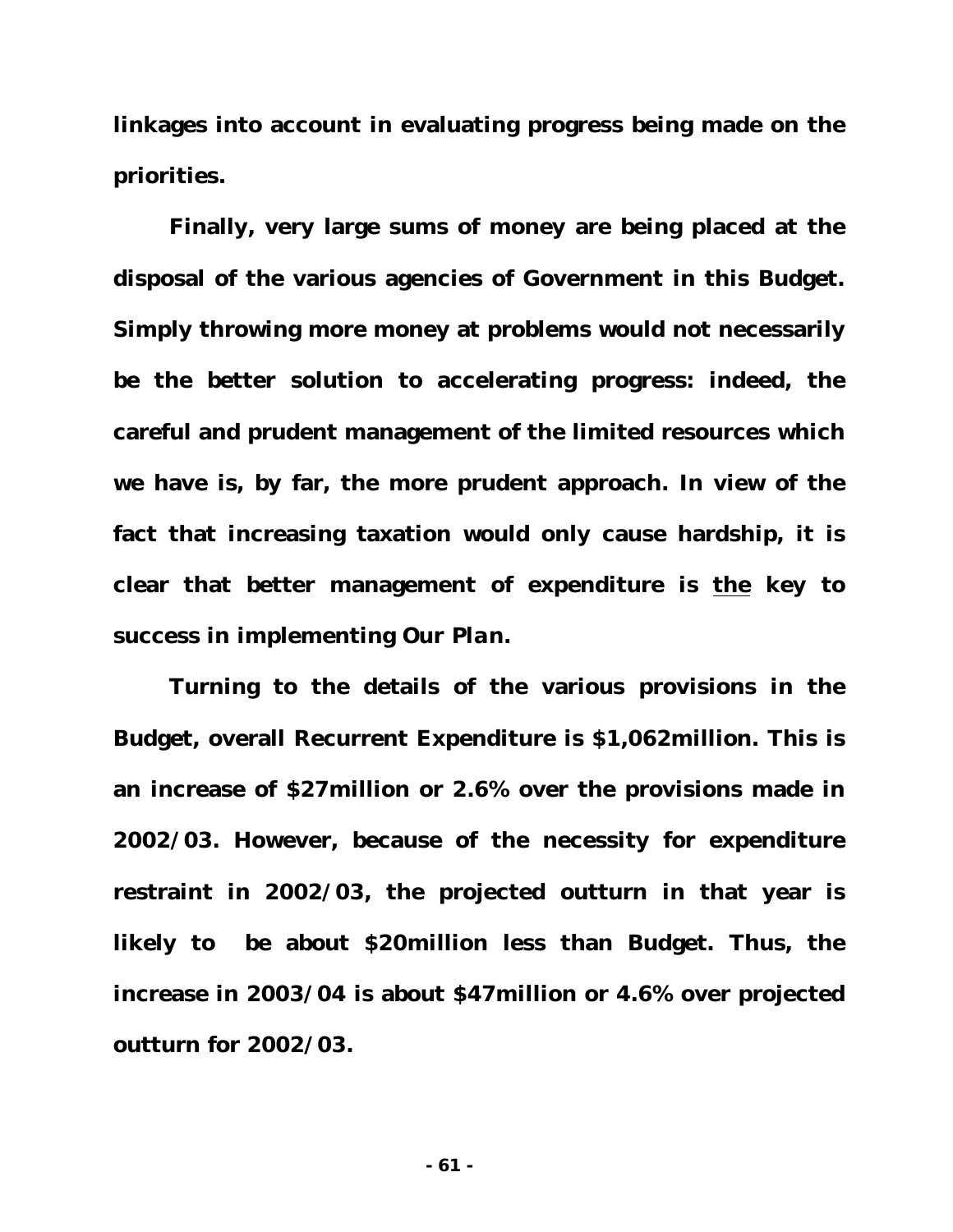**linkages into account in evaluating progress being made on the priorities.**

**Finally, very large sums of money are being placed at the disposal of the various agencies of Government in this Budget. Simply throwing more money at problems would not necessarily be the better solution to accelerating progress: indeed, the careful and prudent management of the limited resources which we have is, by far, the more prudent approach. In view of the fact that increasing taxation would only cause hardship, it is clear that better management of expenditure is <u>the</u> key to success in implementing *Our Plan*.**

**Turning to the details of the various provisions in the Budget, overall Recurrent Expenditure is $1,062million. This is an increase of $27million or 2.6% over the provisions made in 2002/03. However, because of the necessity for expenditure restraint in 2002/03, the projected outturn in that year is likely to be about $20million less than Budget. Thus, the increase in 2003/04 is about $47million or 4.6% over projected outturn for 2002/03.**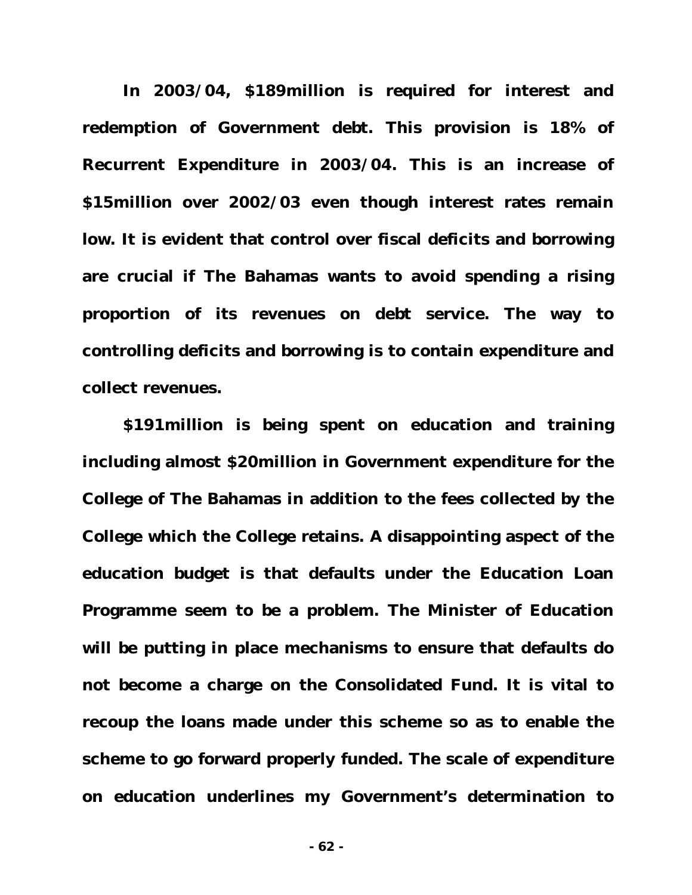**In 2003/04, $189million is required for interest and redemption of Government debt. This provision is 18% of Recurrent Expenditure in 2003/04. This is an increase of $15million over 2002/03 even though interest rates remain low. It is evident that control over fiscal deficits and borrowing are crucial if The Bahamas wants to avoid spending a rising proportion of its revenues on debt service. The way to controlling deficits and borrowing is to contain expenditure and collect revenues.**

**$191million is being spent on education and training including almost $20million in Government expenditure for the College of The Bahamas in addition to the fees collected by the College which the College retains. A disappointing aspect of the education budget is that defaults under the Education Loan Programme seem to be a problem. The Minister of Education will be putting in place mechanisms to ensure that defaults do not become a charge on the Consolidated Fund. It is vital to recoup the loans made under this scheme so as to enable the scheme to go forward properly funded. The scale of expenditure on education underlines my Government's determination to**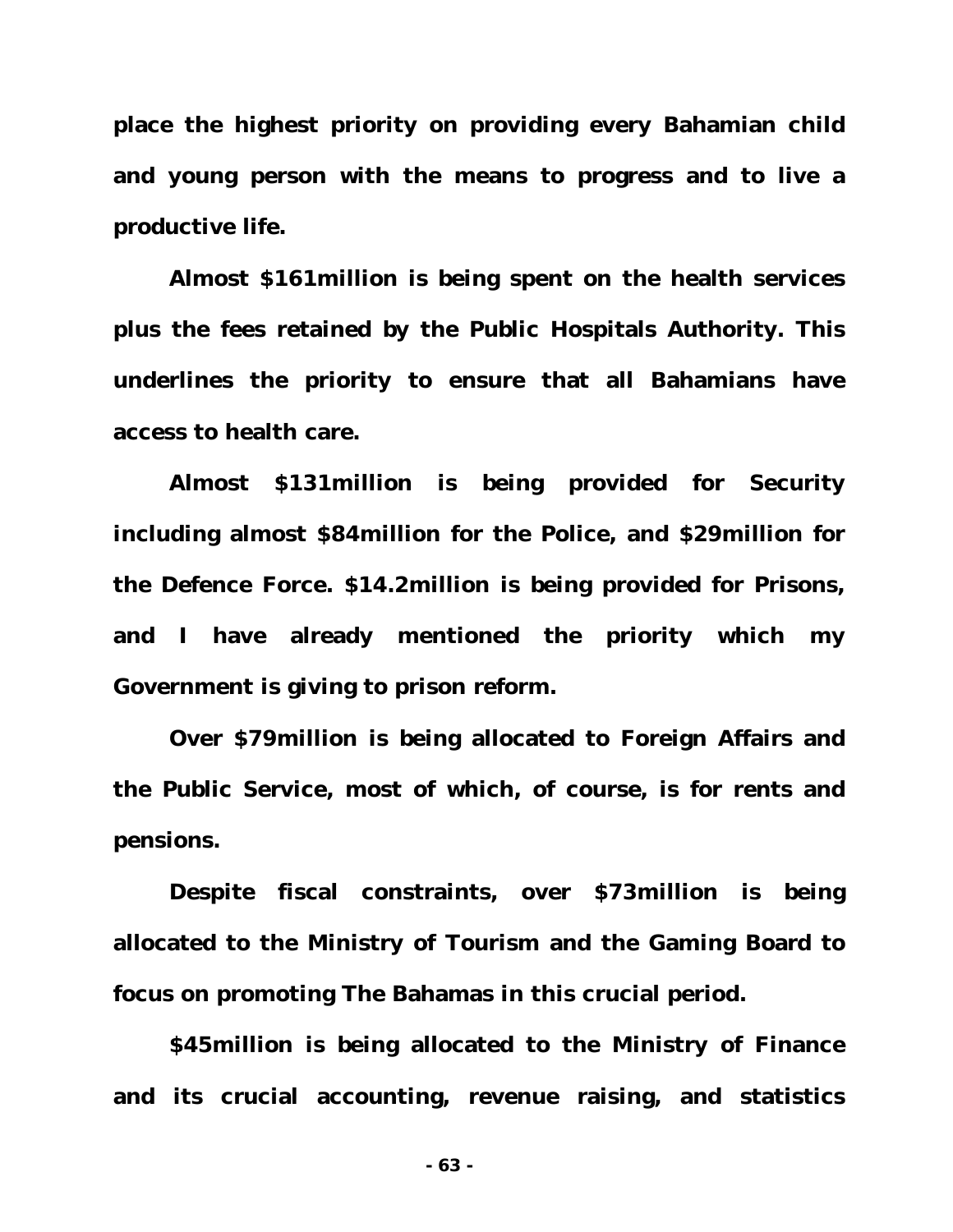**place the highest priority on providing every Bahamian child and young person with the means to progress and to live a productive life.**

**Almost $161million is being spent on the health services plus the fees retained by the Public Hospitals Authority. This underlines the priority to ensure that all Bahamians have access to health care.**

**Almost $131million is being provided for Security including almost $84million for the Police, and $29million for the Defence Force. $14.2million is being provided for Prisons, and I have already mentioned the priority which my Government is giving to prison reform.**

**Over $79million is being allocated to Foreign Affairs and the Public Service, most of which, of course, is for rents and pensions.**

**Despite fiscal constraints, over $73million is being allocated to the Ministry of Tourism and the Gaming Board to focus on promoting The Bahamas in this crucial period.**

**$45million is being allocated to the Ministry of Finance and its crucial accounting, revenue raising, and statistics**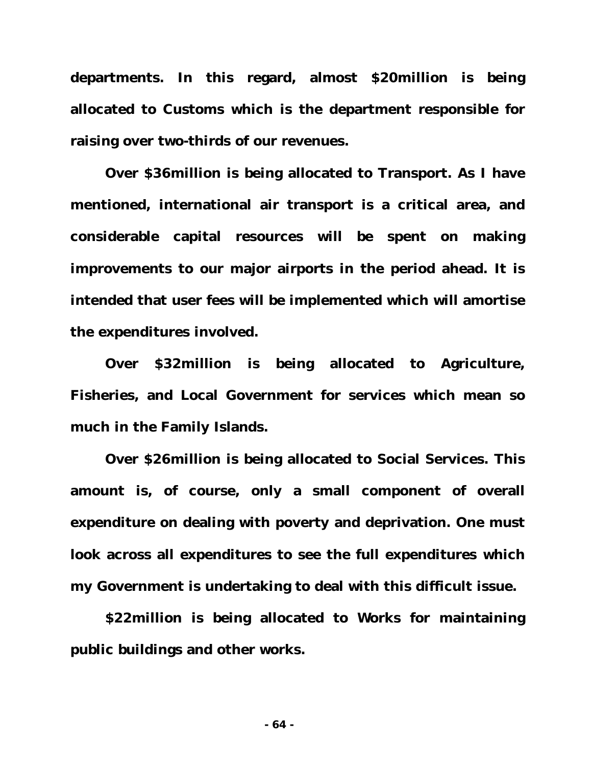**departments. In this regard, almost $20million is being allocated to Customs which is the department responsible for raising over two-thirds of our revenues.**

**Over $36million is being allocated to Transport. As I have mentioned, international air transport is a critical area, and considerable capital resources will be spent on making improvements to our major airports in the period ahead. It is intended that user fees will be implemented which will amortise the expenditures involved.**

**Over $32million is being allocated to Agriculture, Fisheries, and Local Government for services which mean so much in the Family Islands.**

**Over $26million is being allocated to Social Services. This amount is, of course, only a small component of overall expenditure on dealing with poverty and deprivation. One must look across all expenditures to see the full expenditures which my Government is undertaking to deal with this difficult issue.**

**$22million is being allocated to Works for maintaining public buildings and other works.**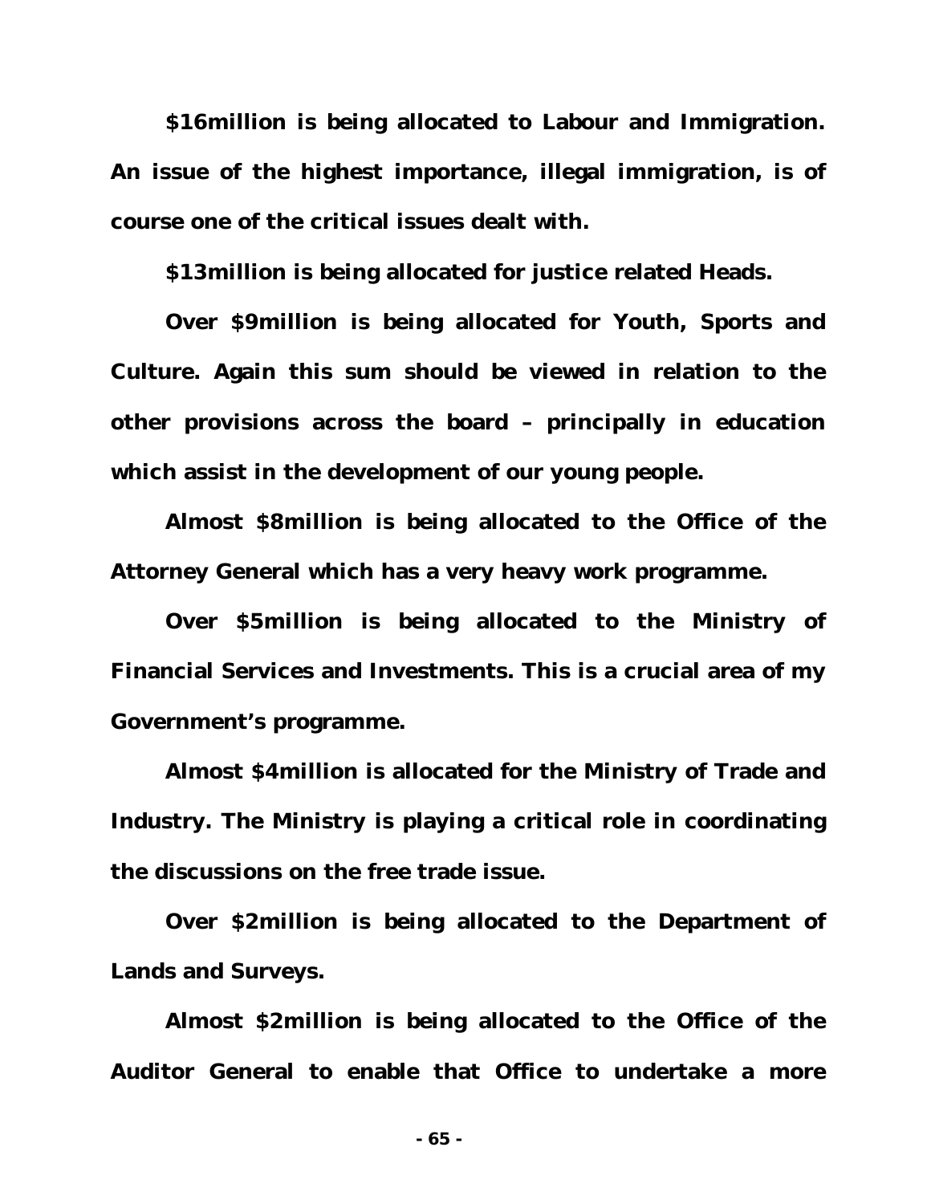**$16million is being allocated to Labour and Immigration. An issue of the highest importance, illegal immigration, is of course one of the critical issues dealt with.**

**$13million is being allocated for justice related Heads.**

**Over $9million is being allocated for Youth, Sports and Culture. Again this sum should be viewed in relation to the other provisions across the board – principally in education which assist in the development of our young people.**

**Almost $8million is being allocated to the Office of the Attorney General which has a very heavy work programme.**

**Over $5million is being allocated to the Ministry of Financial Services and Investments. This is a crucial area of my Government's programme.**

**Almost $4million is allocated for the Ministry of Trade and Industry. The Ministry is playing a critical role in coordinating the discussions on the free trade issue.**

**Over $2million is being allocated to the Department of Lands and Surveys.**

**Almost $2million is being allocated to the Office of the Auditor General to enable that Office to undertake a more**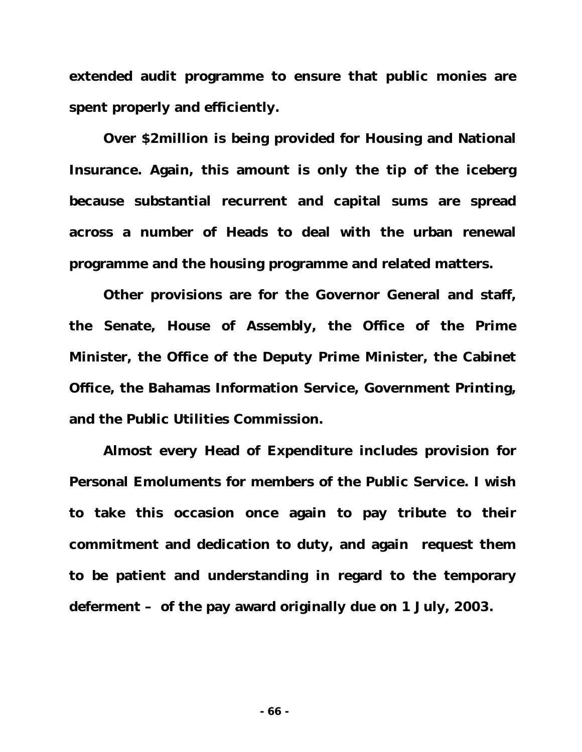**extended audit programme to ensure that public monies are spent properly and efficiently.**

**Over $2million is being provided for Housing and National Insurance. Again, this amount is only the tip of the iceberg because substantial recurrent and capital sums are spread across a number of Heads to deal with the urban renewal programme and the housing programme and related matters.**

**Other provisions are for the Governor General and staff, the Senate, House of Assembly, the Office of the Prime Minister, the Office of the Deputy Prime Minister, the Cabinet Office, the Bahamas Information Service, Government Printing, and the Public Utilities Commission.**

**Almost every Head of Expenditure includes provision for Personal Emoluments for members of the Public Service. I wish to take this occasion once again to pay tribute to their commitment and dedication to duty, and again request them to be patient and understanding in regard to the temporary deferment – of the pay award originally due on 1 July, 2003.**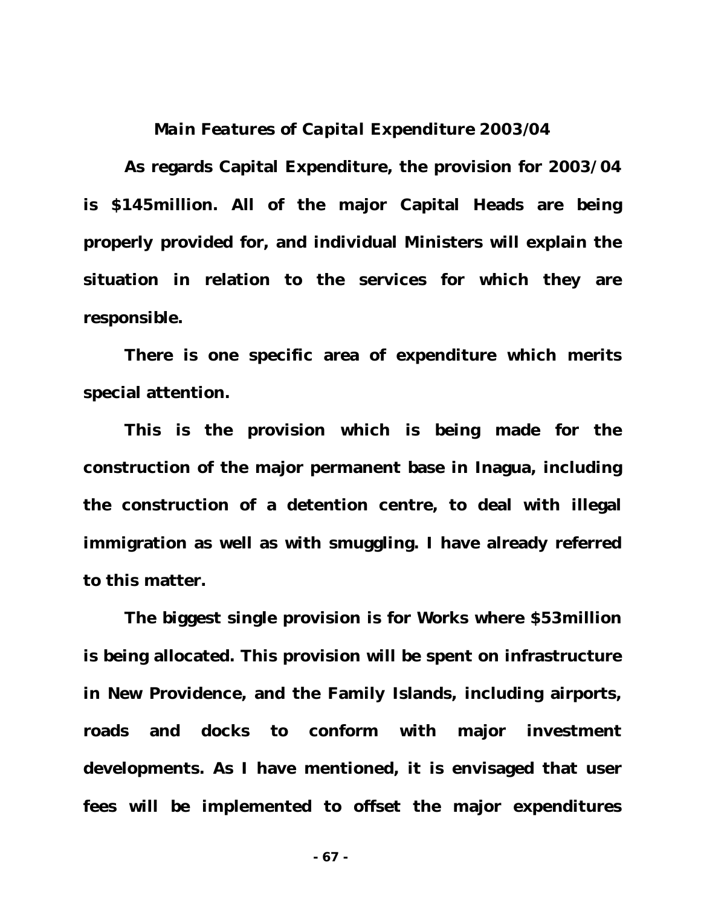### *Main Features of Capital Expenditure 2003/04*

**As regards Capital Expenditure, the provision for 2003/04 is $145million. All of the major Capital Heads are being properly provided for, and individual Ministers will explain the situation in relation to the services for which they are responsible.**

**There is one specific area of expenditure which merits special attention.**

**This is the provision which is being made for the construction of the major permanent base in Inagua, including the construction of a detention centre, to deal with illegal immigration as well as with smuggling. I have already referred to this matter.**

**The biggest single provision is for Works where $53million is being allocated. This provision will be spent on infrastructure in New Providence, and the Family Islands, including airports, roads and docks to conform with major investment developments. As I have mentioned, it is envisaged that user fees will be implemented to offset the major expenditures**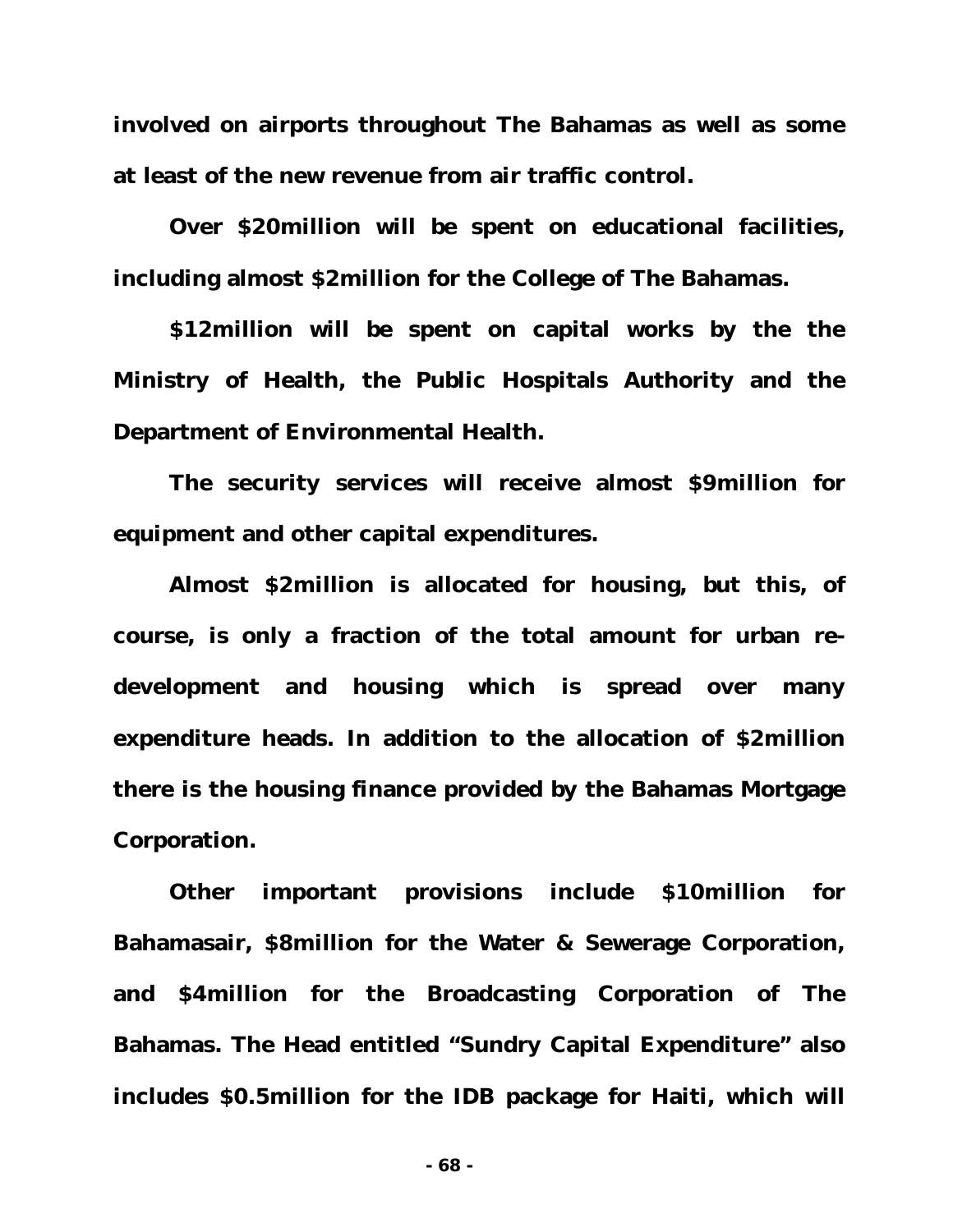**involved on airports throughout The Bahamas as well as some at least of the new revenue from air traffic control.**

**Over $20million will be spent on educational facilities, including almost $2million for the College of The Bahamas.**

**$12million will be spent on capital works by the the Ministry of Health, the Public Hospitals Authority and the Department of Environmental Health.**

**The security services will receive almost $9million for equipment and other capital expenditures.**

**Almost $2million is allocated for housing, but this, of course, is only a fraction of the total amount for urban re-development and housing which is spread over many expenditure heads. In addition to the allocation of $2million there is the housing finance provided by the Bahamas Mortgage Corporation.**

**Other important provisions include $10million for Bahamasair, $8million for the Water & Sewerage Corporation, and $4million for the Broadcasting Corporation of The Bahamas. The Head entitled "Sundry Capital Expenditure" also includes $0.5million for the IDB package for Haiti, which will**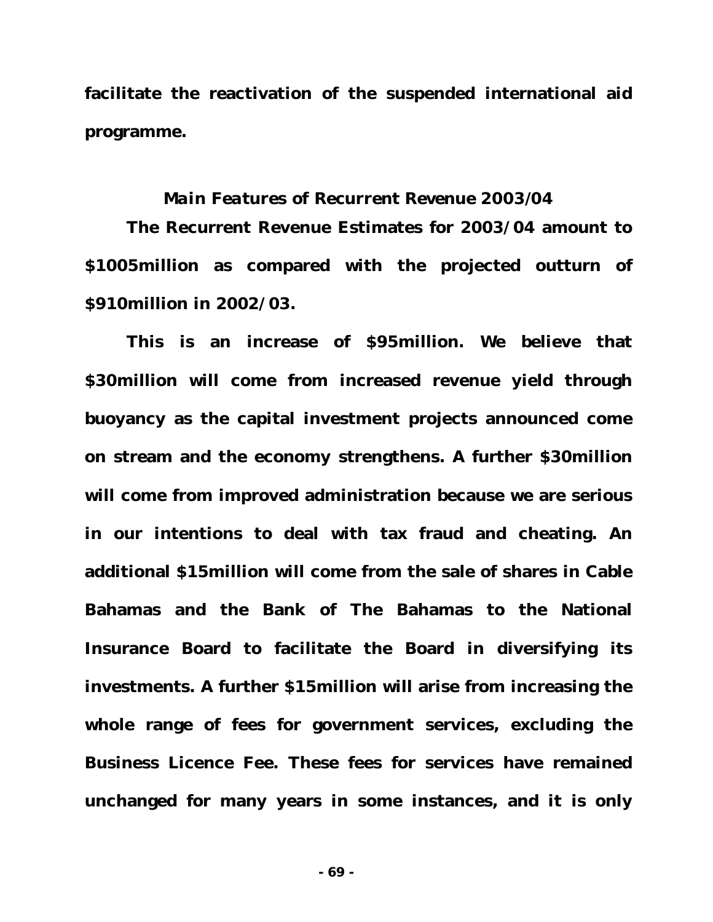**facilitate the reactivation of the suspended international aid programme.**

***Main Features of Recurrent Revenue 2003/04***

**The Recurrent Revenue Estimates for 2003/04 amount to $1005million as compared with the projected outturn of $910million in 2002/03.**

**This is an increase of $95million. We believe that $30million will come from increased revenue yield through buoyancy as the capital investment projects announced come on stream and the economy strengthens. A further $30million will come from improved administration because we are serious in our intentions to deal with tax fraud and cheating. An additional $15million will come from the sale of shares in Cable Bahamas and the Bank of The Bahamas to the National Insurance Board to facilitate the Board in diversifying its investments. A further $15million will arise from increasing the whole range of fees for government services, excluding the Business Licence Fee. These fees for services have remained unchanged for many years in some instances, and it is only**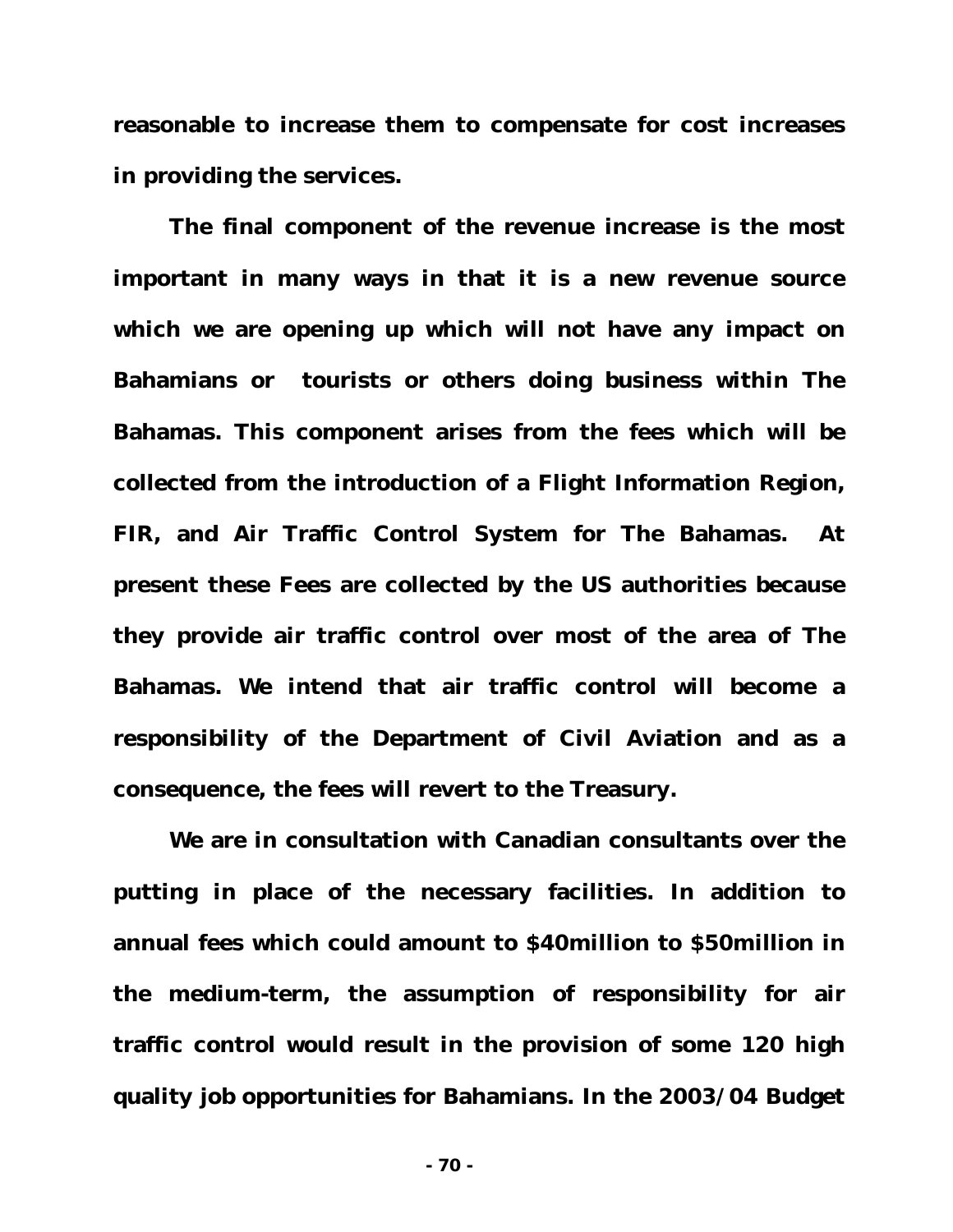**reasonable to increase them to compensate for cost increases in providing the services.**

**The final component of the revenue increase is the most important in many ways in that it is a new revenue source which we are opening up which will not have any impact on Bahamians or tourists or others doing business within The Bahamas. This component arises from the fees which will be collected from the introduction of a Flight Information Region, FIR, and Air Traffic Control System for The Bahamas. At present these Fees are collected by the US authorities because they provide air traffic control over most of the area of The Bahamas. We intend that air traffic control will become a responsibility of the Department of Civil Aviation and as a consequence, the fees will revert to the Treasury.**

**We are in consultation with Canadian consultants over the putting in place of the necessary facilities. In addition to annual fees which could amount to $40million to $50million in the medium-term, the assumption of responsibility for air traffic control would result in the provision of some 120 high quality job opportunities for Bahamians. In the 2003/04 Budget**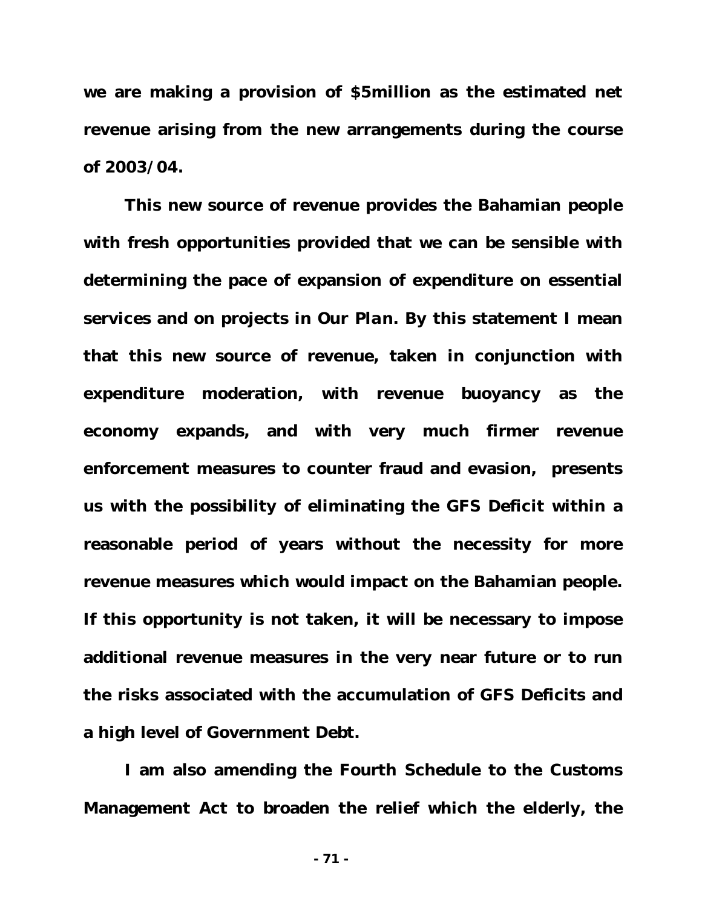**we are making a provision of $5million as the estimated net revenue arising from the new arrangements during the course of 2003/04.**

**This new source of revenue provides the Bahamian people with fresh opportunities provided that we can be sensible with determining the pace of expansion of expenditure on essential services and on projects in *Our Plan*. By this statement I mean that this new source of revenue, taken in conjunction with expenditure moderation, with revenue buoyancy as the economy expands, and with very much firmer revenue enforcement measures to counter fraud and evasion, presents us with the possibility of eliminating the GFS Deficit within a reasonable period of years without the necessity for more revenue measures which would impact on the Bahamian people. If this opportunity is not taken, it will be necessary to impose additional revenue measures in the very near future or to run the risks associated with the accumulation of GFS Deficits and a high level of Government Debt.**

**I am also amending the Fourth Schedule to the Customs Management Act to broaden the relief which the elderly, the**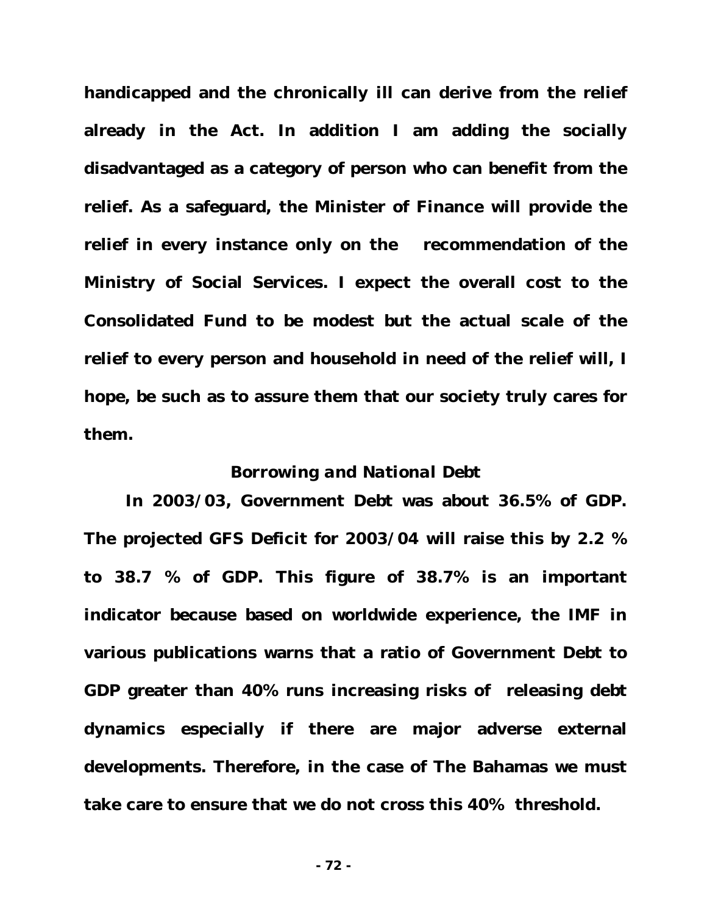**handicapped and the chronically ill can derive from the relief already in the Act. In addition I am adding the socially disadvantaged as a category of person who can benefit from the relief. As a safeguard, the Minister of Finance will provide the relief in every instance only on the recommendation of the Ministry of Social Services. I expect the overall cost to the Consolidated Fund to be modest but the actual scale of the relief to every person and household in need of the relief will, I hope, be such as to assure them that our society truly cares for them.**

### *Borrowing and National Debt*

**In 2003/03, Government Debt was about 36.5% of GDP. The projected GFS Deficit for 2003/04 will raise this by 2.2 % to 38.7 % of GDP. This figure of 38.7% is an important indicator because based on worldwide experience, the IMF in various publications warns that a ratio of Government Debt to GDP greater than 40% runs increasing risks of releasing debt dynamics especially if there are major adverse external developments. Therefore, in the case of The Bahamas we must take care to ensure that we do not cross this 40% threshold.**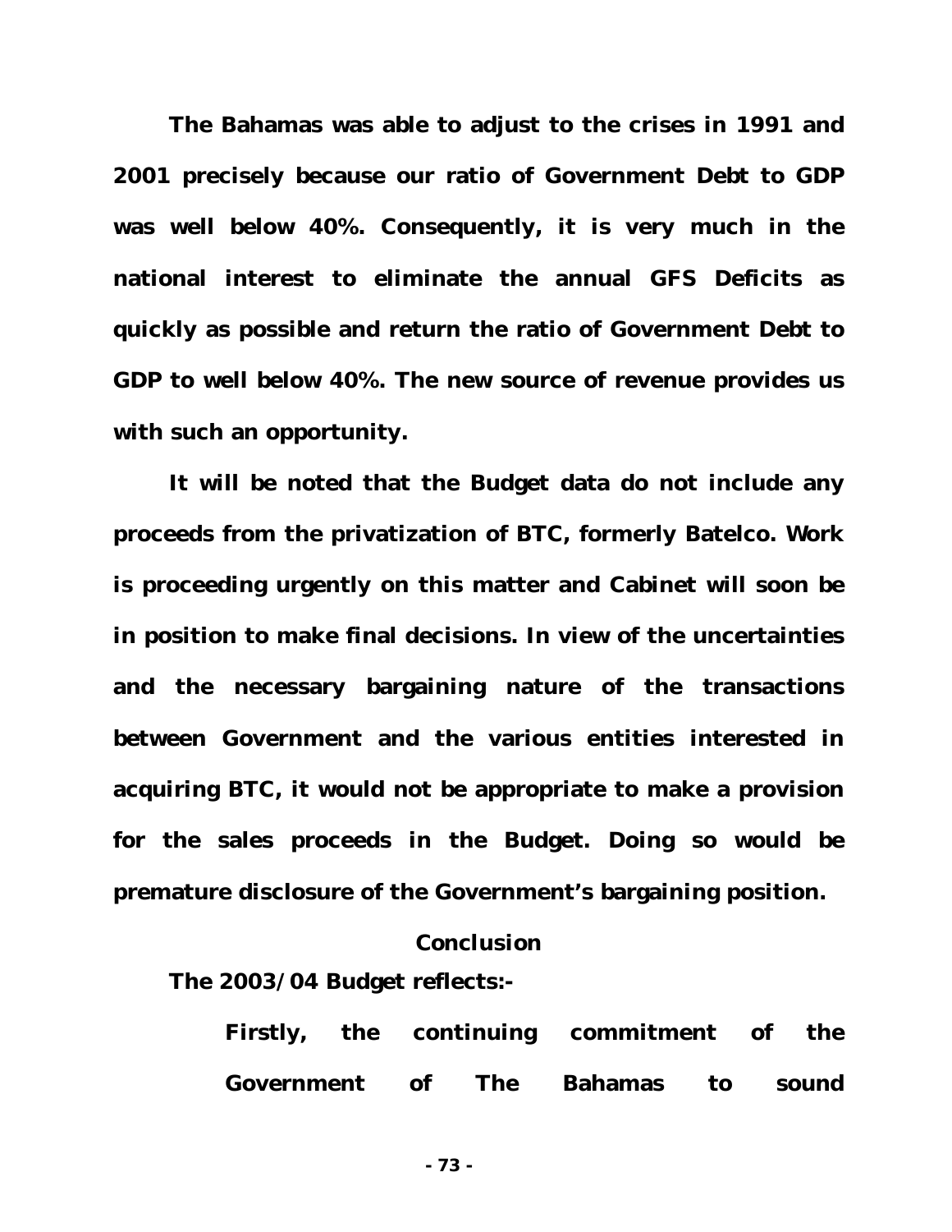**The Bahamas was able to adjust to the crises in 1991 and 2001 precisely because our ratio of Government Debt to GDP was well below 40%. Consequently, it is very much in the national interest to eliminate the annual GFS Deficits as quickly as possible and return the ratio of Government Debt to GDP to well below 40%. The new source of revenue provides us with such an opportunity.**

**It will be noted that the Budget data do not include any proceeds from the privatization of BTC, formerly Batelco. Work is proceeding urgently on this matter and Cabinet will soon be in position to make final decisions. In view of the uncertainties and the necessary bargaining nature of the transactions between Government and the various entities interested in acquiring BTC, it would not be appropriate to make a provision for the sales proceeds in the Budget. Doing so would be premature disclosure of the Government's bargaining position.**

## Conclusion

**The 2003/04 Budget reflects:-**

> **Firstly, the continuing commitment of the Government of The Bahamas to sound**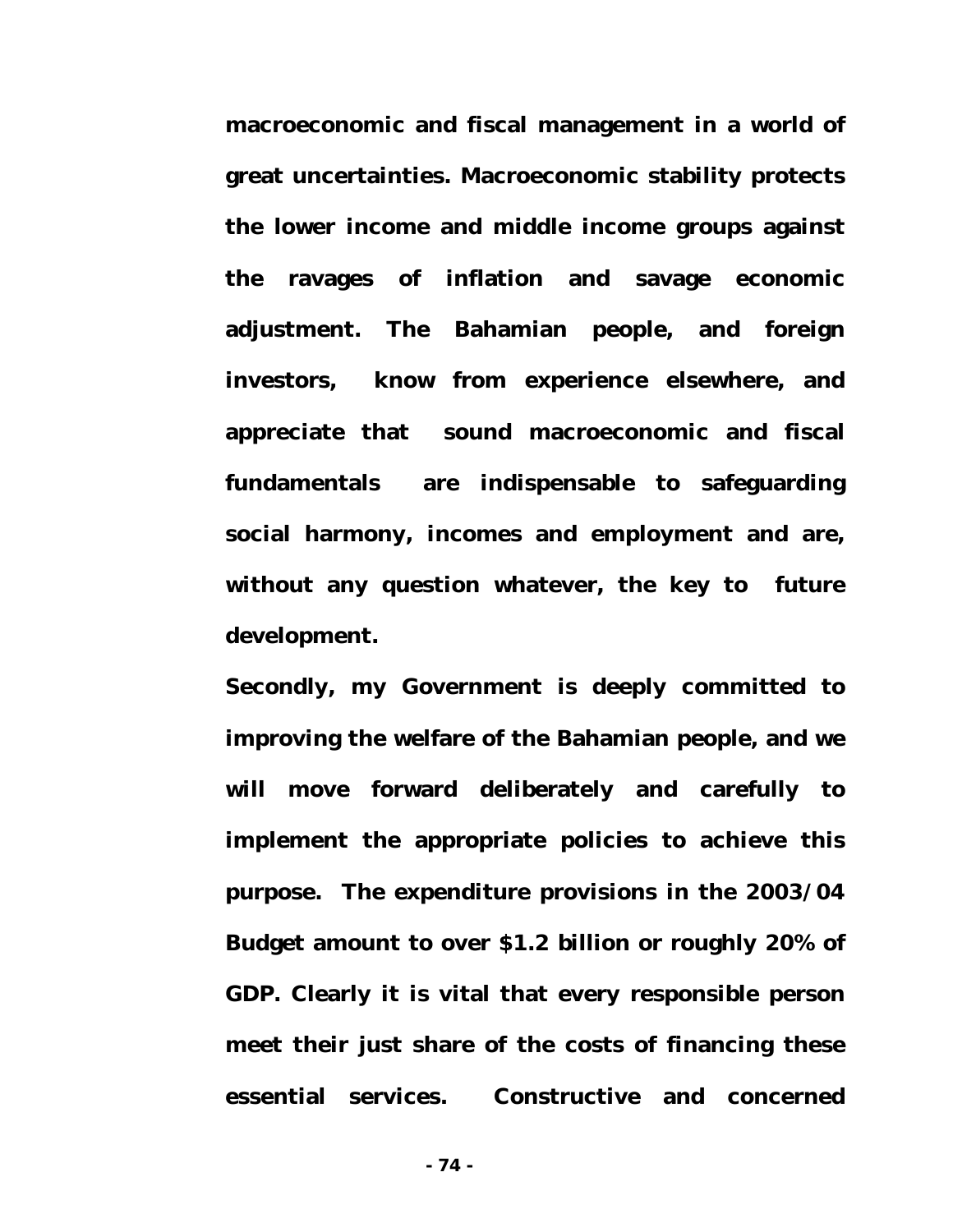**macroeconomic and fiscal management in a world of great uncertainties. Macroeconomic stability protects the lower income and middle income groups against the ravages of inflation and savage economic adjustment. The Bahamian people, and foreign investors, know from experience elsewhere, and appreciate that sound macroeconomic and fiscal fundamentals are indispensable to safeguarding social harmony, incomes and employment and are, without any question whatever, the key to future development.**

**Secondly, my Government is deeply committed to improving the welfare of the Bahamian people, and we will move forward deliberately and carefully to implement the appropriate policies to achieve this purpose. The expenditure provisions in the 2003/04 Budget amount to over $1.2 billion or roughly 20% of GDP. Clearly it is vital that every responsible person meet their just share of the costs of financing these essential services. Constructive and concerned**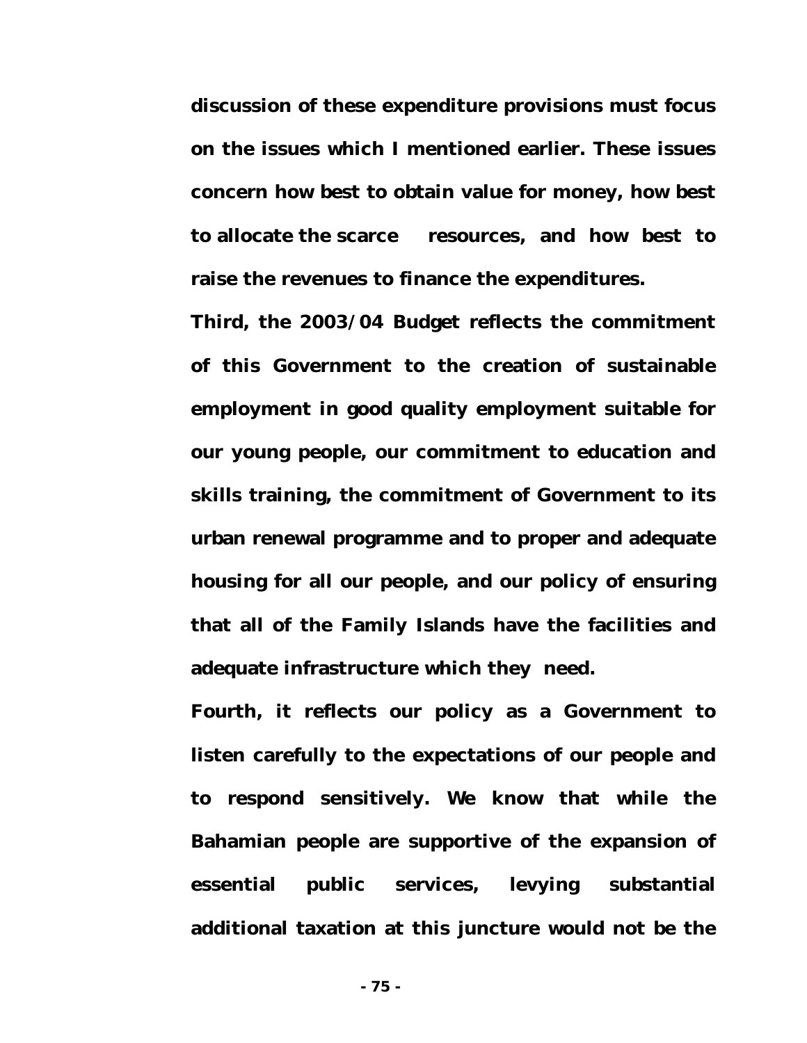**discussion of these expenditure provisions must focus on the issues which I mentioned earlier. These issues concern how best to obtain value for money, how best to allocate the scarce resources, and how best to raise the revenues to finance the expenditures.**

**Third, the 2003/04 Budget reflects the commitment of this Government to the creation of sustainable employment in good quality employment suitable for our young people, our commitment to education and skills training, the commitment of Government to its urban renewal programme and to proper and adequate housing for all our people, and our policy of ensuring that all of the Family Islands have the facilities and adequate infrastructure which they need.**

**Fourth, it reflects our policy as a Government to listen carefully to the expectations of our people and to respond sensitively. We know that while the Bahamian people are supportive of the expansion of essential public services, levying substantial additional taxation at this juncture would not be the**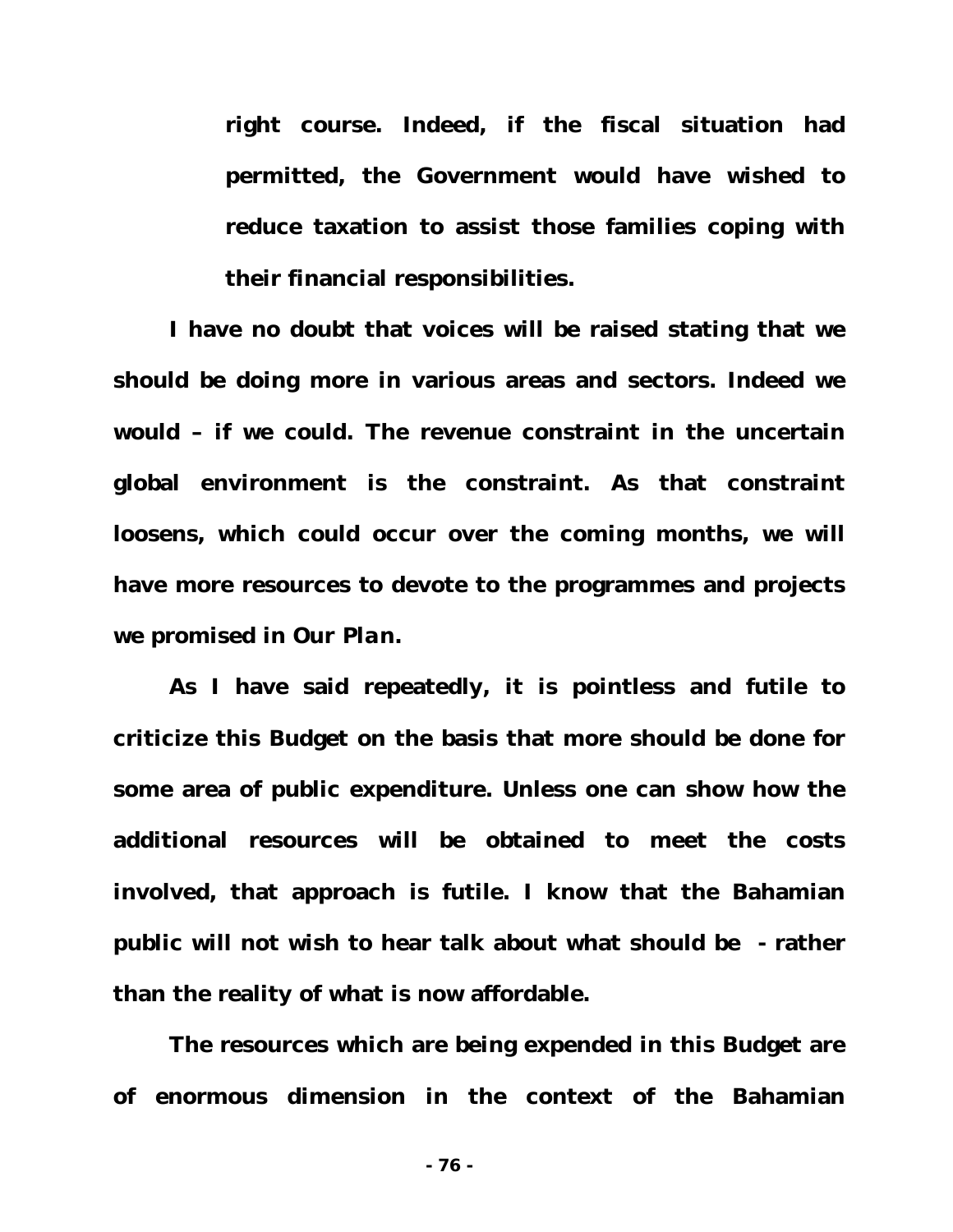**right course. Indeed, if the fiscal situation had permitted, the Government would have wished to reduce taxation to assist those families coping with their financial responsibilities.**

**I have no doubt that voices will be raised stating that we should be doing more in various areas and sectors. Indeed we would – if we could. The revenue constraint in the uncertain global environment is the constraint. As that constraint loosens, which could occur over the coming months, we will have more resources to devote to the programmes and projects we promised in *Our Plan*.**

**As I have said repeatedly, it is pointless and futile to criticize this Budget on the basis that more should be done for some area of public expenditure. Unless one can show how the additional resources will be obtained to meet the costs involved, that approach is futile. I know that the Bahamian public will not wish to hear talk about what should be - rather than the reality of what is now affordable.**

**The resources which are being expended in this Budget are of enormous dimension in the context of the Bahamian**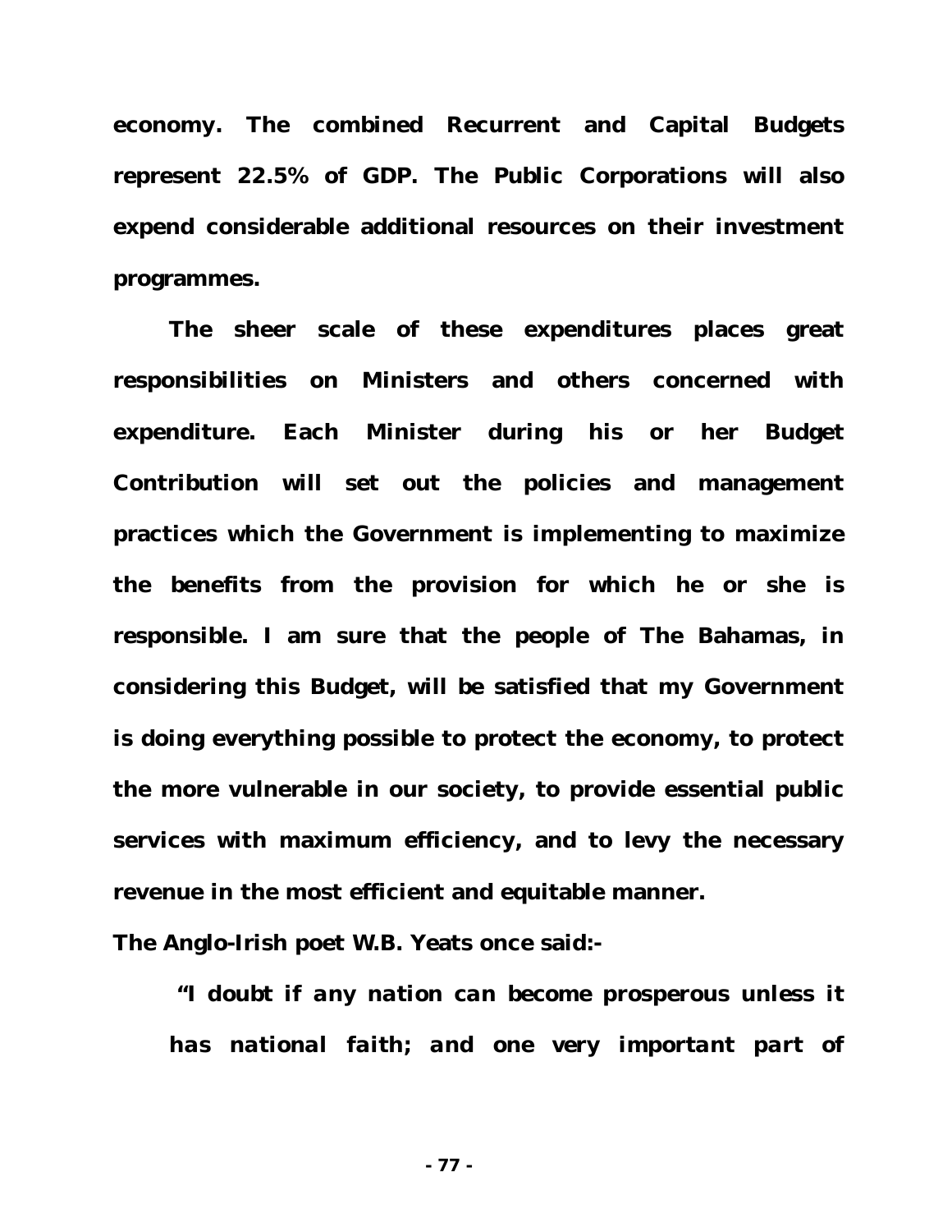**economy. The combined Recurrent and Capital Budgets represent 22.5% of GDP. The Public Corporations will also expend considerable additional resources on their investment programmes.**

**The sheer scale of these expenditures places great responsibilities on Ministers and others concerned with expenditure. Each Minister during his or her Budget Contribution will set out the policies and management practices which the Government is implementing to maximize the benefits from the provision for which he or she is responsible. I am sure that the people of The Bahamas, in considering this Budget, will be satisfied that my Government is doing everything possible to protect the economy, to protect the more vulnerable in our society, to provide essential public services with maximum efficiency, and to levy the necessary revenue in the most efficient and equitable manner.**

**The Anglo-Irish poet W.B. Yeats once said:-**

> ***"I doubt if any nation can become prosperous unless it has national faith; and one very important part of***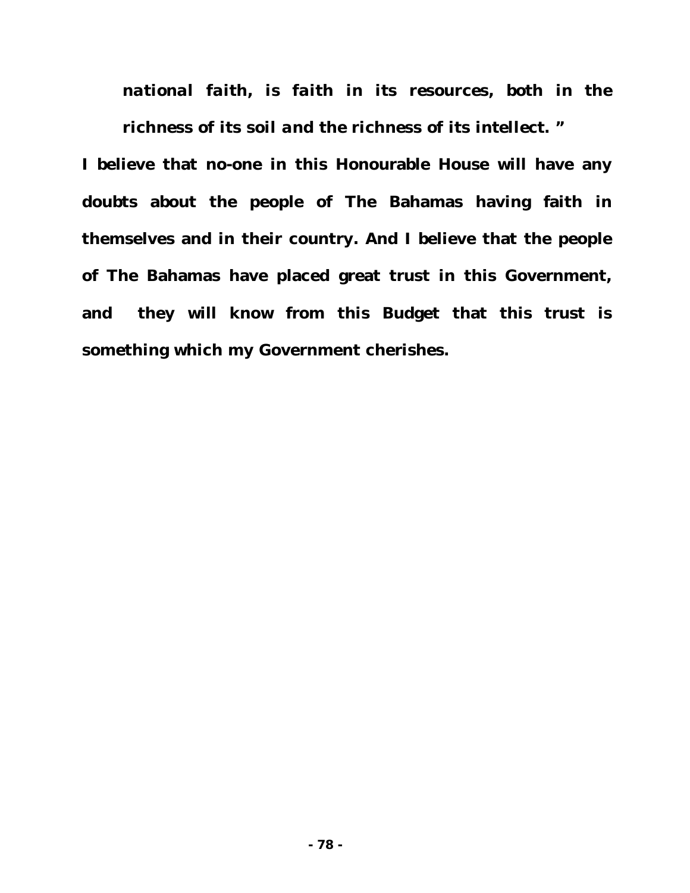***national faith, is faith in its resources, both in the richness of its soil and the richness of its intellect. "***

**I believe that no-one in this Honourable House will have any doubts about the people of The Bahamas having faith in themselves and in their country. And I believe that the people of The Bahamas have placed great trust in this Government, and they will know from this Budget that this trust is something which my Government cherishes.**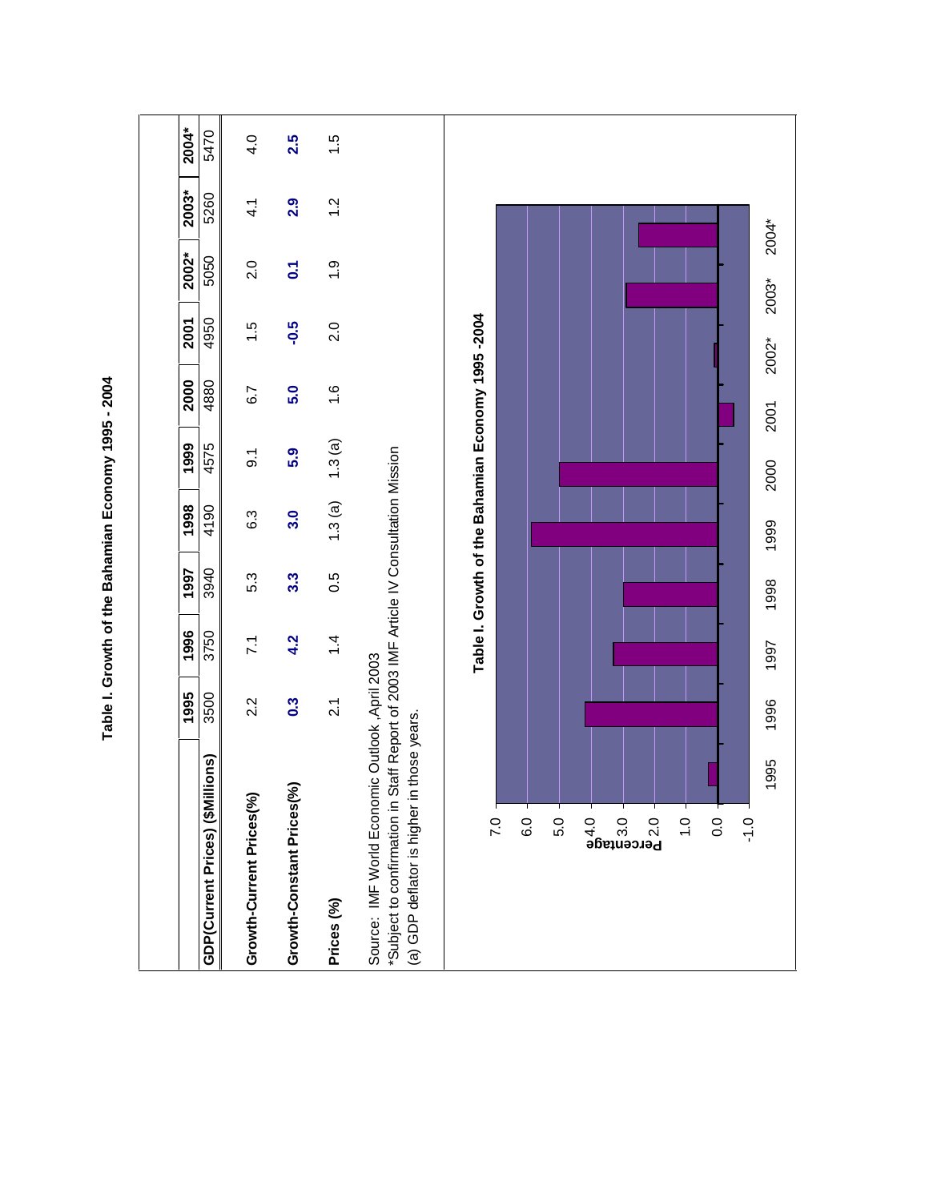# Table I. Growth of the Bahamian Economy 1995 - 2004

| | 1995 | 1996 | 1997 | 1998 | 1999 | 2000 | 2001 | 2002* | 2003* | 2004* |
|---|---|---|---|---|---|---|---|---|---|---|
| **GDP(Current Prices) ($Millions)** | 3500 | 3750 | 3940 | 4190 | 4575 | 4880 | 4950 | 5050 | 5260 | 5470 |
| **Growth-Current Prices(%)** | 2.2 | 7.1 | 5.3 | 6.3 | 9.1 | 6.7 | 1.5 | 2.0 | 4.1 | 4.0 |
| **Growth-Constant Prices(%)** | **0.3** | **4.2** | **3.3** | **3.0** | **5.9** | **5.0** | **-0.5** | **0.1** | **2.9** | **2.5** |
| **Prices (%)** | 2.1 | 1.4 | 0.5 | 1.3 (a) | 1.3 (a) | 1.6 | 2.0 | 1.9 | 1.2 | 1.5 |

Source: IMF World Economic Outlook ,April 2003

*Subject to confirmation in Staff Report of 2003 IMF Article IV Consultation Mission

(a) GDP deflator is higher in those years.

**Table I. Growth of the Bahamian Economy 1995 -2004**

Percentage

7.0
6.0
5.0
4.0
3.0
2.0
1.0
0.0
-1.0

1995 1996 1997 1998 1999 2000 2001 2002* 2003* 2004*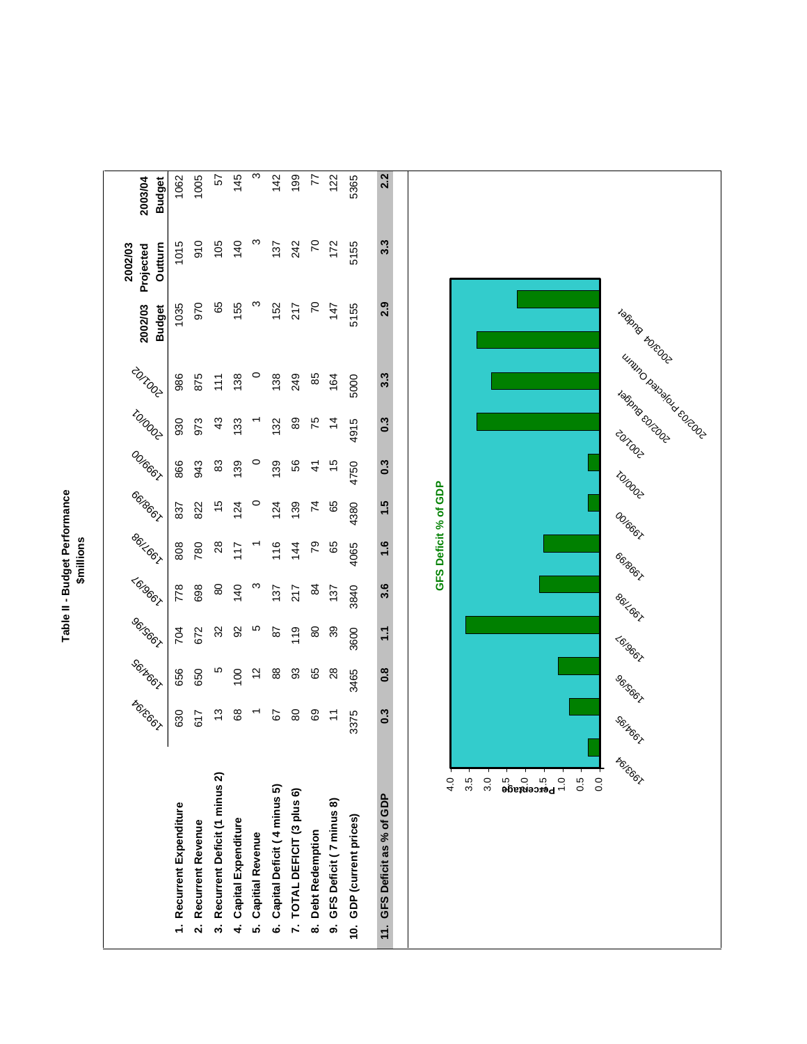# Table II - Budget Performance
## $millions

| | 1993/94 | 1994/95 | 1995/96 | 1996/97 | 1997/98 | 1998/99 | 1999/00 | 2000/01 | 2001/02 | 2002/03 Budget | 2002/03 Projected Outturn | 2003/04 Budget |
|---|---|---|---|---|---|---|---|---|---|---|---|---|
| 1. Recurrent Expenditure | 630 | 656 | 704 | 778 | 808 | 837 | 866 | 930 | 986 | 1035 | 1015 | 1062 |
| 2. Recurrent Revenue | 617 | 650 | 672 | 698 | 780 | 822 | 943 | 973 | 875 | 970 | 910 | 1005 |
| 3. Recurrent Deficit (1 minus 2) | 13 | 5 | 32 | 80 | 28 | 15 | 83 | 43 | 111 | 65 | 105 | 57 |
| 4. Capital Expenditure | 68 | 100 | 92 | 140 | 117 | 124 | 139 | 133 | 138 | 155 | 140 | 145 |
| 5. Capitial Revenue | 1 | 12 | 5 | 3 | 1 | 0 | 0 | 1 | 0 | 3 | 3 | 3 |
| 6. Capital Deficit ( 4 minus 5) | 67 | 88 | 87 | 137 | 116 | 124 | 139 | 132 | 138 | 152 | 137 | 142 |
| 7. TOTAL DEFICIT (3 plus 6) | 80 | 93 | 119 | 217 | 144 | 139 | 56 | 89 | 249 | 217 | 242 | 199 |
| 8. Debt Redemption | 69 | 65 | 80 | 84 | 79 | 74 | 41 | 75 | 85 | 70 | 70 | 77 |
| 9. GFS Deficit ( 7 minus 8) | 11 | 28 | 39 | 137 | 65 | 65 | 15 | 14 | 164 | 147 | 172 | 122 |
| 10. GDP (current prices) | 3375 | 3465 | 3600 | 3840 | 4065 | 4380 | 4750 | 4915 | 5000 | 5155 | 5155 | 5365 |
| **11. GFS Deficit as % of GDP** | **0.3** | **0.8** | **1.1** | **3.6** | **1.6** | **1.5** | **0.3** | **0.3** | **3.3** | **2.9** | **3.3** | **2.2** |

GFS Deficit % of GDP

Percentage

4.0
3.5
3.0
2.5
2.0
1.5
1.0
0.5
0.0

1993/94
1994/95
1995/96
1996/97
1997/98
1998/99
1999/00
2000/01
2001/02
2002/03 Budget
2002/03 Projected Outturn
2003/04 Budget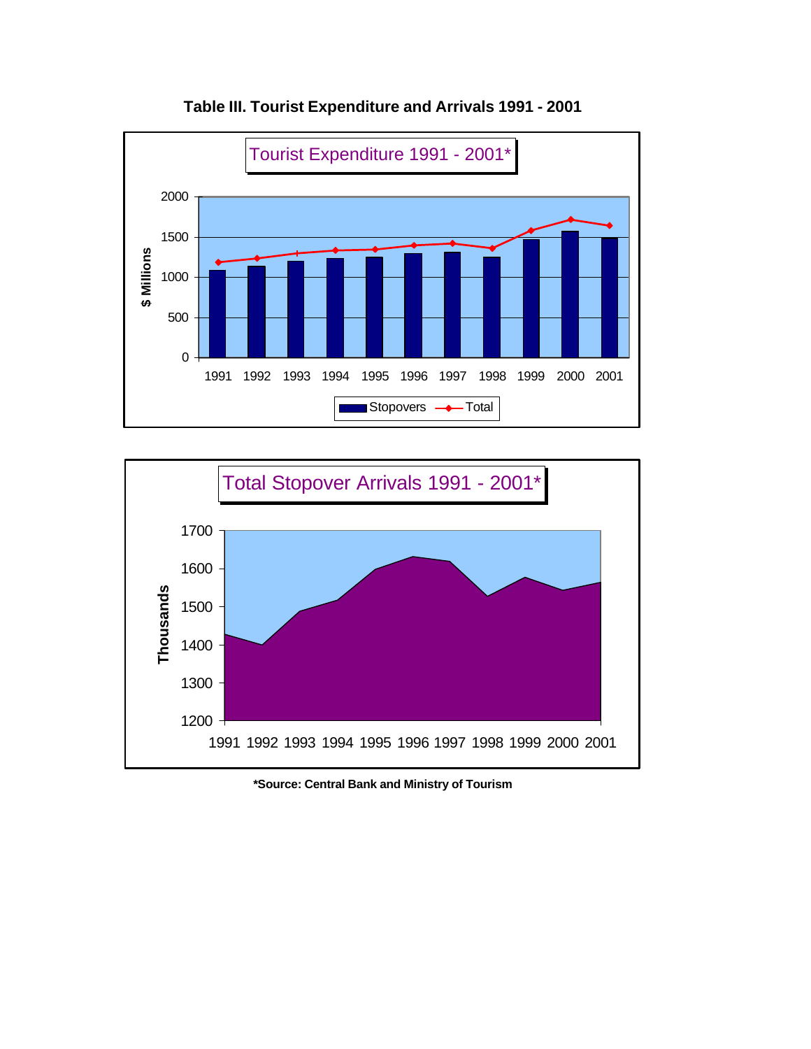**Table III. Tourist Expenditure and Arrivals 1991 - 2001**

Tourist Expenditure 1991 - 2001*

$ Millions

2000
1500
1000
500
0

1991 1992 1993 1994 1995 1996 1997 1998 1999 2000 2001

Stopovers
Total

Total Stopover Arrivals 1991 - 2001*

Thousands

1700
1600
1500
1400
1300
1200

1991 1992 1993 1994 1995 1996 1997 1998 1999 2000 2001

**\*Source: Central Bank and Ministry of Tourism**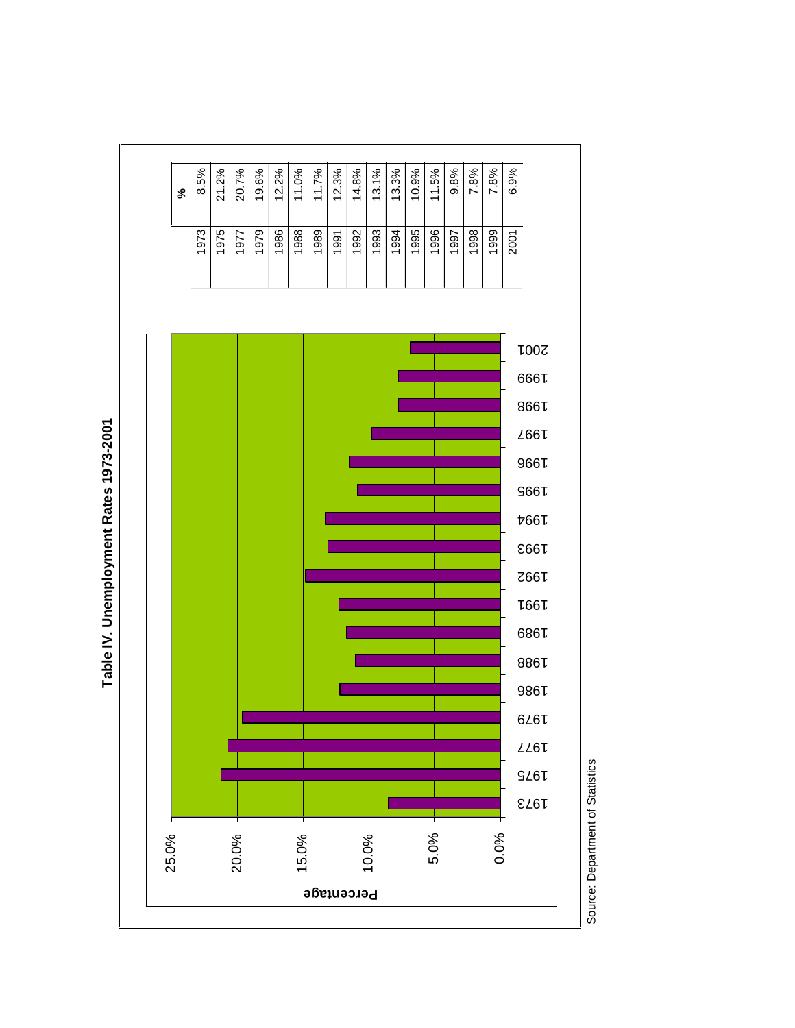## Table IV. Unemployment Rates 1973-2001

| | % |
|---|---|
| 1973 | 8.5% |
| 1975 | 21.2% |
| 1977 | 20.7% |
| 1979 | 19.6% |
| 1986 | 12.2% |
| 1988 | 11.0% |
| 1989 | 11.7% |
| 1991 | 12.3% |
| 1992 | 14.8% |
| 1993 | 13.1% |
| 1994 | 13.3% |
| 1995 | 10.9% |
| 1996 | 11.5% |
| 1997 | 9.8% |
| 1998 | 7.8% |
| 1999 | 7.8% |
| 2001 | 6.9% |

Percentage

25.0%
20.0%
15.0%
10.0%
5.0%
0.0%

1973 1975 1977 1979 1986 1988 1989 1991 1992 1993 1994 1995 1996 1997 1998 1999 2001

Source: Department of Statistics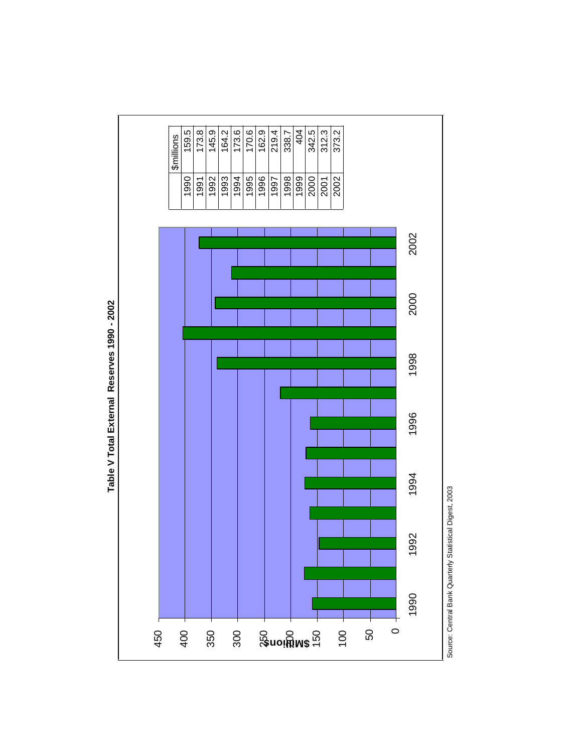**Table V Total External Reserves 1990 - 2002**

| | $millions |
|---|---|
| 1990 | 159.5 |
| 1991 | 173.8 |
| 1992 | 145.9 |
| 1993 | 164.2 |
| 1994 | 173.6 |
| 1995 | 170.6 |
| 1996 | 162.9 |
| 1997 | 219.4 |
| 1998 | 338.7 |
| 1999 | 404 |
| 2000 | 342.5 |
| 2001 | 312.3 |
| 2002 | 373.2 |

$Millions

450
400
350
300
250
200
150
100
50
0

1990
1992
1994
1996
1998
2000
2002

Source: Central Bank Quarterly Statistical Digest, 2003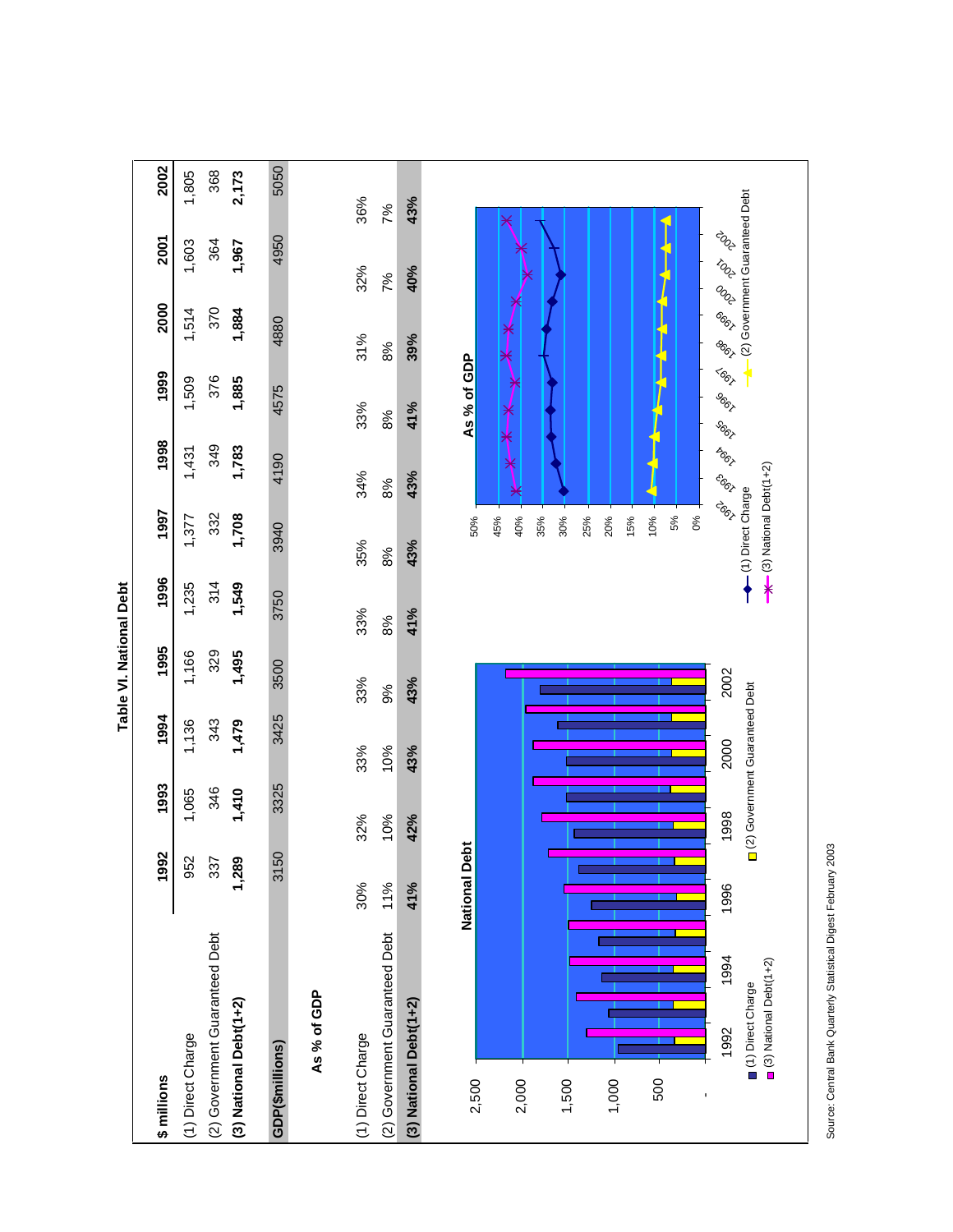# Table VI. National Debt

| $ millions | 1992 | 1993 | 1994 | 1995 | 1996 | 1997 | 1998 | 1999 | 2000 | 2001 | 2002 |
|---|---|---|---|---|---|---|---|---|---|---|---|
| (1) Direct Charge | 952 | 1,065 | 1,136 | 1,166 | 1,235 | 1,377 | 1,431 | 1,509 | 1,514 | 1,603 | 1,805 |
| (2) Government Guaranteed Debt | 337 | 346 | 343 | 329 | 314 | 332 | 349 | 376 | 370 | 364 | 368 |
| **(3) National Debt(1+2)** | **1,289** | **1,410** | **1,479** | **1,495** | **1,549** | **1,708** | **1,783** | **1,885** | **1,884** | **1,967** | **2,173** |
| **GDP($millions)** | 3150 | 3325 | 3425 | 3500 | 3750 | 3940 | 4190 | 4575 | 4880 | 4950 | 5050 |
| **As % of GDP** | | | | | | | | | | | |
| (1) Direct Charge | 30% | 32% | 33% | 33% | 33% | 35% | 34% | 33% | 31% | 32% | 36% |
| (2) Government Guaranteed Debt | 11% | 10% | 10% | 9% | 8% | 8% | 8% | 8% | 8% | 7% | 7% |
| **(3) National Debt(1+2)** | **41%** | **42%** | **43%** | **43%** | **41%** | **43%** | **43%** | **41%** | **39%** | **40%** | **43%** |

**National Debt**

2,500
2,000
1,500
1,000
500
-

1992 1994 1996 1998 2000 2002

(1) Direct Charge
(2) Government Guaranteed Debt
(3) National Debt(1+2)

**As % of GDP**

50%
45%
40%
35%
30%
25%
20%
15%
10%
5%
0%

1992 1993 1994 1995 1996 1997 1998 1999 2000 2001 2002

(1) Direct Charge
(2) Government Guaranteed Debt
(3) National Debt(1+2)

Source: Central Bank Quarterly Statistical Digest February 2003